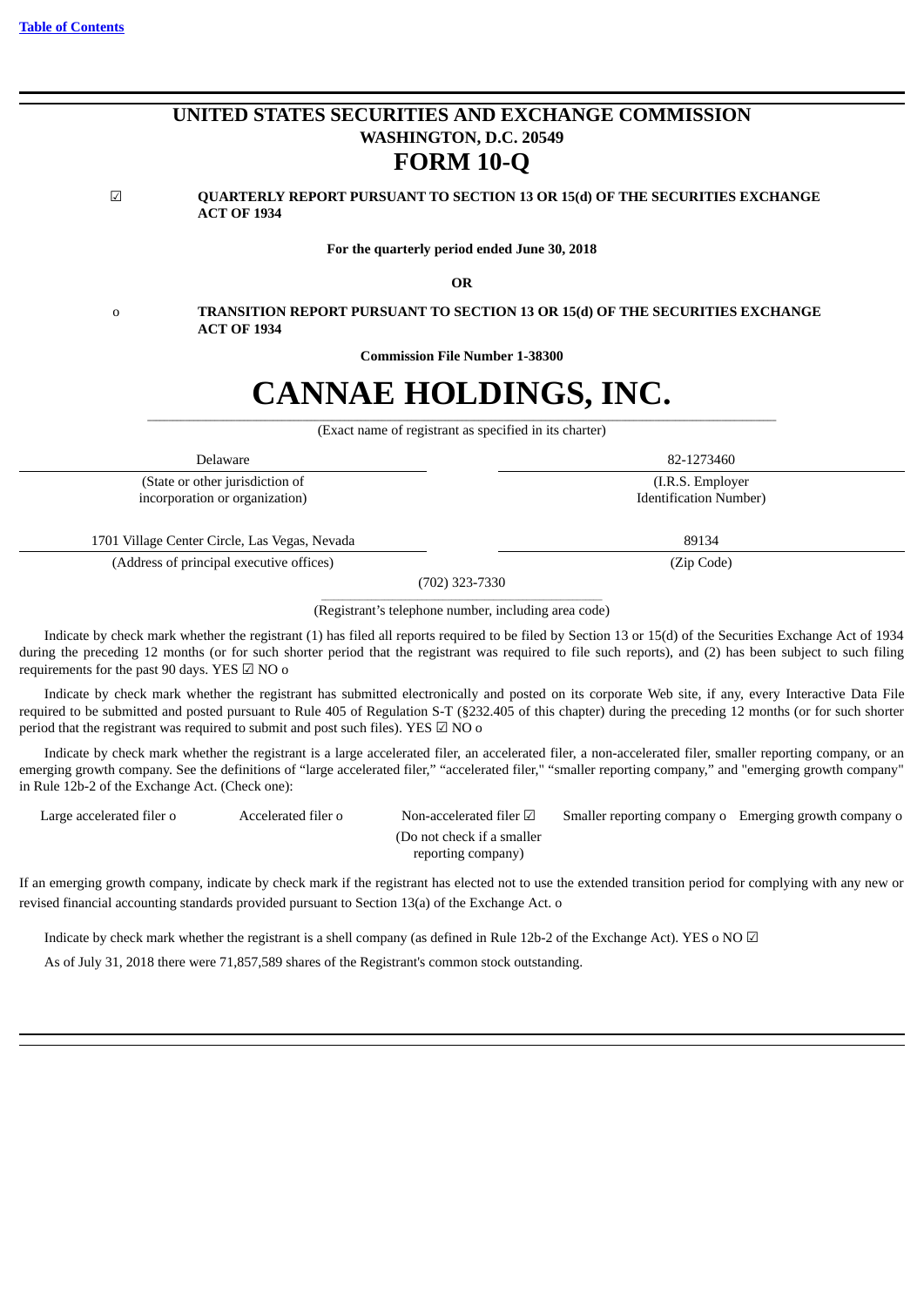[Table of Contents](#)

# UNITED STATES SECURITIES AND EXCHANGE COMMISSION

**WASHINGTON, D.C. 20549**

# FORM 10-Q

☑ **QUARTERLY REPORT PURSUANT TO SECTION 13 OR 15(d) OF THE SECURITIES EXCHANGE ACT OF 1934**

**For the quarterly period ended June 30, 2018**

**OR**

o **TRANSITION REPORT PURSUANT TO SECTION 13 OR 15(d) OF THE SECURITIES EXCHANGE ACT OF 1934**

**Commission File Number 1-38300**

# CANNAE HOLDINGS, INC.

(Exact name of registrant as specified in its charter)

| Delaware | 82-1273460 |
|---|---|
| (State or other jurisdiction of incorporation or organization) | (I.R.S. Employer Identification Number) |
| 1701 Village Center Circle, Las Vegas, Nevada | 89134 |
| (Address of principal executive offices) | (Zip Code) |

(702) 323-7330

(Registrant's telephone number, including area code)

Indicate by check mark whether the registrant (1) has filed all reports required to be filed by Section 13 or 15(d) of the Securities Exchange Act of 1934 during the preceding 12 months (or for such shorter period that the registrant was required to file such reports), and (2) has been subject to such filing requirements for the past 90 days. YES ☑ NO o

Indicate by check mark whether the registrant has submitted electronically and posted on its corporate Web site, if any, every Interactive Data File required to be submitted and posted pursuant to Rule 405 of Regulation S-T (§232.405 of this chapter) during the preceding 12 months (or for such shorter period that the registrant was required to submit and post such files). YES ☑ NO o

Indicate by check mark whether the registrant is a large accelerated filer, an accelerated filer, a non-accelerated filer, smaller reporting company, or an emerging growth company. See the definitions of "large accelerated filer," "accelerated filer," "smaller reporting company," and "emerging growth company" in Rule 12b-2 of the Exchange Act. (Check one):

| Large accelerated filer o | Accelerated filer o | Non-accelerated filer ☑ (Do not check if a smaller reporting company) | Smaller reporting company o | Emerging growth company o |
|---|---|---|---|---|

If an emerging growth company, indicate by check mark if the registrant has elected not to use the extended transition period for complying with any new or revised financial accounting standards provided pursuant to Section 13(a) of the Exchange Act. o

Indicate by check mark whether the registrant is a shell company (as defined in Rule 12b-2 of the Exchange Act). YES o NO ☑

As of July 31, 2018 there were 71,857,589 shares of the Registrant's common stock outstanding.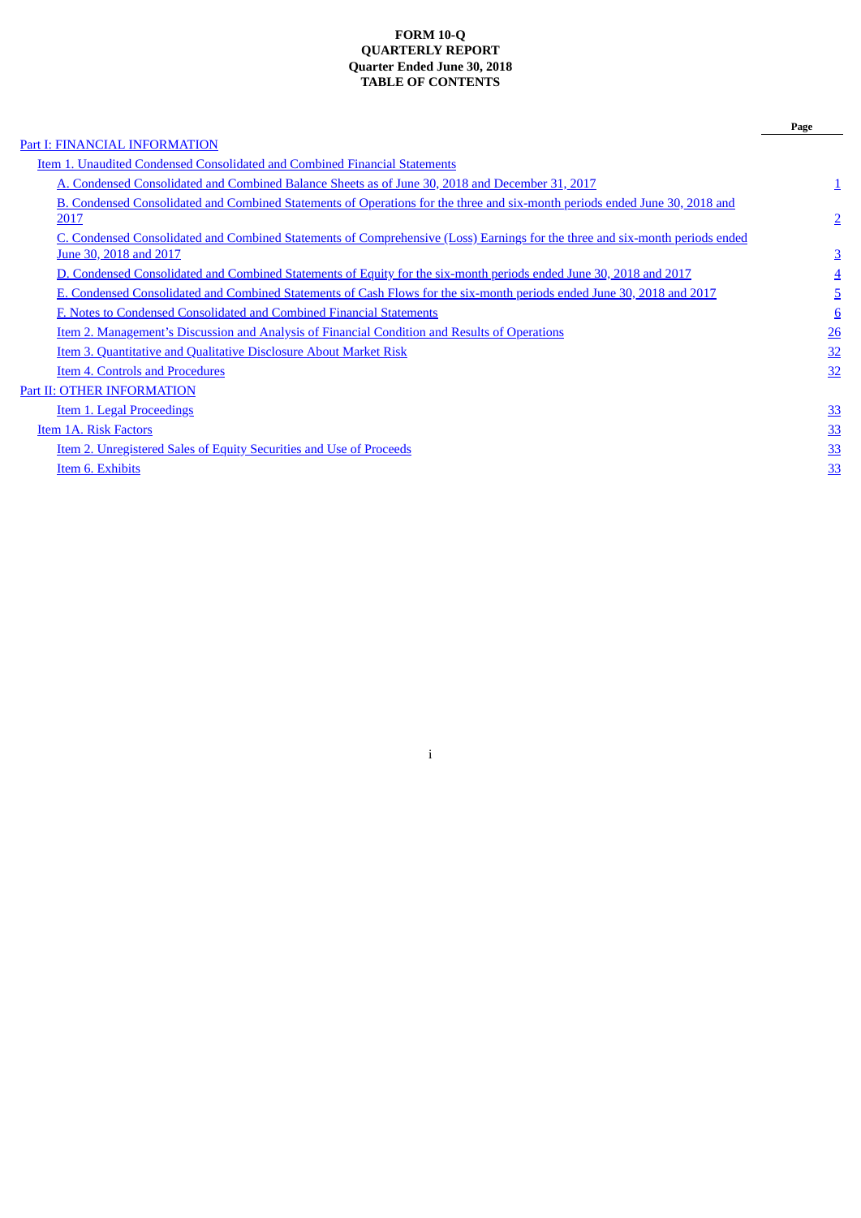**FORM 10-Q**
**QUARTERLY REPORT**
**Quarter Ended June 30, 2018**
**TABLE OF CONTENTS**

| | Page |
|---|---|
| Part I: FINANCIAL INFORMATION | |
| Item 1. Unaudited Condensed Consolidated and Combined Financial Statements | |
| A. Condensed Consolidated and Combined Balance Sheets as of June 30, 2018 and December 31, 2017 | 1 |
| B. Condensed Consolidated and Combined Statements of Operations for the three and six-month periods ended June 30, 2018 and 2017 | 2 |
| C. Condensed Consolidated and Combined Statements of Comprehensive (Loss) Earnings for the three and six-month periods ended June 30, 2018 and 2017 | 3 |
| D. Condensed Consolidated and Combined Statements of Equity for the six-month periods ended June 30, 2018 and 2017 | 4 |
| E. Condensed Consolidated and Combined Statements of Cash Flows for the six-month periods ended June 30, 2018 and 2017 | 5 |
| F. Notes to Condensed Consolidated and Combined Financial Statements | 6 |
| Item 2. Management's Discussion and Analysis of Financial Condition and Results of Operations | 26 |
| Item 3. Quantitative and Qualitative Disclosure About Market Risk | 32 |
| Item 4. Controls and Procedures | 32 |
| Part II: OTHER INFORMATION | |
| Item 1. Legal Proceedings | 33 |
| Item 1A. Risk Factors | 33 |
| Item 2. Unregistered Sales of Equity Securities and Use of Proceeds | 33 |
| Item 6. Exhibits | 33 |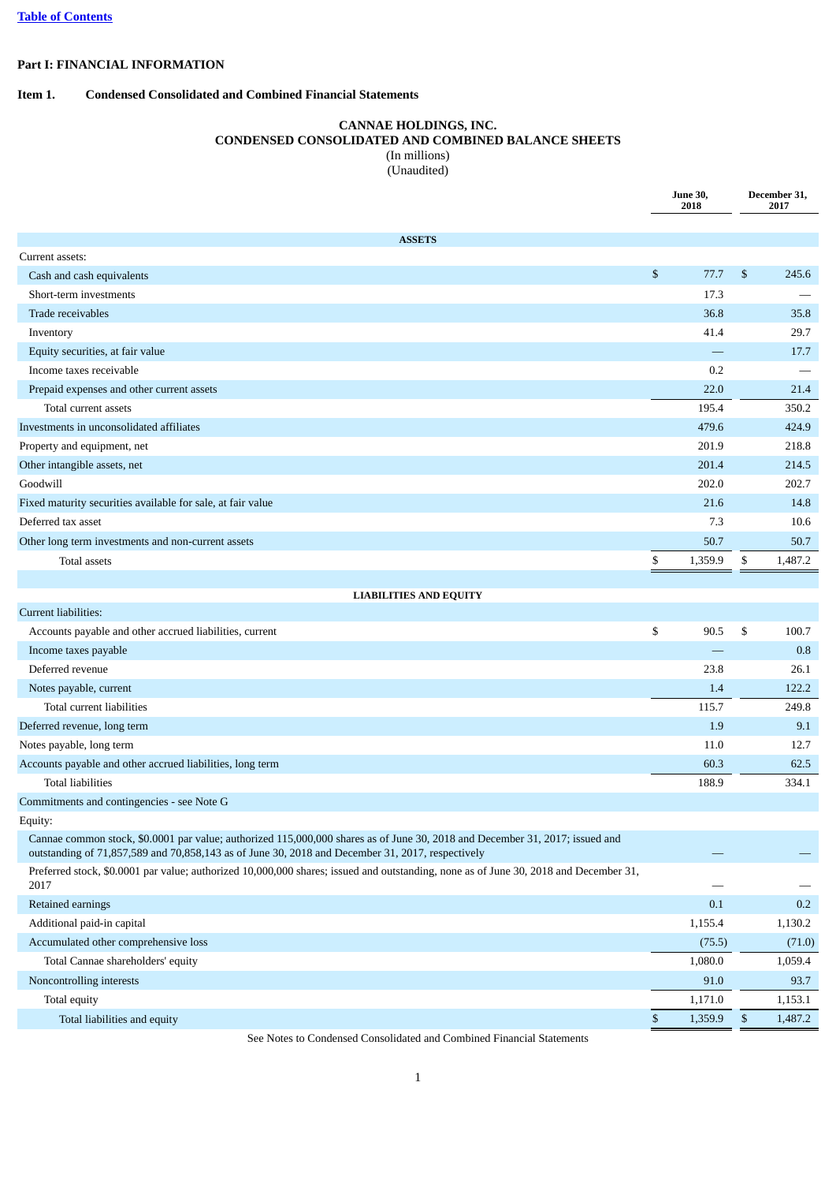[Table of Contents](#)

## Part I: FINANCIAL INFORMATION

### Item 1. Condensed Consolidated and Combined Financial Statements

**CANNAE HOLDINGS, INC.**
**CONDENSED CONSOLIDATED AND COMBINED BALANCE SHEETS**
(In millions)
(Unaudited)

| | June 30, 2018 | December 31, 2017 |
|---|---|---|
| **ASSETS** | | |
| Current assets: | | |
| Cash and cash equivalents | $ 77.7 | $ 245.6 |
| Short-term investments | 17.3 | — |
| Trade receivables | 36.8 | 35.8 |
| Inventory | 41.4 | 29.7 |
| Equity securities, at fair value | — | 17.7 |
| Income taxes receivable | 0.2 | — |
| Prepaid expenses and other current assets | 22.0 | 21.4 |
| Total current assets | 195.4 | 350.2 |
| Investments in unconsolidated affiliates | 479.6 | 424.9 |
| Property and equipment, net | 201.9 | 218.8 |
| Other intangible assets, net | 201.4 | 214.5 |
| Goodwill | 202.0 | 202.7 |
| Fixed maturity securities available for sale, at fair value | 21.6 | 14.8 |
| Deferred tax asset | 7.3 | 10.6 |
| Other long term investments and non-current assets | 50.7 | 50.7 |
| Total assets | $ 1,359.9 | $ 1,487.2 |
| **LIABILITIES AND EQUITY** | | |
| Current liabilities: | | |
| Accounts payable and other accrued liabilities, current | $ 90.5 | $ 100.7 |
| Income taxes payable | — | 0.8 |
| Deferred revenue | 23.8 | 26.1 |
| Notes payable, current | 1.4 | 122.2 |
| Total current liabilities | 115.7 | 249.8 |
| Deferred revenue, long term | 1.9 | 9.1 |
| Notes payable, long term | 11.0 | 12.7 |
| Accounts payable and other accrued liabilities, long term | 60.3 | 62.5 |
| Total liabilities | 188.9 | 334.1 |
| Commitments and contingencies - see Note G | | |
| Equity: | | |
| Cannae common stock, $0.0001 par value; authorized 115,000,000 shares as of June 30, 2018 and December 31, 2017; issued and outstanding of 71,857,589 and 70,858,143 as of June 30, 2018 and December 31, 2017, respectively | — | — |
| Preferred stock, $0.0001 par value; authorized 10,000,000 shares; issued and outstanding, none as of June 30, 2018 and December 31, 2017 | — | — |
| Retained earnings | 0.1 | 0.2 |
| Additional paid-in capital | 1,155.4 | 1,130.2 |
| Accumulated other comprehensive loss | (75.5) | (71.0) |
| Total Cannae shareholders' equity | 1,080.0 | 1,059.4 |
| Noncontrolling interests | 91.0 | 93.7 |
| Total equity | 1,171.0 | 1,153.1 |
| Total liabilities and equity | $ 1,359.9 | $ 1,487.2 |

See Notes to Condensed Consolidated and Combined Financial Statements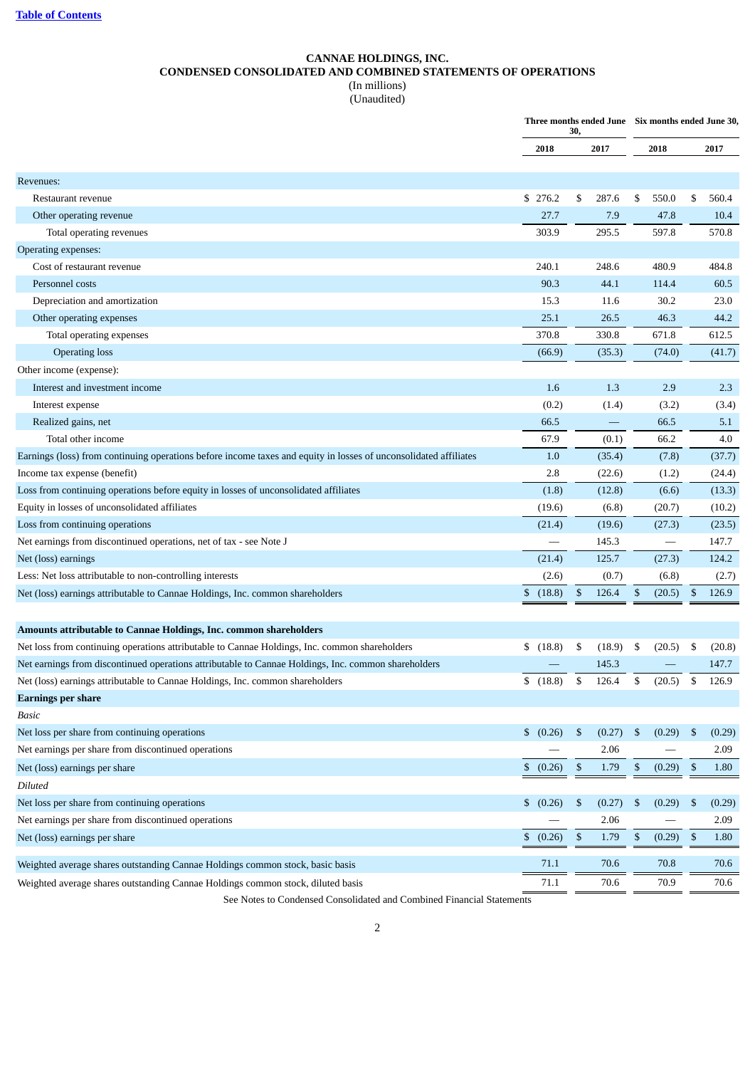**CANNAE HOLDINGS, INC.**
**CONDENSED CONSOLIDATED AND COMBINED STATEMENTS OF OPERATIONS**
(In millions)
(Unaudited)

| | Three months ended June 30, | | Six months ended June 30, | |
|---|---|---|---|---|
| | 2018 | 2017 | 2018 | 2017 |
| Revenues: | | | | |
| Restaurant revenue | $ 276.2 | $ 287.6 | $ 550.0 | $ 560.4 |
| Other operating revenue | 27.7 | 7.9 | 47.8 | 10.4 |
| Total operating revenues | 303.9 | 295.5 | 597.8 | 570.8 |
| Operating expenses: | | | | |
| Cost of restaurant revenue | 240.1 | 248.6 | 480.9 | 484.8 |
| Personnel costs | 90.3 | 44.1 | 114.4 | 60.5 |
| Depreciation and amortization | 15.3 | 11.6 | 30.2 | 23.0 |
| Other operating expenses | 25.1 | 26.5 | 46.3 | 44.2 |
| Total operating expenses | 370.8 | 330.8 | 671.8 | 612.5 |
| Operating loss | (66.9) | (35.3) | (74.0) | (41.7) |
| Other income (expense): | | | | |
| Interest and investment income | 1.6 | 1.3 | 2.9 | 2.3 |
| Interest expense | (0.2) | (1.4) | (3.2) | (3.4) |
| Realized gains, net | 66.5 | — | 66.5 | 5.1 |
| Total other income | 67.9 | (0.1) | 66.2 | 4.0 |
| Earnings (loss) from continuing operations before income taxes and equity in losses of unconsolidated affiliates | 1.0 | (35.4) | (7.8) | (37.7) |
| Income tax expense (benefit) | 2.8 | (22.6) | (1.2) | (24.4) |
| Loss from continuing operations before equity in losses of unconsolidated affiliates | (1.8) | (12.8) | (6.6) | (13.3) |
| Equity in losses of unconsolidated affiliates | (19.6) | (6.8) | (20.7) | (10.2) |
| Loss from continuing operations | (21.4) | (19.6) | (27.3) | (23.5) |
| Net earnings from discontinued operations, net of tax - see Note J | — | 145.3 | — | 147.7 |
| Net (loss) earnings | (21.4) | 125.7 | (27.3) | 124.2 |
| Less: Net loss attributable to non-controlling interests | (2.6) | (0.7) | (6.8) | (2.7) |
| Net (loss) earnings attributable to Cannae Holdings, Inc. common shareholders | $ (18.8) | $ 126.4 | $ (20.5) | $ 126.9 |
| | | | | |
| **Amounts attributable to Cannae Holdings, Inc. common shareholders** | | | | |
| Net loss from continuing operations attributable to Cannae Holdings, Inc. common shareholders | $ (18.8) | $ (18.9) | $ (20.5) | $ (20.8) |
| Net earnings from discontinued operations attributable to Cannae Holdings, Inc. common shareholders | — | 145.3 | — | 147.7 |
| Net (loss) earnings attributable to Cannae Holdings, Inc. common shareholders | $ (18.8) | $ 126.4 | $ (20.5) | $ 126.9 |
| **Earnings per share** | | | | |
| *Basic* | | | | |
| Net loss per share from continuing operations | $ (0.26) | $ (0.27) | $ (0.29) | $ (0.29) |
| Net earnings per share from discontinued operations | — | 2.06 | — | 2.09 |
| Net (loss) earnings per share | $ (0.26) | $ 1.79 | $ (0.29) | $ 1.80 |
| *Diluted* | | | | |
| Net loss per share from continuing operations | $ (0.26) | $ (0.27) | $ (0.29) | $ (0.29) |
| Net earnings per share from discontinued operations | — | 2.06 | — | 2.09 |
| Net (loss) earnings per share | $ (0.26) | $ 1.79 | $ (0.29) | $ 1.80 |
| | | | | |
| Weighted average shares outstanding Cannae Holdings common stock, basic basis | 71.1 | 70.6 | 70.8 | 70.6 |
| Weighted average shares outstanding Cannae Holdings common stock, diluted basis | 71.1 | 70.6 | 70.9 | 70.6 |

See Notes to Condensed Consolidated and Combined Financial Statements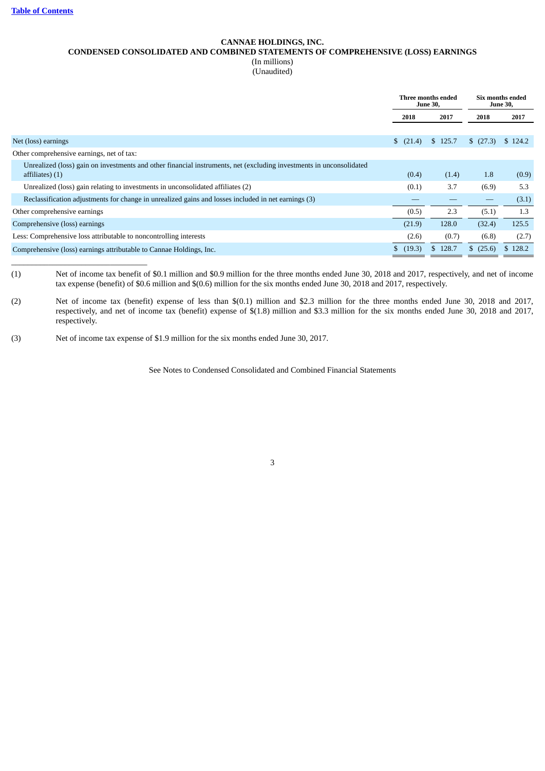# CANNAE HOLDINGS, INC.
## CONDENSED CONSOLIDATED AND COMBINED STATEMENTS OF COMPREHENSIVE (LOSS) EARNINGS
(In millions)
(Unaudited)

| | Three months ended June 30, | | Six months ended June 30, | |
|---|---|---|---|---|
| | 2018 | 2017 | 2018 | 2017 |
| Net (loss) earnings | $ (21.4) | $ 125.7 | $ (27.3) | $ 124.2 |
| Other comprehensive earnings, net of tax: | | | | |
| Unrealized (loss) gain on investments and other financial instruments, net (excluding investments in unconsolidated affiliates) (1) | (0.4) | (1.4) | 1.8 | (0.9) |
| Unrealized (loss) gain relating to investments in unconsolidated affiliates (2) | (0.1) | 3.7 | (6.9) | 5.3 |
| Reclassification adjustments for change in unrealized gains and losses included in net earnings (3) | — | — | — | (3.1) |
| Other comprehensive earnings | (0.5) | 2.3 | (5.1) | 1.3 |
| Comprehensive (loss) earnings | (21.9) | 128.0 | (32.4) | 125.5 |
| Less: Comprehensive loss attributable to noncontrolling interests | (2.6) | (0.7) | (6.8) | (2.7) |
| Comprehensive (loss) earnings attributable to Cannae Holdings, Inc. | $ (19.3) | $ 128.7 | $ (25.6) | $ 128.2 |

(1) Net of income tax benefit of $0.1 million and $0.9 million for the three months ended June 30, 2018 and 2017, respectively, and net of income tax expense (benefit) of $0.6 million and $(0.6) million for the six months ended June 30, 2018 and 2017, respectively.

(2) Net of income tax (benefit) expense of less than $(0.1) million and $2.3 million for the three months ended June 30, 2018 and 2017, respectively, and net of income tax (benefit) expense of $(1.8) million and $3.3 million for the six months ended June 30, 2018 and 2017, respectively.

(3) Net of income tax expense of $1.9 million for the six months ended June 30, 2017.

See Notes to Condensed Consolidated and Combined Financial Statements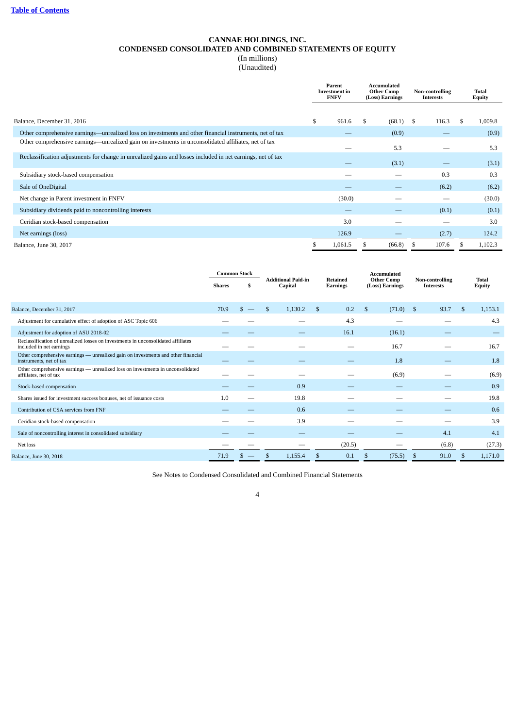Table of Contents

# CANNAE HOLDINGS, INC.
## CONDENSED CONSOLIDATED AND COMBINED STATEMENTS OF EQUITY
(In millions)
(Unaudited)

| | Parent Investment in FNFV | Accumulated Other Comp (Loss) Earnings | Non-controlling Interests | Total Equity |
|---|---|---|---|---|
| Balance, December 31, 2016 | $ 961.6 | $ (68.1) | $ 116.3 | $ 1,009.8 |
| Other comprehensive earnings—unrealized loss on investments and other financial instruments, net of tax | — | (0.9) | — | (0.9) |
| Other comprehensive earnings—unrealized gain on investments in unconsolidated affiliates, net of tax | — | 5.3 | — | 5.3 |
| Reclassification adjustments for change in unrealized gains and losses included in net earnings, net of tax | — | (3.1) | — | (3.1) |
| Subsidiary stock-based compensation | — | — | 0.3 | 0.3 |
| Sale of OneDigital | — | — | (6.2) | (6.2) |
| Net change in Parent investment in FNFV | (30.0) | — | — | (30.0) |
| Subsidiary dividends paid to noncontrolling interests | — | — | (0.1) | (0.1) |
| Ceridian stock-based compensation | 3.0 | — | — | 3.0 |
| Net earnings (loss) | 126.9 | — | (2.7) | 124.2 |
| Balance, June 30, 2017 | $ 1,061.5 | $ (66.8) | $ 107.6 | $ 1,102.3 |

| | Common Stock | | Additional Paid-in Capital | Retained Earnings | Accumulated Other Comp (Loss) Earnings | Non-controlling Interests | Total Equity |
|---|---|---|---|---|---|---|---|
| | Shares | $ | | | | | |
| Balance, December 31, 2017 | 70.9 | $ — | $ 1,130.2 | $ 0.2 | $ (71.0) | $ 93.7 | $ 1,153.1 |
| Adjustment for cumulative effect of adoption of ASC Topic 606 | — | — | — | 4.3 | — | — | 4.3 |
| Adjustment for adoption of ASU 2018-02 | — | — | — | 16.1 | (16.1) | — | — |
| Reclassification of unrealized losses on investments in unconsolidated affiliates included in net earnings | — | — | — | — | 16.7 | — | 16.7 |
| Other comprehensive earnings — unrealized gain on investments and other financial instruments, net of tax | — | — | — | — | 1.8 | — | 1.8 |
| Other comprehensive earnings — unrealized loss on investments in unconsolidated affiliates, net of tax | — | — | — | — | (6.9) | — | (6.9) |
| Stock-based compensation | — | — | 0.9 | — | — | — | 0.9 |
| Shares issued for investment success bonuses, net of issuance costs | 1.0 | — | 19.8 | — | — | — | 19.8 |
| Contribution of CSA services from FNF | — | — | 0.6 | — | — | — | 0.6 |
| Ceridian stock-based compensation | — | — | 3.9 | — | — | — | 3.9 |
| Sale of noncontrolling interest in consolidated subsidiary | — | — | — | — | — | 4.1 | 4.1 |
| Net loss | — | — | — | (20.5) | — | (6.8) | (27.3) |
| Balance, June 30, 2018 | 71.9 | $ — | $ 1,155.4 | $ 0.1 | $ (75.5) | $ 91.0 | $ 1,171.0 |

See Notes to Condensed Consolidated and Combined Financial Statements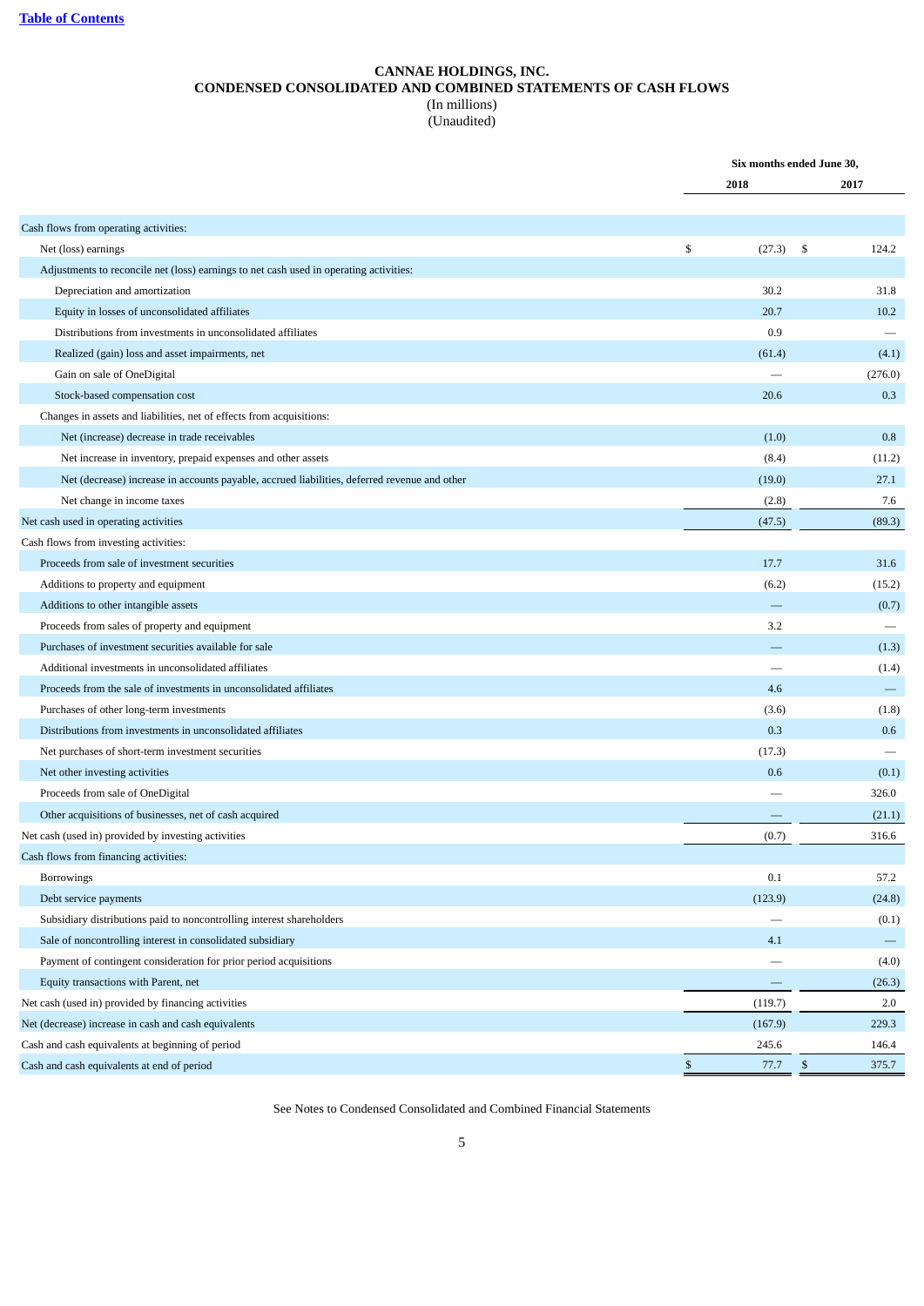# CANNAE HOLDINGS, INC.
## CONDENSED CONSOLIDATED AND COMBINED STATEMENTS OF CASH FLOWS
(In millions)
(Unaudited)

| | Six months ended June 30, | |
|---|---|---|
| | 2018 | 2017 |
| Cash flows from operating activities: | | |
| Net (loss) earnings | $ (27.3) | $ 124.2 |
| Adjustments to reconcile net (loss) earnings to net cash used in operating activities: | | |
| Depreciation and amortization | 30.2 | 31.8 |
| Equity in losses of unconsolidated affiliates | 20.7 | 10.2 |
| Distributions from investments in unconsolidated affiliates | 0.9 | — |
| Realized (gain) loss and asset impairments, net | (61.4) | (4.1) |
| Gain on sale of OneDigital | — | (276.0) |
| Stock-based compensation cost | 20.6 | 0.3 |
| Changes in assets and liabilities, net of effects from acquisitions: | | |
| Net (increase) decrease in trade receivables | (1.0) | 0.8 |
| Net increase in inventory, prepaid expenses and other assets | (8.4) | (11.2) |
| Net (decrease) increase in accounts payable, accrued liabilities, deferred revenue and other | (19.0) | 27.1 |
| Net change in income taxes | (2.8) | 7.6 |
| Net cash used in operating activities | (47.5) | (89.3) |
| Cash flows from investing activities: | | |
| Proceeds from sale of investment securities | 17.7 | 31.6 |
| Additions to property and equipment | (6.2) | (15.2) |
| Additions to other intangible assets | — | (0.7) |
| Proceeds from sales of property and equipment | 3.2 | — |
| Purchases of investment securities available for sale | — | (1.3) |
| Additional investments in unconsolidated affiliates | — | (1.4) |
| Proceeds from the sale of investments in unconsolidated affiliates | 4.6 | — |
| Purchases of other long-term investments | (3.6) | (1.8) |
| Distributions from investments in unconsolidated affiliates | 0.3 | 0.6 |
| Net purchases of short-term investment securities | (17.3) | — |
| Net other investing activities | 0.6 | (0.1) |
| Proceeds from sale of OneDigital | — | 326.0 |
| Other acquisitions of businesses, net of cash acquired | — | (21.1) |
| Net cash (used in) provided by investing activities | (0.7) | 316.6 |
| Cash flows from financing activities: | | |
| Borrowings | 0.1 | 57.2 |
| Debt service payments | (123.9) | (24.8) |
| Subsidiary distributions paid to noncontrolling interest shareholders | — | (0.1) |
| Sale of noncontrolling interest in consolidated subsidiary | 4.1 | — |
| Payment of contingent consideration for prior period acquisitions | — | (4.0) |
| Equity transactions with Parent, net | — | (26.3) |
| Net cash (used in) provided by financing activities | (119.7) | 2.0 |
| Net (decrease) increase in cash and cash equivalents | (167.9) | 229.3 |
| Cash and cash equivalents at beginning of period | 245.6 | 146.4 |
| Cash and cash equivalents at end of period | $ 77.7 | $ 375.7 |

See Notes to Condensed Consolidated and Combined Financial Statements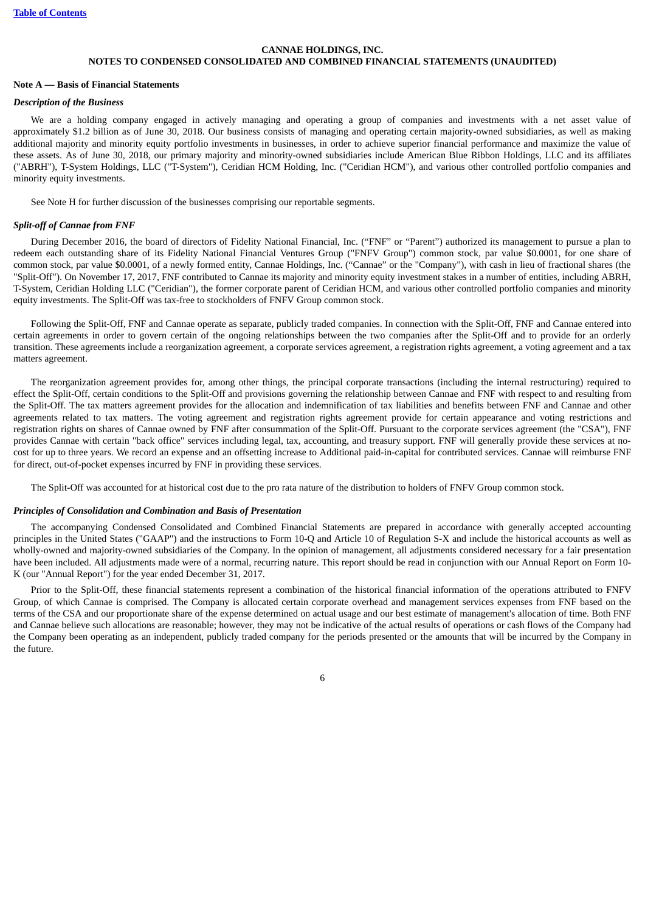## CANNAE HOLDINGS, INC.
## NOTES TO CONDENSED CONSOLIDATED AND COMBINED FINANCIAL STATEMENTS (UNAUDITED)

**Note A — Basis of Financial Statements**

***Description of the Business***

We are a holding company engaged in actively managing and operating a group of companies and investments with a net asset value of approximately $1.2 billion as of June 30, 2018. Our business consists of managing and operating certain majority-owned subsidiaries, as well as making additional majority and minority equity portfolio investments in businesses, in order to achieve superior financial performance and maximize the value of these assets. As of June 30, 2018, our primary majority and minority-owned subsidiaries include American Blue Ribbon Holdings, LLC and its affiliates ("ABRH"), T-System Holdings, LLC ("T-System"), Ceridian HCM Holding, Inc. ("Ceridian HCM"), and various other controlled portfolio companies and minority equity investments.

See Note H for further discussion of the businesses comprising our reportable segments.

***Split-off of Cannae from FNF***

During December 2016, the board of directors of Fidelity National Financial, Inc. ("FNF" or "Parent") authorized its management to pursue a plan to redeem each outstanding share of its Fidelity National Financial Ventures Group ("FNFV Group") common stock, par value $0.0001, for one share of common stock, par value $0.0001, of a newly formed entity, Cannae Holdings, Inc. ("Cannae" or the "Company"), with cash in lieu of fractional shares (the "Split-Off"). On November 17, 2017, FNF contributed to Cannae its majority and minority equity investment stakes in a number of entities, including ABRH, T-System, Ceridian Holding LLC ("Ceridian"), the former corporate parent of Ceridian HCM, and various other controlled portfolio companies and minority equity investments. The Split-Off was tax-free to stockholders of FNFV Group common stock.

Following the Split-Off, FNF and Cannae operate as separate, publicly traded companies. In connection with the Split-Off, FNF and Cannae entered into certain agreements in order to govern certain of the ongoing relationships between the two companies after the Split-Off and to provide for an orderly transition. These agreements include a reorganization agreement, a corporate services agreement, a registration rights agreement, a voting agreement and a tax matters agreement.

The reorganization agreement provides for, among other things, the principal corporate transactions (including the internal restructuring) required to effect the Split-Off, certain conditions to the Split-Off and provisions governing the relationship between Cannae and FNF with respect to and resulting from the Split-Off. The tax matters agreement provides for the allocation and indemnification of tax liabilities and benefits between FNF and Cannae and other agreements related to tax matters. The voting agreement and registration rights agreement provide for certain appearance and voting restrictions and registration rights on shares of Cannae owned by FNF after consummation of the Split-Off. Pursuant to the corporate services agreement (the "CSA"), FNF provides Cannae with certain "back office" services including legal, tax, accounting, and treasury support. FNF will generally provide these services at no-cost for up to three years. We record an expense and an offsetting increase to Additional paid-in-capital for contributed services. Cannae will reimburse FNF for direct, out-of-pocket expenses incurred by FNF in providing these services.

The Split-Off was accounted for at historical cost due to the pro rata nature of the distribution to holders of FNFV Group common stock.

***Principles of Consolidation and Combination and Basis of Presentation***

The accompanying Condensed Consolidated and Combined Financial Statements are prepared in accordance with generally accepted accounting principles in the United States ("GAAP") and the instructions to Form 10-Q and Article 10 of Regulation S-X and include the historical accounts as well as wholly-owned and majority-owned subsidiaries of the Company. In the opinion of management, all adjustments considered necessary for a fair presentation have been included. All adjustments made were of a normal, recurring nature. This report should be read in conjunction with our Annual Report on Form 10-K (our "Annual Report") for the year ended December 31, 2017.

Prior to the Split-Off, these financial statements represent a combination of the historical financial information of the operations attributed to FNFV Group, of which Cannae is comprised. The Company is allocated certain corporate overhead and management services expenses from FNF based on the terms of the CSA and our proportionate share of the expense determined on actual usage and our best estimate of management's allocation of time. Both FNF and Cannae believe such allocations are reasonable; however, they may not be indicative of the actual results of operations or cash flows of the Company had the Company been operating as an independent, publicly traded company for the periods presented or the amounts that will be incurred by the Company in the future.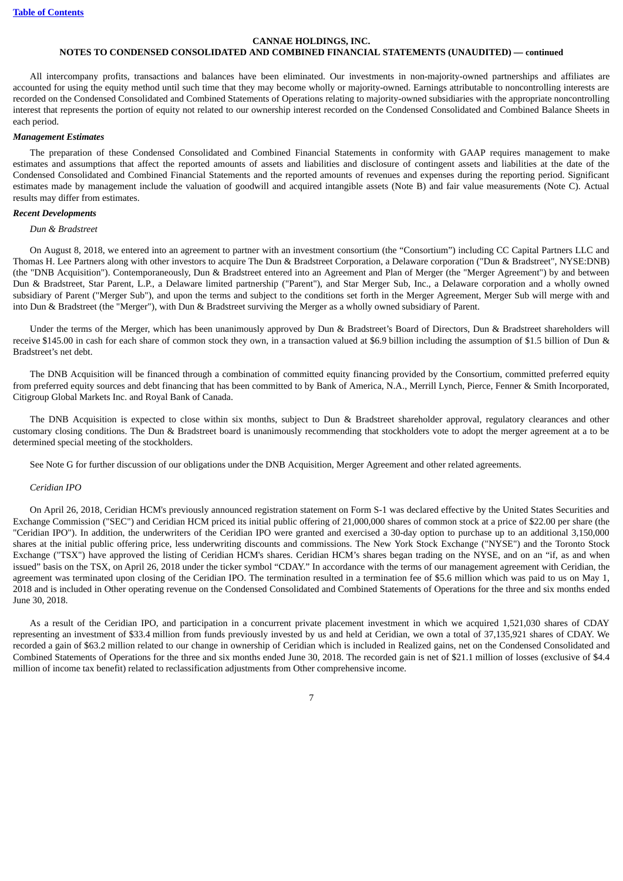All intercompany profits, transactions and balances have been eliminated. Our investments in non-majority-owned partnerships and affiliates are accounted for using the equity method until such time that they may become wholly or majority-owned. Earnings attributable to noncontrolling interests are recorded on the Condensed Consolidated and Combined Statements of Operations relating to majority-owned subsidiaries with the appropriate noncontrolling interest that represents the portion of equity not related to our ownership interest recorded on the Condensed Consolidated and Combined Balance Sheets in each period.

***Management Estimates***

The preparation of these Condensed Consolidated and Combined Financial Statements in conformity with GAAP requires management to make estimates and assumptions that affect the reported amounts of assets and liabilities and disclosure of contingent assets and liabilities at the date of the Condensed Consolidated and Combined Financial Statements and the reported amounts of revenues and expenses during the reporting period. Significant estimates made by management include the valuation of goodwill and acquired intangible assets (Note B) and fair value measurements (Note C). Actual results may differ from estimates.

***Recent Developments***

*Dun & Bradstreet*

On August 8, 2018, we entered into an agreement to partner with an investment consortium (the "Consortium") including CC Capital Partners LLC and Thomas H. Lee Partners along with other investors to acquire The Dun & Bradstreet Corporation, a Delaware corporation ("Dun & Bradstreet", NYSE:DNB) (the "DNB Acquisition"). Contemporaneously, Dun & Bradstreet entered into an Agreement and Plan of Merger (the "Merger Agreement") by and between Dun & Bradstreet, Star Parent, L.P., a Delaware limited partnership ("Parent"), and Star Merger Sub, Inc., a Delaware corporation and a wholly owned subsidiary of Parent ("Merger Sub"), and upon the terms and subject to the conditions set forth in the Merger Agreement, Merger Sub will merge with and into Dun & Bradstreet (the "Merger"), with Dun & Bradstreet surviving the Merger as a wholly owned subsidiary of Parent.

Under the terms of the Merger, which has been unanimously approved by Dun & Bradstreet's Board of Directors, Dun & Bradstreet shareholders will receive $145.00 in cash for each share of common stock they own, in a transaction valued at $6.9 billion including the assumption of $1.5 billion of Dun & Bradstreet's net debt.

The DNB Acquisition will be financed through a combination of committed equity financing provided by the Consortium, committed preferred equity from preferred equity sources and debt financing that has been committed to by Bank of America, N.A., Merrill Lynch, Pierce, Fenner & Smith Incorporated, Citigroup Global Markets Inc. and Royal Bank of Canada.

The DNB Acquisition is expected to close within six months, subject to Dun & Bradstreet shareholder approval, regulatory clearances and other customary closing conditions. The Dun & Bradstreet board is unanimously recommending that stockholders vote to adopt the merger agreement at a to be determined special meeting of the stockholders.

See Note G for further discussion of our obligations under the DNB Acquisition, Merger Agreement and other related agreements.

*Ceridian IPO*

On April 26, 2018, Ceridian HCM's previously announced registration statement on Form S-1 was declared effective by the United States Securities and Exchange Commission ("SEC") and Ceridian HCM priced its initial public offering of 21,000,000 shares of common stock at a price of $22.00 per share (the "Ceridian IPO"). In addition, the underwriters of the Ceridian IPO were granted and exercised a 30-day option to purchase up to an additional 3,150,000 shares at the initial public offering price, less underwriting discounts and commissions. The New York Stock Exchange ("NYSE") and the Toronto Stock Exchange ("TSX") have approved the listing of Ceridian HCM's shares. Ceridian HCM's shares began trading on the NYSE, and on an "if, as and when issued" basis on the TSX, on April 26, 2018 under the ticker symbol "CDAY." In accordance with the terms of our management agreement with Ceridian, the agreement was terminated upon closing of the Ceridian IPO. The termination resulted in a termination fee of $5.6 million which was paid to us on May 1, 2018 and is included in Other operating revenue on the Condensed Consolidated and Combined Statements of Operations for the three and six months ended June 30, 2018.

As a result of the Ceridian IPO, and participation in a concurrent private placement investment in which we acquired 1,521,030 shares of CDAY representing an investment of $33.4 million from funds previously invested by us and held at Ceridian, we own a total of 37,135,921 shares of CDAY. We recorded a gain of $63.2 million related to our change in ownership of Ceridian which is included in Realized gains, net on the Condensed Consolidated and Combined Statements of Operations for the three and six months ended June 30, 2018. The recorded gain is net of $21.1 million of losses (exclusive of $4.4 million of income tax benefit) related to reclassification adjustments from Other comprehensive income.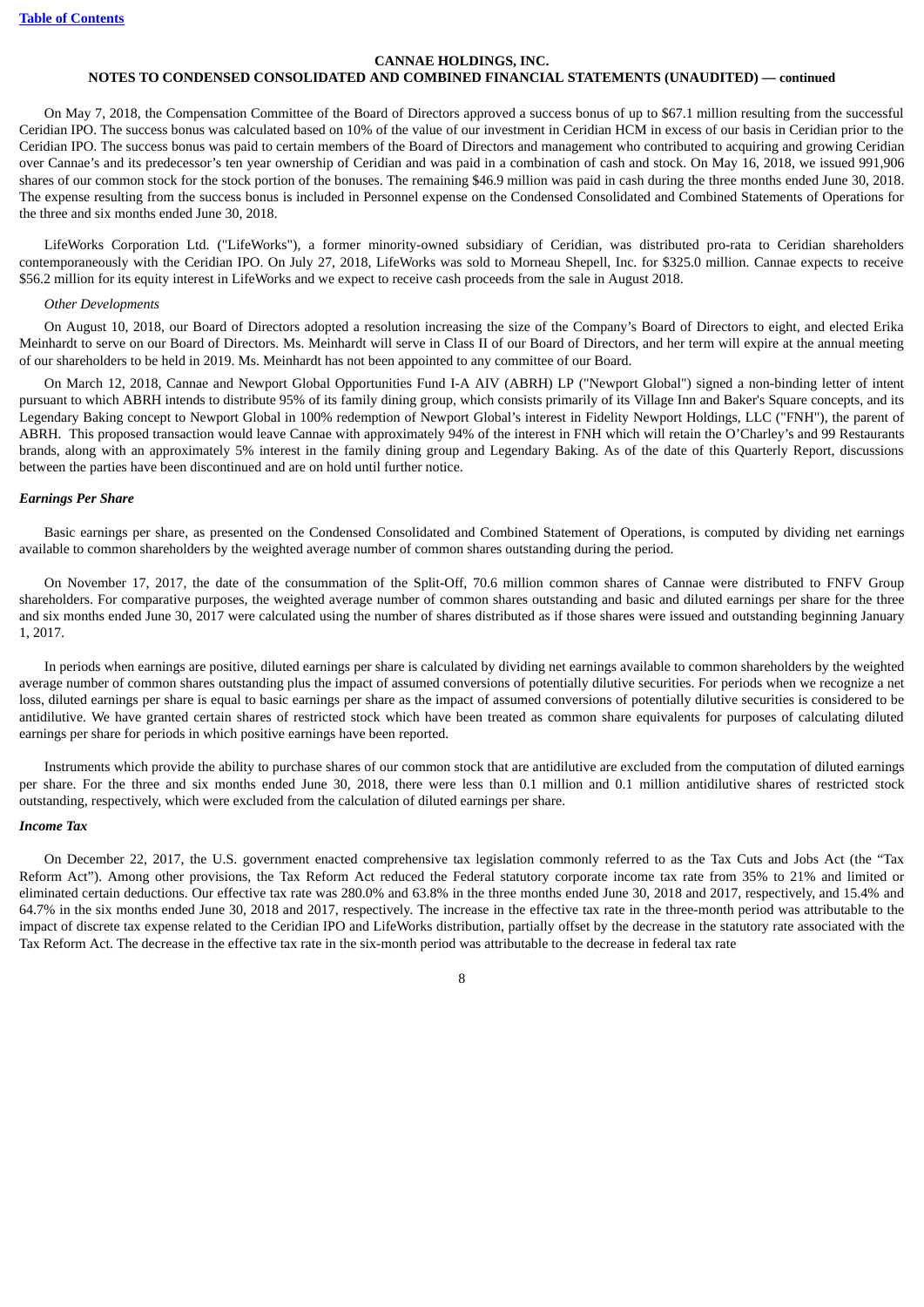**CANNAE HOLDINGS, INC.**
**NOTES TO CONDENSED CONSOLIDATED AND COMBINED FINANCIAL STATEMENTS (UNAUDITED) — continued**

On May 7, 2018, the Compensation Committee of the Board of Directors approved a success bonus of up to $67.1 million resulting from the successful Ceridian IPO. The success bonus was calculated based on 10% of the value of our investment in Ceridian HCM in excess of our basis in Ceridian prior to the Ceridian IPO. The success bonus was paid to certain members of the Board of Directors and management who contributed to acquiring and growing Ceridian over Cannae's and its predecessor's ten year ownership of Ceridian and was paid in a combination of cash and stock. On May 16, 2018, we issued 991,906 shares of our common stock for the stock portion of the bonuses. The remaining $46.9 million was paid in cash during the three months ended June 30, 2018. The expense resulting from the success bonus is included in Personnel expense on the Condensed Consolidated and Combined Statements of Operations for the three and six months ended June 30, 2018.

LifeWorks Corporation Ltd. ("LifeWorks"), a former minority-owned subsidiary of Ceridian, was distributed pro-rata to Ceridian shareholders contemporaneously with the Ceridian IPO. On July 27, 2018, LifeWorks was sold to Morneau Shepell, Inc. for $325.0 million. Cannae expects to receive $56.2 million for its equity interest in LifeWorks and we expect to receive cash proceeds from the sale in August 2018.

*Other Developments*

On August 10, 2018, our Board of Directors adopted a resolution increasing the size of the Company's Board of Directors to eight, and elected Erika Meinhardt to serve on our Board of Directors. Ms. Meinhardt will serve in Class II of our Board of Directors, and her term will expire at the annual meeting of our shareholders to be held in 2019. Ms. Meinhardt has not been appointed to any committee of our Board.

On March 12, 2018, Cannae and Newport Global Opportunities Fund I-A AIV (ABRH) LP ("Newport Global") signed a non-binding letter of intent pursuant to which ABRH intends to distribute 95% of its family dining group, which consists primarily of its Village Inn and Baker's Square concepts, and its Legendary Baking concept to Newport Global in 100% redemption of Newport Global's interest in Fidelity Newport Holdings, LLC ("FNH"), the parent of ABRH. This proposed transaction would leave Cannae with approximately 94% of the interest in FNH which will retain the O'Charley's and 99 Restaurants brands, along with an approximately 5% interest in the family dining group and Legendary Baking. As of the date of this Quarterly Report, discussions between the parties have been discontinued and are on hold until further notice.

***Earnings Per Share***

Basic earnings per share, as presented on the Condensed Consolidated and Combined Statement of Operations, is computed by dividing net earnings available to common shareholders by the weighted average number of common shares outstanding during the period.

On November 17, 2017, the date of the consummation of the Split-Off, 70.6 million common shares of Cannae were distributed to FNFV Group shareholders. For comparative purposes, the weighted average number of common shares outstanding and basic and diluted earnings per share for the three and six months ended June 30, 2017 were calculated using the number of shares distributed as if those shares were issued and outstanding beginning January 1, 2017.

In periods when earnings are positive, diluted earnings per share is calculated by dividing net earnings available to common shareholders by the weighted average number of common shares outstanding plus the impact of assumed conversions of potentially dilutive securities. For periods when we recognize a net loss, diluted earnings per share is equal to basic earnings per share as the impact of assumed conversions of potentially dilutive securities is considered to be antidilutive. We have granted certain shares of restricted stock which have been treated as common share equivalents for purposes of calculating diluted earnings per share for periods in which positive earnings have been reported.

Instruments which provide the ability to purchase shares of our common stock that are antidilutive are excluded from the computation of diluted earnings per share. For the three and six months ended June 30, 2018, there were less than 0.1 million and 0.1 million antidilutive shares of restricted stock outstanding, respectively, which were excluded from the calculation of diluted earnings per share.

***Income Tax***

On December 22, 2017, the U.S. government enacted comprehensive tax legislation commonly referred to as the Tax Cuts and Jobs Act (the "Tax Reform Act"). Among other provisions, the Tax Reform Act reduced the Federal statutory corporate income tax rate from 35% to 21% and limited or eliminated certain deductions. Our effective tax rate was 280.0% and 63.8% in the three months ended June 30, 2018 and 2017, respectively, and 15.4% and 64.7% in the six months ended June 30, 2018 and 2017, respectively. The increase in the effective tax rate in the three-month period was attributable to the impact of discrete tax expense related to the Ceridian IPO and LifeWorks distribution, partially offset by the decrease in the statutory rate associated with the Tax Reform Act. The decrease in the effective tax rate in the six-month period was attributable to the decrease in federal tax rate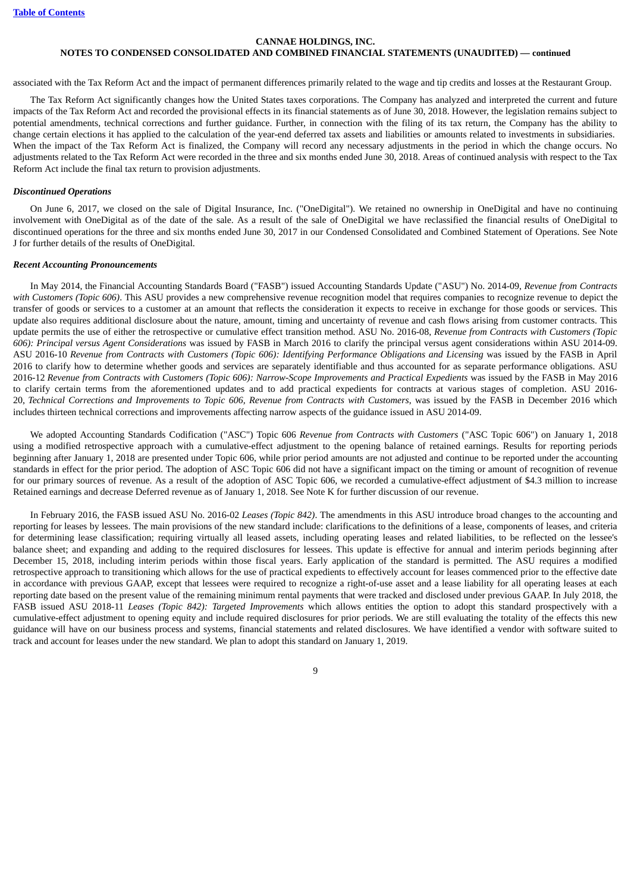associated with the Tax Reform Act and the impact of permanent differences primarily related to the wage and tip credits and losses at the Restaurant Group.

The Tax Reform Act significantly changes how the United States taxes corporations. The Company has analyzed and interpreted the current and future impacts of the Tax Reform Act and recorded the provisional effects in its financial statements as of June 30, 2018. However, the legislation remains subject to potential amendments, technical corrections and further guidance. Further, in connection with the filing of its tax return, the Company has the ability to change certain elections it has applied to the calculation of the year-end deferred tax assets and liabilities or amounts related to investments in subsidiaries. When the impact of the Tax Reform Act is finalized, the Company will record any necessary adjustments in the period in which the change occurs. No adjustments related to the Tax Reform Act were recorded in the three and six months ended June 30, 2018. Areas of continued analysis with respect to the Tax Reform Act include the final tax return to provision adjustments.

### *Discontinued Operations*

On June 6, 2017, we closed on the sale of Digital Insurance, Inc. ("OneDigital"). We retained no ownership in OneDigital and have no continuing involvement with OneDigital as of the date of the sale. As a result of the sale of OneDigital we have reclassified the financial results of OneDigital to discontinued operations for the three and six months ended June 30, 2017 in our Condensed Consolidated and Combined Statement of Operations. See Note J for further details of the results of OneDigital.

### *Recent Accounting Pronouncements*

In May 2014, the Financial Accounting Standards Board ("FASB") issued Accounting Standards Update ("ASU") No. 2014-09, *Revenue from Contracts with Customers (Topic 606)*. This ASU provides a new comprehensive revenue recognition model that requires companies to recognize revenue to depict the transfer of goods or services to a customer at an amount that reflects the consideration it expects to receive in exchange for those goods or services. This update also requires additional disclosure about the nature, amount, timing and uncertainty of revenue and cash flows arising from customer contracts. This update permits the use of either the retrospective or cumulative effect transition method. ASU No. 2016-08, *Revenue from Contracts with Customers (Topic 606): Principal versus Agent Considerations* was issued by FASB in March 2016 to clarify the principal versus agent considerations within ASU 2014-09. ASU 2016-10 *Revenue from Contracts with Customers (Topic 606): Identifying Performance Obligations and Licensing* was issued by the FASB in April 2016 to clarify how to determine whether goods and services are separately identifiable and thus accounted for as separate performance obligations. ASU 2016-12 *Revenue from Contracts with Customers (Topic 606): Narrow-Scope Improvements and Practical Expedients* was issued by the FASB in May 2016 to clarify certain terms from the aforementioned updates and to add practical expedients for contracts at various stages of completion. ASU 2016-20, *Technical Corrections and Improvements to Topic 606, Revenue from Contracts with Customers*, was issued by the FASB in December 2016 which includes thirteen technical corrections and improvements affecting narrow aspects of the guidance issued in ASU 2014-09.

We adopted Accounting Standards Codification ("ASC") Topic 606 *Revenue from Contracts with Customers* ("ASC Topic 606") on January 1, 2018 using a modified retrospective approach with a cumulative-effect adjustment to the opening balance of retained earnings. Results for reporting periods beginning after January 1, 2018 are presented under Topic 606, while prior period amounts are not adjusted and continue to be reported under the accounting standards in effect for the prior period. The adoption of ASC Topic 606 did not have a significant impact on the timing or amount of recognition of revenue for our primary sources of revenue. As a result of the adoption of ASC Topic 606, we recorded a cumulative-effect adjustment of $4.3 million to increase Retained earnings and decrease Deferred revenue as of January 1, 2018. See Note K for further discussion of our revenue.

In February 2016, the FASB issued ASU No. 2016-02 *Leases (Topic 842)*. The amendments in this ASU introduce broad changes to the accounting and reporting for leases by lessees. The main provisions of the new standard include: clarifications to the definitions of a lease, components of leases, and criteria for determining lease classification; requiring virtually all leased assets, including operating leases and related liabilities, to be reflected on the lessee's balance sheet; and expanding and adding to the required disclosures for lessees. This update is effective for annual and interim periods beginning after December 15, 2018, including interim periods within those fiscal years. Early application of the standard is permitted. The ASU requires a modified retrospective approach to transitioning which allows for the use of practical expedients to effectively account for leases commenced prior to the effective date in accordance with previous GAAP, except that lessees were required to recognize a right-of-use asset and a lease liability for all operating leases at each reporting date based on the present value of the remaining minimum rental payments that were tracked and disclosed under previous GAAP. In July 2018, the FASB issued ASU 2018-11 *Leases (Topic 842): Targeted Improvements* which allows entities the option to adopt this standard prospectively with a cumulative-effect adjustment to opening equity and include required disclosures for prior periods. We are still evaluating the totality of the effects this new guidance will have on our business process and systems, financial statements and related disclosures. We have identified a vendor with software suited to track and account for leases under the new standard. We plan to adopt this standard on January 1, 2019.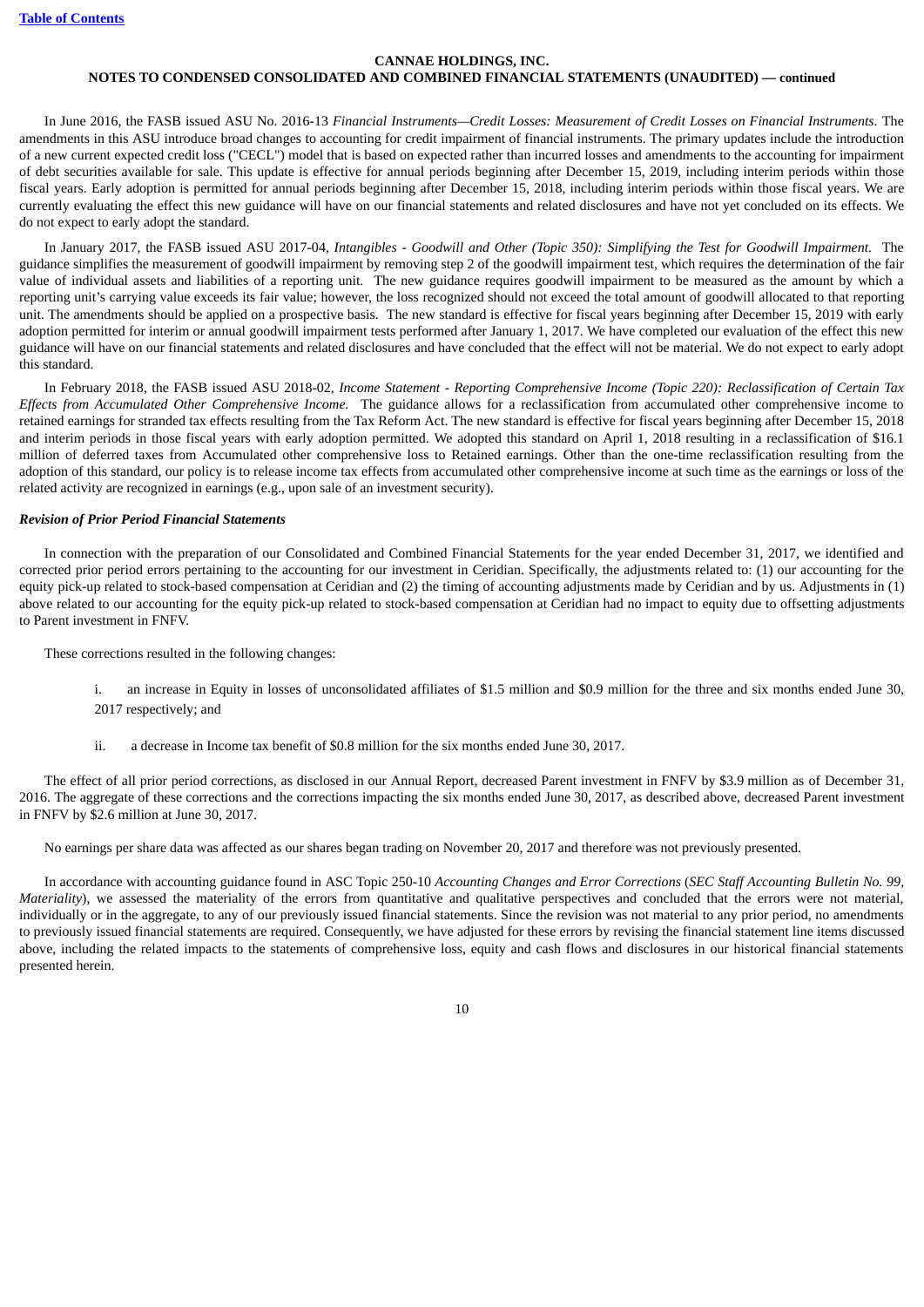**CANNAE HOLDINGS, INC.**
**NOTES TO CONDENSED CONSOLIDATED AND COMBINED FINANCIAL STATEMENTS (UNAUDITED) — continued**

In June 2016, the FASB issued ASU No. 2016-13 *Financial Instruments—Credit Losses: Measurement of Credit Losses on Financial Instruments*. The amendments in this ASU introduce broad changes to accounting for credit impairment of financial instruments. The primary updates include the introduction of a new current expected credit loss ("CECL") model that is based on expected rather than incurred losses and amendments to the accounting for impairment of debt securities available for sale. This update is effective for annual periods beginning after December 15, 2019, including interim periods within those fiscal years. Early adoption is permitted for annual periods beginning after December 15, 2018, including interim periods within those fiscal years. We are currently evaluating the effect this new guidance will have on our financial statements and related disclosures and have not yet concluded on its effects. We do not expect to early adopt the standard.

In January 2017, the FASB issued ASU 2017-04, *Intangibles - Goodwill and Other (Topic 350): Simplifying the Test for Goodwill Impairment.* The guidance simplifies the measurement of goodwill impairment by removing step 2 of the goodwill impairment test, which requires the determination of the fair value of individual assets and liabilities of a reporting unit. The new guidance requires goodwill impairment to be measured as the amount by which a reporting unit's carrying value exceeds its fair value; however, the loss recognized should not exceed the total amount of goodwill allocated to that reporting unit. The amendments should be applied on a prospective basis. The new standard is effective for fiscal years beginning after December 15, 2019 with early adoption permitted for interim or annual goodwill impairment tests performed after January 1, 2017. We have completed our evaluation of the effect this new guidance will have on our financial statements and related disclosures and have concluded that the effect will not be material. We do not expect to early adopt this standard.

In February 2018, the FASB issued ASU 2018-02, *Income Statement - Reporting Comprehensive Income (Topic 220): Reclassification of Certain Tax Effects from Accumulated Other Comprehensive Income.* The guidance allows for a reclassification from accumulated other comprehensive income to retained earnings for stranded tax effects resulting from the Tax Reform Act. The new standard is effective for fiscal years beginning after December 15, 2018 and interim periods in those fiscal years with early adoption permitted. We adopted this standard on April 1, 2018 resulting in a reclassification of $16.1 million of deferred taxes from Accumulated other comprehensive loss to Retained earnings. Other than the one-time reclassification resulting from the adoption of this standard, our policy is to release income tax effects from accumulated other comprehensive income at such time as the earnings or loss of the related activity are recognized in earnings (e.g., upon sale of an investment security).

***Revision of Prior Period Financial Statements***

In connection with the preparation of our Consolidated and Combined Financial Statements for the year ended December 31, 2017, we identified and corrected prior period errors pertaining to the accounting for our investment in Ceridian. Specifically, the adjustments related to: (1) our accounting for the equity pick-up related to stock-based compensation at Ceridian and (2) the timing of accounting adjustments made by Ceridian and by us. Adjustments in (1) above related to our accounting for the equity pick-up related to stock-based compensation at Ceridian had no impact to equity due to offsetting adjustments to Parent investment in FNFV.

These corrections resulted in the following changes:

i. an increase in Equity in losses of unconsolidated affiliates of $1.5 million and $0.9 million for the three and six months ended June 30, 2017 respectively; and

ii. a decrease in Income tax benefit of $0.8 million for the six months ended June 30, 2017.

The effect of all prior period corrections, as disclosed in our Annual Report, decreased Parent investment in FNFV by $3.9 million as of December 31, 2016. The aggregate of these corrections and the corrections impacting the six months ended June 30, 2017, as described above, decreased Parent investment in FNFV by $2.6 million at June 30, 2017.

No earnings per share data was affected as our shares began trading on November 20, 2017 and therefore was not previously presented.

In accordance with accounting guidance found in ASC Topic 250-10 *Accounting Changes and Error Corrections* (*SEC Staff Accounting Bulletin No. 99, Materiality*), we assessed the materiality of the errors from quantitative and qualitative perspectives and concluded that the errors were not material, individually or in the aggregate, to any of our previously issued financial statements. Since the revision was not material to any prior period, no amendments to previously issued financial statements are required. Consequently, we have adjusted for these errors by revising the financial statement line items discussed above, including the related impacts to the statements of comprehensive loss, equity and cash flows and disclosures in our historical financial statements presented herein.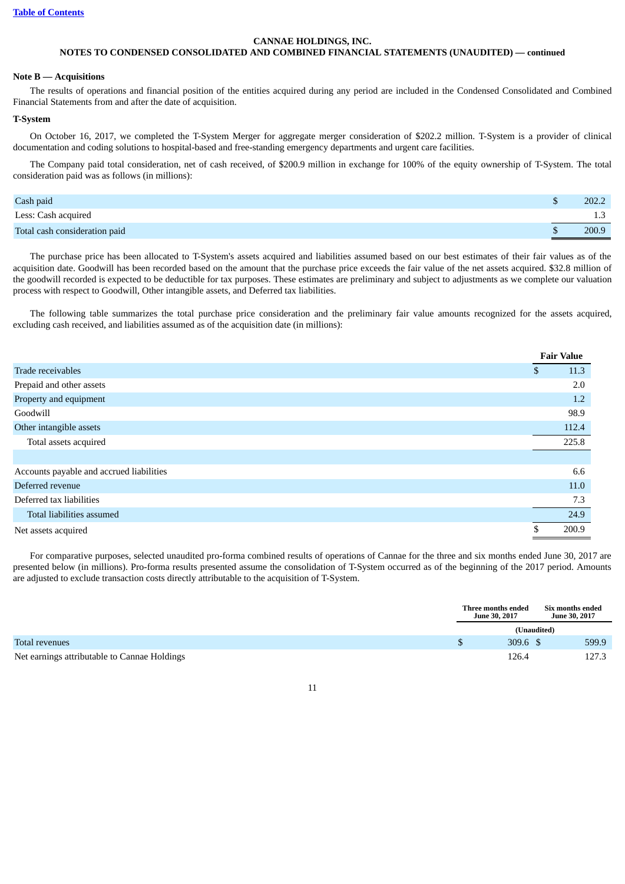**CANNAE HOLDINGS, INC.**
**NOTES TO CONDENSED CONSOLIDATED AND COMBINED FINANCIAL STATEMENTS (UNAUDITED) — continued**

**Note B — Acquisitions**

The results of operations and financial position of the entities acquired during any period are included in the Condensed Consolidated and Combined Financial Statements from and after the date of acquisition.

**T-System**

On October 16, 2017, we completed the T-System Merger for aggregate merger consideration of $202.2 million. T-System is a provider of clinical documentation and coding solutions to hospital-based and free-standing emergency departments and urgent care facilities.

The Company paid total consideration, net of cash received, of $200.9 million in exchange for 100% of the equity ownership of T-System. The total consideration paid was as follows (in millions):

| | |
|---|---|
| Cash paid | $ 202.2 |
| Less: Cash acquired | 1.3 |
| Total cash consideration paid | $ 200.9 |

The purchase price has been allocated to T-System's assets acquired and liabilities assumed based on our best estimates of their fair values as of the acquisition date. Goodwill has been recorded based on the amount that the purchase price exceeds the fair value of the net assets acquired. $32.8 million of the goodwill recorded is expected to be deductible for tax purposes. These estimates are preliminary and subject to adjustments as we complete our valuation process with respect to Goodwill, Other intangible assets, and Deferred tax liabilities.

The following table summarizes the total purchase price consideration and the preliminary fair value amounts recognized for the assets acquired, excluding cash received, and liabilities assumed as of the acquisition date (in millions):

| | Fair Value |
|---|---|
| Trade receivables | $ 11.3 |
| Prepaid and other assets | 2.0 |
| Property and equipment | 1.2 |
| Goodwill | 98.9 |
| Other intangible assets | 112.4 |
| Total assets acquired | 225.8 |
| | |
| Accounts payable and accrued liabilities | 6.6 |
| Deferred revenue | 11.0 |
| Deferred tax liabilities | 7.3 |
| Total liabilities assumed | 24.9 |
| Net assets acquired | $ 200.9 |

For comparative purposes, selected unaudited pro-forma combined results of operations of Cannae for the three and six months ended June 30, 2017 are presented below (in millions). Pro-forma results presented assume the consolidation of T-System occurred as of the beginning of the 2017 period. Amounts are adjusted to exclude transaction costs directly attributable to the acquisition of T-System.

| | Three months ended June 30, 2017 | Six months ended June 30, 2017 |
|---|---|---|
| | (Unaudited) | |
| Total revenues | $ 309.6 | $ 599.9 |
| Net earnings attributable to Cannae Holdings | 126.4 | 127.3 |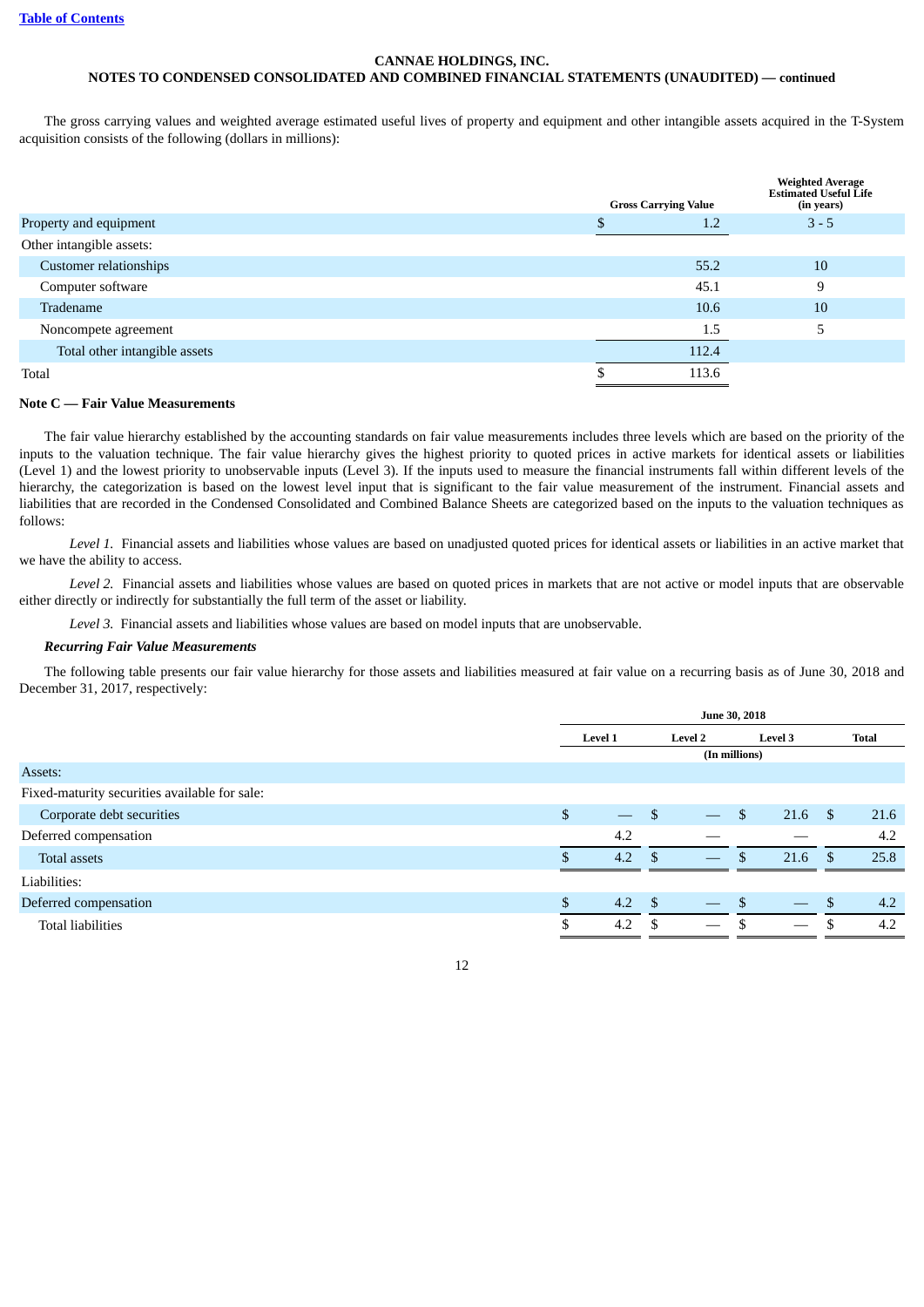**CANNAE HOLDINGS, INC.**
**NOTES TO CONDENSED CONSOLIDATED AND COMBINED FINANCIAL STATEMENTS (UNAUDITED) — continued**

The gross carrying values and weighted average estimated useful lives of property and equipment and other intangible assets acquired in the T-System acquisition consists of the following (dollars in millions):

| | Gross Carrying Value | Weighted Average Estimated Useful Life (in years) |
|---|---|---|
| Property and equipment | $ 1.2 | 3 - 5 |
| Other intangible assets: | | |
| Customer relationships | 55.2 | 10 |
| Computer software | 45.1 | 9 |
| Tradename | 10.6 | 10 |
| Noncompete agreement | 1.5 | 5 |
| Total other intangible assets | 112.4 | |
| Total | $ 113.6 | |

**Note C — Fair Value Measurements**

The fair value hierarchy established by the accounting standards on fair value measurements includes three levels which are based on the priority of the inputs to the valuation technique. The fair value hierarchy gives the highest priority to quoted prices in active markets for identical assets or liabilities (Level 1) and the lowest priority to unobservable inputs (Level 3). If the inputs used to measure the financial instruments fall within different levels of the hierarchy, the categorization is based on the lowest level input that is significant to the fair value measurement of the instrument. Financial assets and liabilities that are recorded in the Condensed Consolidated and Combined Balance Sheets are categorized based on the inputs to the valuation techniques as follows:

*Level 1.* Financial assets and liabilities whose values are based on unadjusted quoted prices for identical assets or liabilities in an active market that we have the ability to access.

*Level 2.* Financial assets and liabilities whose values are based on quoted prices in markets that are not active or model inputs that are observable either directly or indirectly for substantially the full term of the asset or liability.

*Level 3.* Financial assets and liabilities whose values are based on model inputs that are unobservable.

***Recurring Fair Value Measurements***

The following table presents our fair value hierarchy for those assets and liabilities measured at fair value on a recurring basis as of June 30, 2018 and December 31, 2017, respectively:

| | June 30, 2018 | | | |
|---|---|---|---|---|
| | Level 1 | Level 2 | Level 3 | Total |
| | (In millions) | | | |
| Assets: | | | | |
| Fixed-maturity securities available for sale: | | | | |
| Corporate debt securities | $ — | $ — | $ 21.6 | $ 21.6 |
| Deferred compensation | 4.2 | — | — | 4.2 |
| Total assets | $ 4.2 | $ — | $ 21.6 | $ 25.8 |
| Liabilities: | | | | |
| Deferred compensation | $ 4.2 | $ — | $ — | $ 4.2 |
| Total liabilities | $ 4.2 | $ — | $ — | $ 4.2 |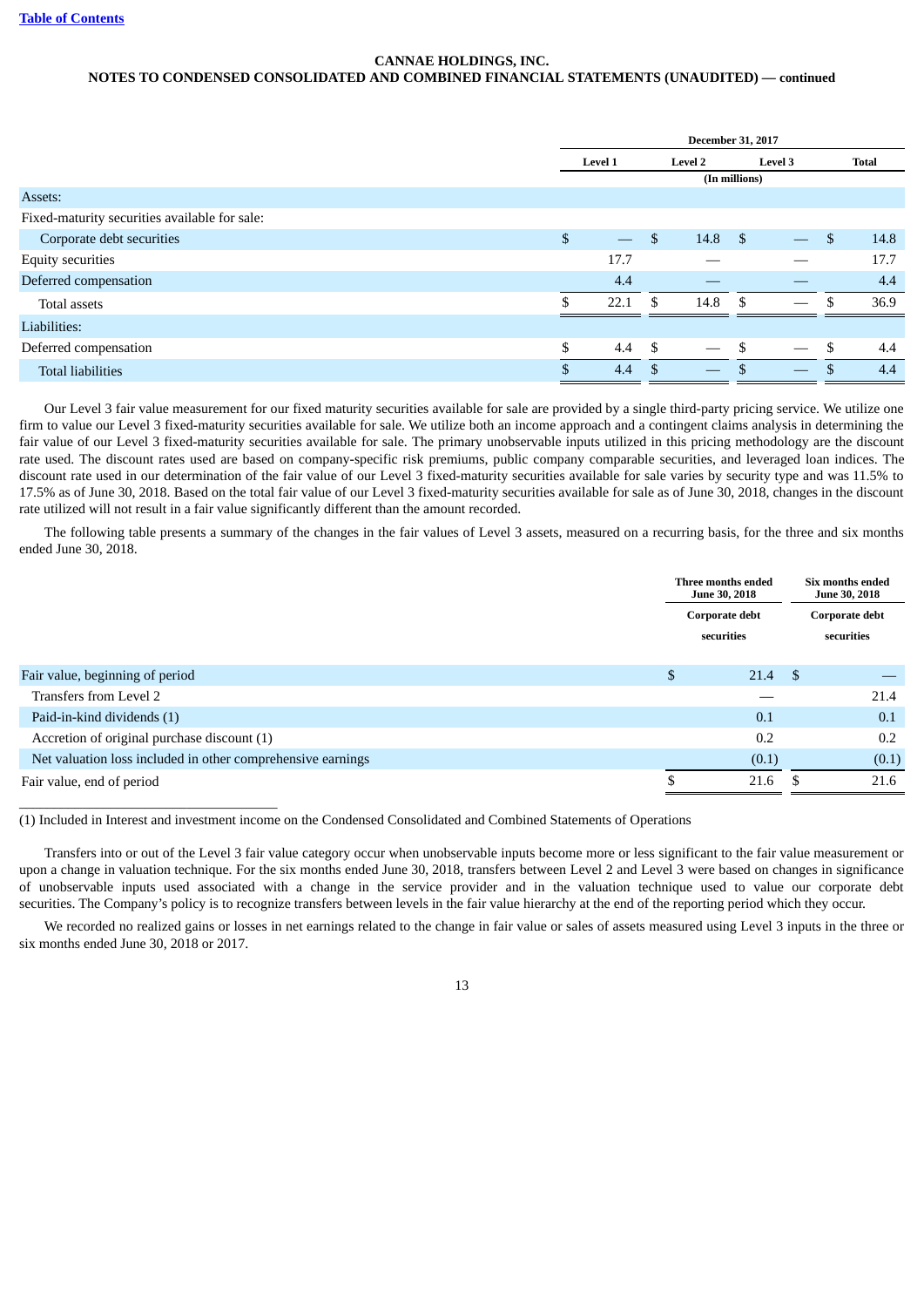**CANNAE HOLDINGS, INC.**
**NOTES TO CONDENSED CONSOLIDATED AND COMBINED FINANCIAL STATEMENTS (UNAUDITED) — continued**

| | December 31, 2017 | | | |
|---|---|---|---|---|
| | Level 1 | Level 2 | Level 3 | Total |
| | (In millions) | | | |
| Assets: | | | | |
| Fixed-maturity securities available for sale: | | | | |
| Corporate debt securities | $ — | $ 14.8 | $ — | $ 14.8 |
| Equity securities | 17.7 | — | — | 17.7 |
| Deferred compensation | 4.4 | — | — | 4.4 |
| Total assets | $ 22.1 | $ 14.8 | $ — | $ 36.9 |
| Liabilities: | | | | |
| Deferred compensation | $ 4.4 | $ — | $ — | $ 4.4 |
| Total liabilities | $ 4.4 | $ — | $ — | $ 4.4 |

Our Level 3 fair value measurement for our fixed maturity securities available for sale are provided by a single third-party pricing service. We utilize one firm to value our Level 3 fixed-maturity securities available for sale. We utilize both an income approach and a contingent claims analysis in determining the fair value of our Level 3 fixed-maturity securities available for sale. The primary unobservable inputs utilized in this pricing methodology are the discount rate used. The discount rates used are based on company-specific risk premiums, public company comparable securities, and leveraged loan indices. The discount rate used in our determination of the fair value of our Level 3 fixed-maturity securities available for sale varies by security type and was 11.5% to 17.5% as of June 30, 2018. Based on the total fair value of our Level 3 fixed-maturity securities available for sale as of June 30, 2018, changes in the discount rate utilized will not result in a fair value significantly different than the amount recorded.

The following table presents a summary of the changes in the fair values of Level 3 assets, measured on a recurring basis, for the three and six months ended June 30, 2018.

| | Three months ended June 30, 2018 | Six months ended June 30, 2018 |
|---|---|---|
| | Corporate debt securities | Corporate debt securities |
| Fair value, beginning of period | $ 21.4 | $ — |
| Transfers from Level 2 | — | 21.4 |
| Paid-in-kind dividends (1) | 0.1 | 0.1 |
| Accretion of original purchase discount (1) | 0.2 | 0.2 |
| Net valuation loss included in other comprehensive earnings | (0.1) | (0.1) |
| Fair value, end of period | $ 21.6 | $ 21.6 |

(1) Included in Interest and investment income on the Condensed Consolidated and Combined Statements of Operations

Transfers into or out of the Level 3 fair value category occur when unobservable inputs become more or less significant to the fair value measurement or upon a change in valuation technique. For the six months ended June 30, 2018, transfers between Level 2 and Level 3 were based on changes in significance of unobservable inputs used associated with a change in the service provider and in the valuation technique used to value our corporate debt securities. The Company's policy is to recognize transfers between levels in the fair value hierarchy at the end of the reporting period which they occur.

We recorded no realized gains or losses in net earnings related to the change in fair value or sales of assets measured using Level 3 inputs in the three or six months ended June 30, 2018 or 2017.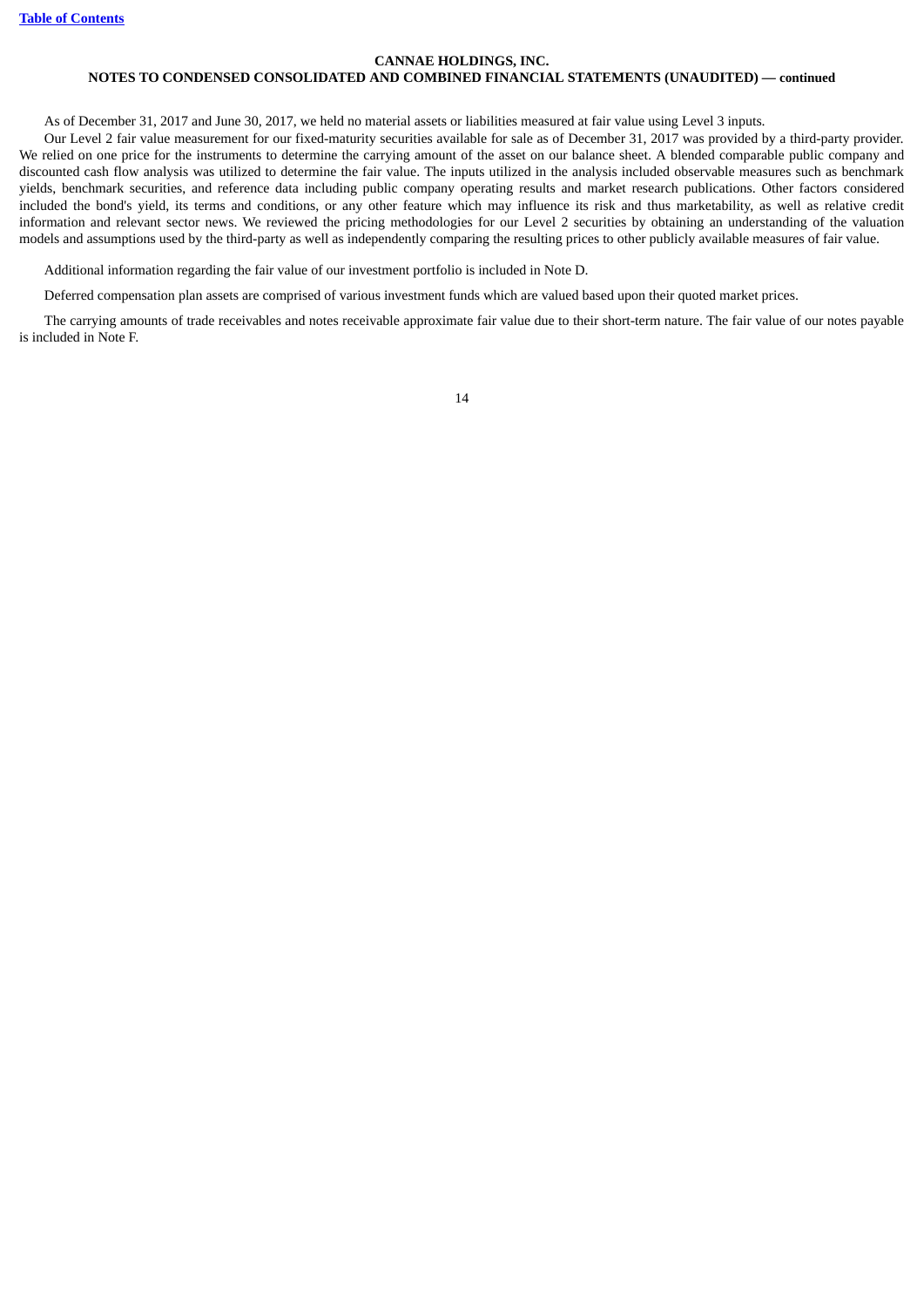As of December 31, 2017 and June 30, 2017, we held no material assets or liabilities measured at fair value using Level 3 inputs.

Our Level 2 fair value measurement for our fixed-maturity securities available for sale as of December 31, 2017 was provided by a third-party provider. We relied on one price for the instruments to determine the carrying amount of the asset on our balance sheet. A blended comparable public company and discounted cash flow analysis was utilized to determine the fair value. The inputs utilized in the analysis included observable measures such as benchmark yields, benchmark securities, and reference data including public company operating results and market research publications. Other factors considered included the bond's yield, its terms and conditions, or any other feature which may influence its risk and thus marketability, as well as relative credit information and relevant sector news. We reviewed the pricing methodologies for our Level 2 securities by obtaining an understanding of the valuation models and assumptions used by the third-party as well as independently comparing the resulting prices to other publicly available measures of fair value.

Additional information regarding the fair value of our investment portfolio is included in Note D.

Deferred compensation plan assets are comprised of various investment funds which are valued based upon their quoted market prices.

The carrying amounts of trade receivables and notes receivable approximate fair value due to their short-term nature. The fair value of our notes payable is included in Note F.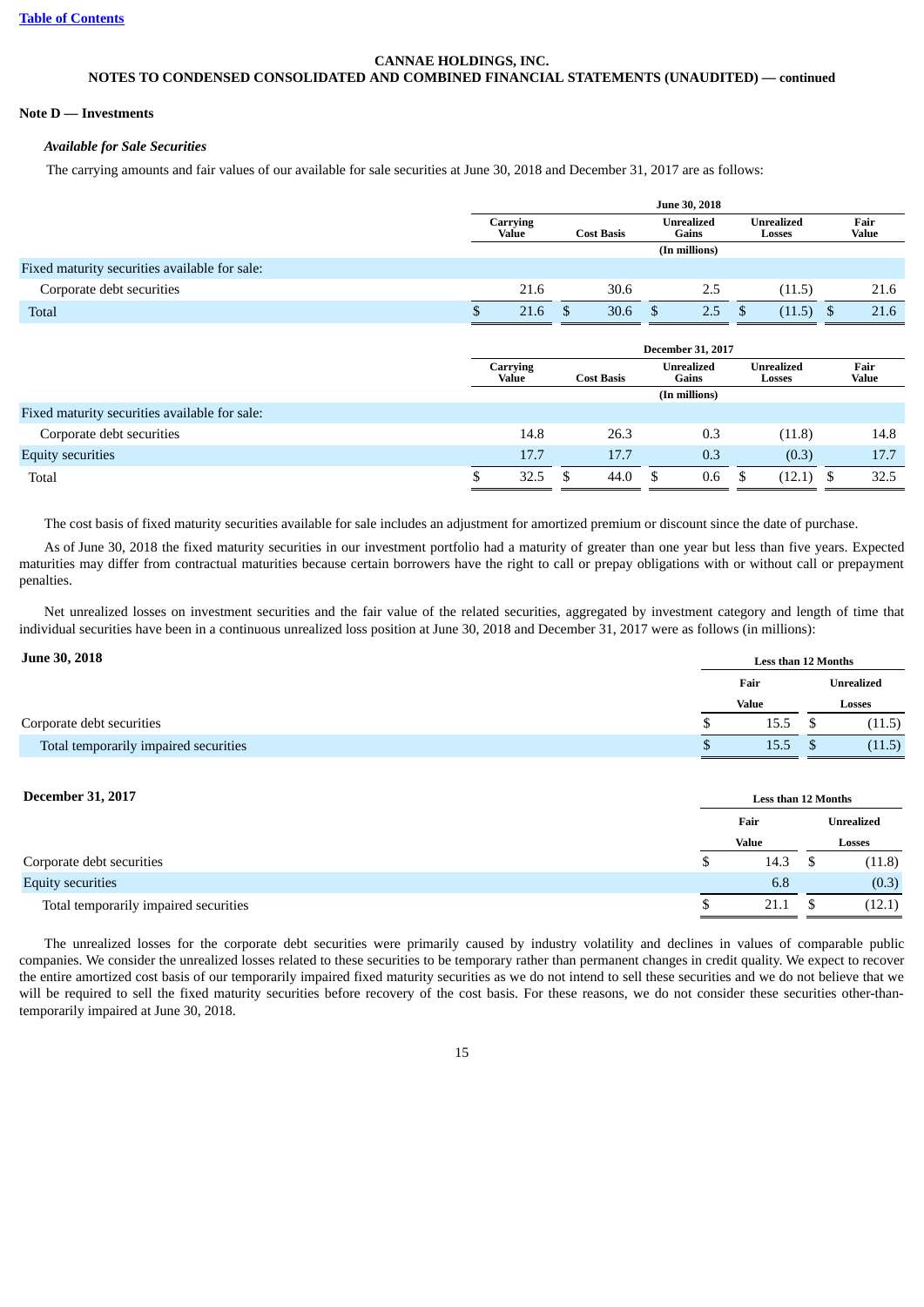[Table of Contents](#)

**CANNAE HOLDINGS, INC.**
**NOTES TO CONDENSED CONSOLIDATED AND COMBINED FINANCIAL STATEMENTS (UNAUDITED) — continued**

**Note D — Investments**

***Available for Sale Securities***

The carrying amounts and fair values of our available for sale securities at June 30, 2018 and December 31, 2017 are as follows:

| | June 30, 2018 | | | | |
|---|---|---|---|---|---|
| | Carrying Value | Cost Basis | Unrealized Gains | Unrealized Losses | Fair Value |
| | (In millions) | | | | |
| Fixed maturity securities available for sale: | | | | | |
| Corporate debt securities | 21.6 | 30.6 | 2.5 | (11.5) | 21.6 |
| Total | $ 21.6 | $ 30.6 | $ 2.5 | $ (11.5) | $ 21.6 |

| | December 31, 2017 | | | | |
|---|---|---|---|---|---|
| | Carrying Value | Cost Basis | Unrealized Gains | Unrealized Losses | Fair Value |
| | (In millions) | | | | |
| Fixed maturity securities available for sale: | | | | | |
| Corporate debt securities | 14.8 | 26.3 | 0.3 | (11.8) | 14.8 |
| Equity securities | 17.7 | 17.7 | 0.3 | (0.3) | 17.7 |
| Total | $ 32.5 | $ 44.0 | $ 0.6 | $ (12.1) | $ 32.5 |

The cost basis of fixed maturity securities available for sale includes an adjustment for amortized premium or discount since the date of purchase.

As of June 30, 2018 the fixed maturity securities in our investment portfolio had a maturity of greater than one year but less than five years. Expected maturities may differ from contractual maturities because certain borrowers have the right to call or prepay obligations with or without call or prepayment penalties.

Net unrealized losses on investment securities and the fair value of the related securities, aggregated by investment category and length of time that individual securities have been in a continuous unrealized loss position at June 30, 2018 and December 31, 2017 were as follows (in millions):

| June 30, 2018 | Less than 12 Months | |
|---|---|---|
| | Fair Value | Unrealized Losses |
| Corporate debt securities | $ 15.5 | $ (11.5) |
| Total temporarily impaired securities | $ 15.5 | $ (11.5) |

| December 31, 2017 | Less than 12 Months | |
|---|---|---|
| | Fair Value | Unrealized Losses |
| Corporate debt securities | $ 14.3 | $ (11.8) |
| Equity securities | 6.8 | (0.3) |
| Total temporarily impaired securities | $ 21.1 | $ (12.1) |

The unrealized losses for the corporate debt securities were primarily caused by industry volatility and declines in values of comparable public companies. We consider the unrealized losses related to these securities to be temporary rather than permanent changes in credit quality. We expect to recover the entire amortized cost basis of our temporarily impaired fixed maturity securities as we do not intend to sell these securities and we do not believe that we will be required to sell the fixed maturity securities before recovery of the cost basis. For these reasons, we do not consider these securities other-than-temporarily impaired at June 30, 2018.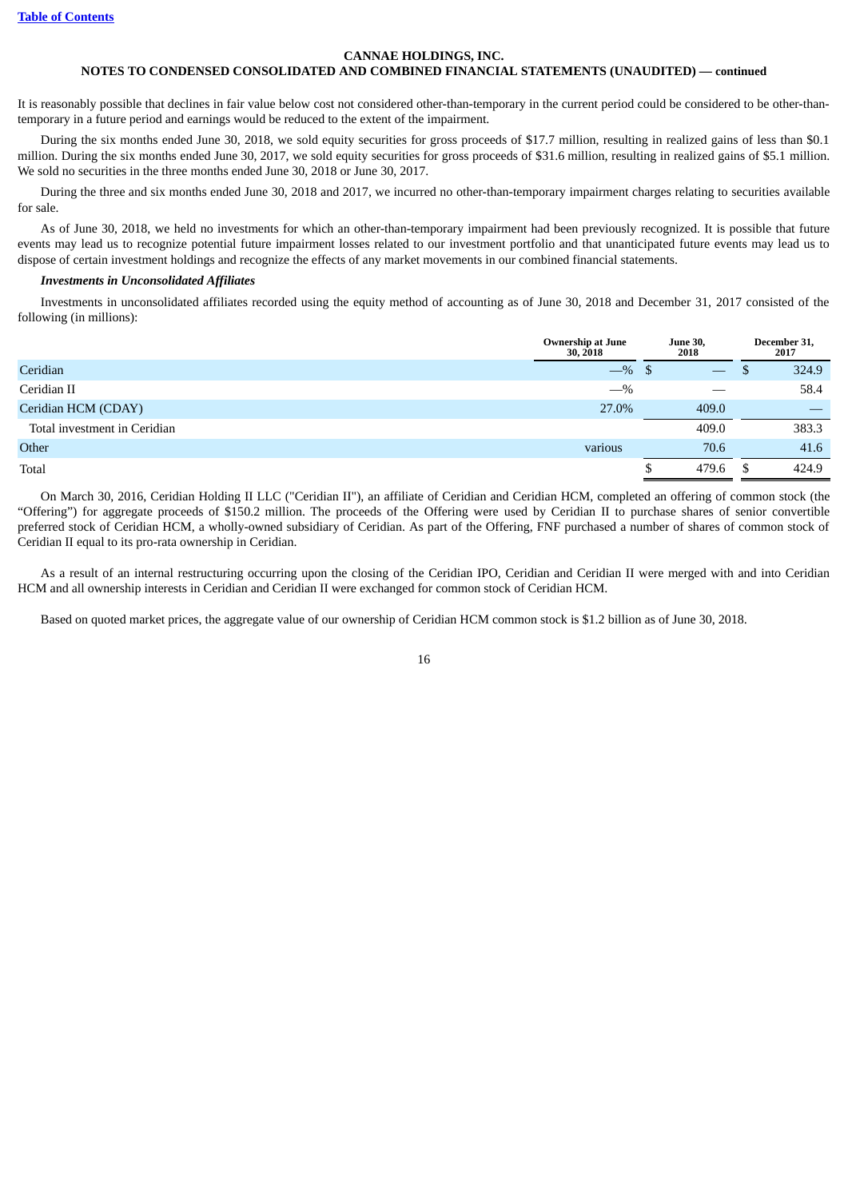It is reasonably possible that declines in fair value below cost not considered other-than-temporary in the current period could be considered to be other-than-temporary in a future period and earnings would be reduced to the extent of the impairment.

During the six months ended June 30, 2018, we sold equity securities for gross proceeds of $17.7 million, resulting in realized gains of less than $0.1 million. During the six months ended June 30, 2017, we sold equity securities for gross proceeds of $31.6 million, resulting in realized gains of $5.1 million. We sold no securities in the three months ended June 30, 2018 or June 30, 2017.

During the three and six months ended June 30, 2018 and 2017, we incurred no other-than-temporary impairment charges relating to securities available for sale.

As of June 30, 2018, we held no investments for which an other-than-temporary impairment had been previously recognized. It is possible that future events may lead us to recognize potential future impairment losses related to our investment portfolio and that unanticipated future events may lead us to dispose of certain investment holdings and recognize the effects of any market movements in our combined financial statements.

***Investments in Unconsolidated Affiliates***

Investments in unconsolidated affiliates recorded using the equity method of accounting as of June 30, 2018 and December 31, 2017 consisted of the following (in millions):

| | Ownership at June 30, 2018 | June 30, 2018 | December 31, 2017 |
|---|---|---|---|
| Ceridian | —% | $ — | $ 324.9 |
| Ceridian II | —% | — | 58.4 |
| Ceridian HCM (CDAY) | 27.0% | 409.0 | — |
| Total investment in Ceridian | | 409.0 | 383.3 |
| Other | various | 70.6 | 41.6 |
| Total | | $ 479.6 | $ 424.9 |

On March 30, 2016, Ceridian Holding II LLC ("Ceridian II"), an affiliate of Ceridian and Ceridian HCM, completed an offering of common stock (the "Offering") for aggregate proceeds of $150.2 million. The proceeds of the Offering were used by Ceridian II to purchase shares of senior convertible preferred stock of Ceridian HCM, a wholly-owned subsidiary of Ceridian. As part of the Offering, FNF purchased a number of shares of common stock of Ceridian II equal to its pro-rata ownership in Ceridian.

As a result of an internal restructuring occurring upon the closing of the Ceridian IPO, Ceridian and Ceridian II were merged with and into Ceridian HCM and all ownership interests in Ceridian and Ceridian II were exchanged for common stock of Ceridian HCM.

Based on quoted market prices, the aggregate value of our ownership of Ceridian HCM common stock is $1.2 billion as of June 30, 2018.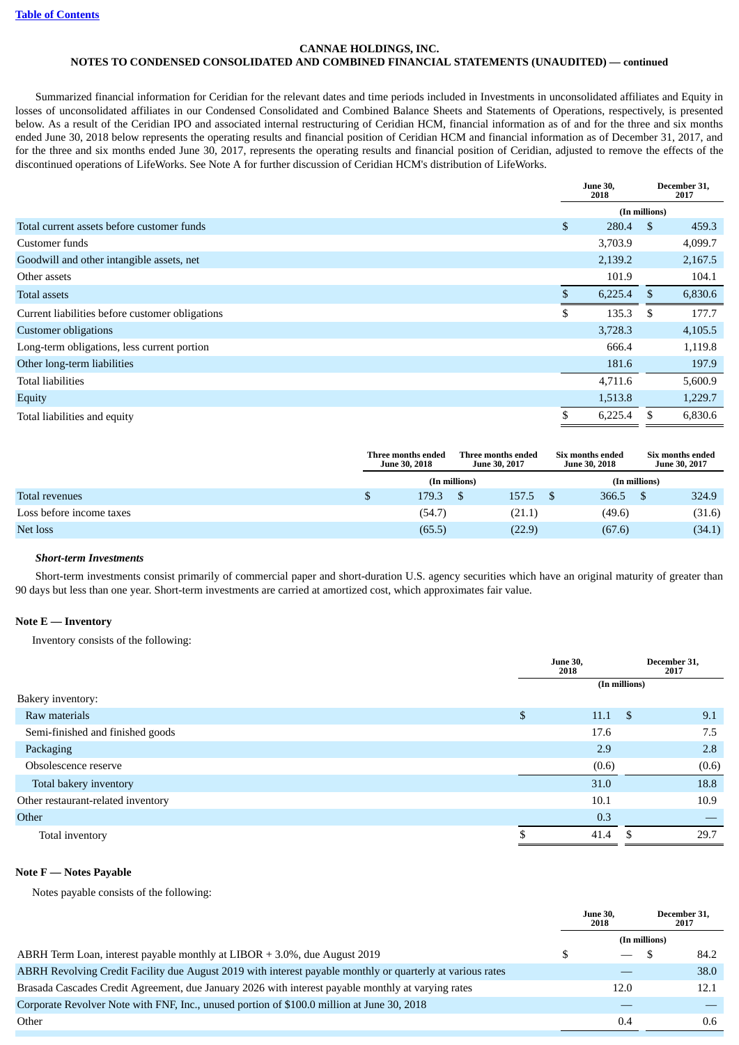**CANNAE HOLDINGS, INC.**
**NOTES TO CONDENSED CONSOLIDATED AND COMBINED FINANCIAL STATEMENTS (UNAUDITED) — continued**

Summarized financial information for Ceridian for the relevant dates and time periods included in Investments in unconsolidated affiliates and Equity in losses of unconsolidated affiliates in our Condensed Consolidated and Combined Balance Sheets and Statements of Operations, respectively, is presented below. As a result of the Ceridian IPO and associated internal restructuring of Ceridian HCM, financial information as of and for the three and six months ended June 30, 2018 below represents the operating results and financial position of Ceridian HCM and financial information as of December 31, 2017, and for the three and six months ended June 30, 2017, represents the operating results and financial position of Ceridian, adjusted to remove the effects of the discontinued operations of LifeWorks. See Note A for further discussion of Ceridian HCM's distribution of LifeWorks.

| | June 30, 2018 | December 31, 2017 |
|---|---|---|
| | (In millions) | |
| Total current assets before customer funds | $ 280.4 | $ 459.3 |
| Customer funds | 3,703.9 | 4,099.7 |
| Goodwill and other intangible assets, net | 2,139.2 | 2,167.5 |
| Other assets | 101.9 | 104.1 |
| Total assets | $ 6,225.4 | $ 6,830.6 |
| Current liabilities before customer obligations | $ 135.3 | $ 177.7 |
| Customer obligations | 3,728.3 | 4,105.5 |
| Long-term obligations, less current portion | 666.4 | 1,119.8 |
| Other long-term liabilities | 181.6 | 197.9 |
| Total liabilities | 4,711.6 | 5,600.9 |
| Equity | 1,513.8 | 1,229.7 |
| Total liabilities and equity | $ 6,225.4 | $ 6,830.6 |

| | Three months ended June 30, 2018 | Three months ended June 30, 2017 | Six months ended June 30, 2018 | Six months ended June 30, 2017 |
|---|---|---|---|---|
| | (In millions) | | (In millions) | |
| Total revenues | $ 179.3 | $ 157.5 | $ 366.5 | $ 324.9 |
| Loss before income taxes | (54.7) | (21.1) | (49.6) | (31.6) |
| Net loss | (65.5) | (22.9) | (67.6) | (34.1) |

***Short-term Investments***

Short-term investments consist primarily of commercial paper and short-duration U.S. agency securities which have an original maturity of greater than 90 days but less than one year. Short-term investments are carried at amortized cost, which approximates fair value.

**Note E — Inventory**

Inventory consists of the following:

| | June 30, 2018 | December 31, 2017 |
|---|---|---|
| | (In millions) | |
| Bakery inventory: | | |
| Raw materials | $ 11.1 | $ 9.1 |
| Semi-finished and finished goods | 17.6 | 7.5 |
| Packaging | 2.9 | 2.8 |
| Obsolescence reserve | (0.6) | (0.6) |
| Total bakery inventory | 31.0 | 18.8 |
| Other restaurant-related inventory | 10.1 | 10.9 |
| Other | 0.3 | — |
| Total inventory | $ 41.4 | $ 29.7 |

**Note F — Notes Payable**

Notes payable consists of the following:

| | June 30, 2018 | December 31, 2017 |
|---|---|---|
| | (In millions) | |
| ABRH Term Loan, interest payable monthly at LIBOR + 3.0%, due August 2019 | $ — | $ 84.2 |
| ABRH Revolving Credit Facility due August 2019 with interest payable monthly or quarterly at various rates | — | 38.0 |
| Brasada Cascades Credit Agreement, due January 2026 with interest payable monthly at varying rates | 12.0 | 12.1 |
| Corporate Revolver Note with FNF, Inc., unused portion of $100.0 million at June 30, 2018 | — | — |
| Other | 0.4 | 0.6 |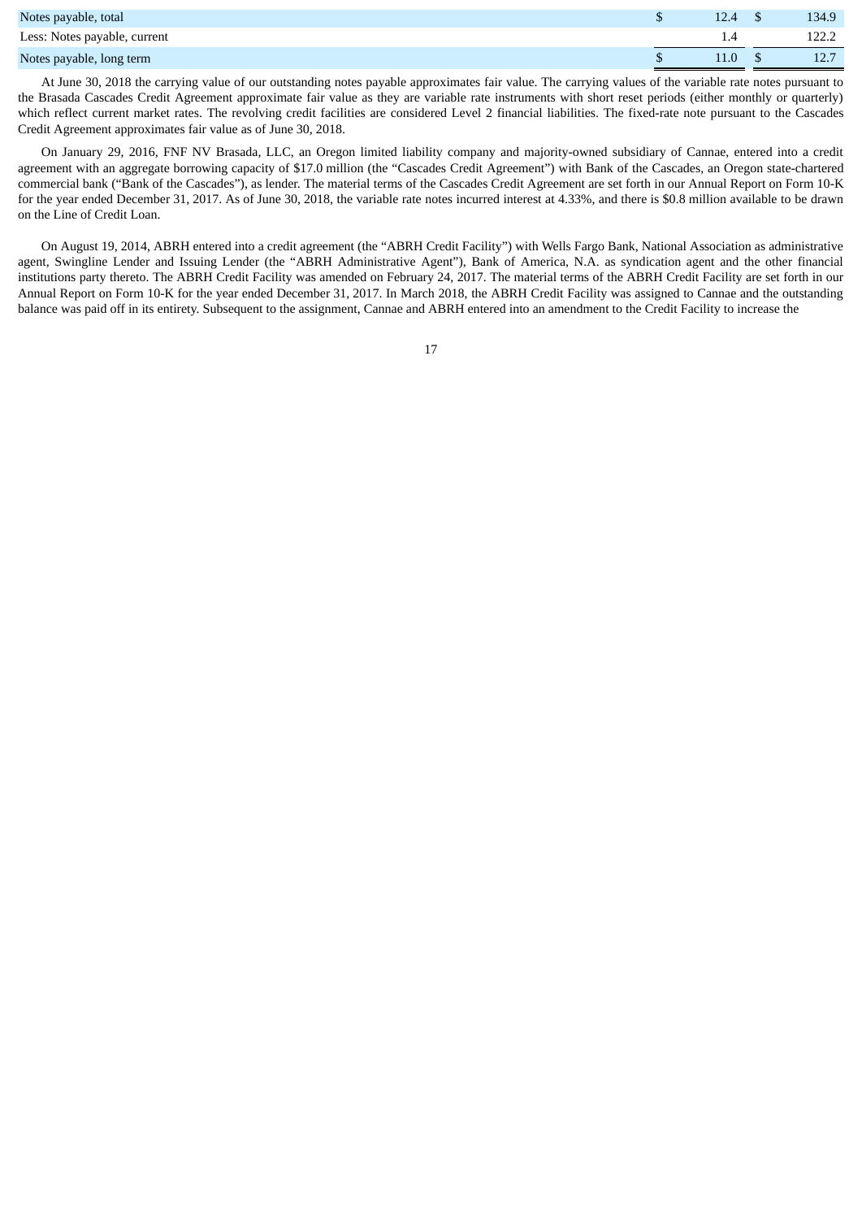| | | | |
|---|---|---|---|
| Notes payable, total | $ | 12.4 | $ 134.9 |
| Less: Notes payable, current | | 1.4 | 122.2 |
| Notes payable, long term | $ | 11.0 | $ 12.7 |

At June 30, 2018 the carrying value of our outstanding notes payable approximates fair value. The carrying values of the variable rate notes pursuant to the Brasada Cascades Credit Agreement approximate fair value as they are variable rate instruments with short reset periods (either monthly or quarterly) which reflect current market rates. The revolving credit facilities are considered Level 2 financial liabilities. The fixed-rate note pursuant to the Cascades Credit Agreement approximates fair value as of June 30, 2018.

On January 29, 2016, FNF NV Brasada, LLC, an Oregon limited liability company and majority-owned subsidiary of Cannae, entered into a credit agreement with an aggregate borrowing capacity of $17.0 million (the "Cascades Credit Agreement") with Bank of the Cascades, an Oregon state-chartered commercial bank ("Bank of the Cascades"), as lender. The material terms of the Cascades Credit Agreement are set forth in our Annual Report on Form 10-K for the year ended December 31, 2017. As of June 30, 2018, the variable rate notes incurred interest at 4.33%, and there is $0.8 million available to be drawn on the Line of Credit Loan.

On August 19, 2014, ABRH entered into a credit agreement (the "ABRH Credit Facility") with Wells Fargo Bank, National Association as administrative agent, Swingline Lender and Issuing Lender (the "ABRH Administrative Agent"), Bank of America, N.A. as syndication agent and the other financial institutions party thereto. The ABRH Credit Facility was amended on February 24, 2017. The material terms of the ABRH Credit Facility are set forth in our Annual Report on Form 10-K for the year ended December 31, 2017. In March 2018, the ABRH Credit Facility was assigned to Cannae and the outstanding balance was paid off in its entirety. Subsequent to the assignment, Cannae and ABRH entered into an amendment to the Credit Facility to increase the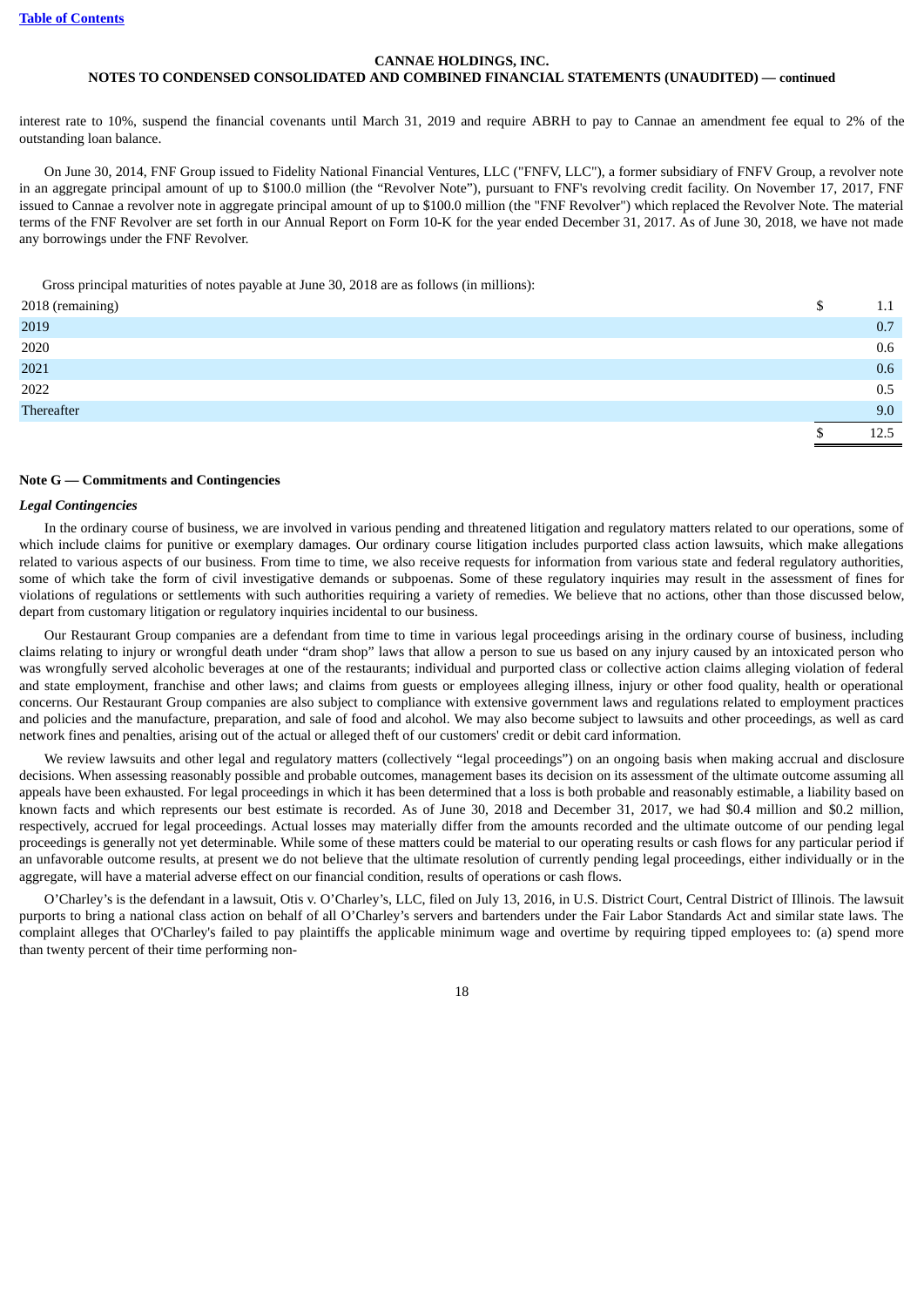interest rate to 10%, suspend the financial covenants until March 31, 2019 and require ABRH to pay to Cannae an amendment fee equal to 2% of the outstanding loan balance.

On June 30, 2014, FNF Group issued to Fidelity National Financial Ventures, LLC ("FNFV, LLC"), a former subsidiary of FNFV Group, a revolver note in an aggregate principal amount of up to $100.0 million (the "Revolver Note"), pursuant to FNF's revolving credit facility. On November 17, 2017, FNF issued to Cannae a revolver note in aggregate principal amount of up to $100.0 million (the "FNF Revolver") which replaced the Revolver Note. The material terms of the FNF Revolver are set forth in our Annual Report on Form 10-K for the year ended December 31, 2017. As of June 30, 2018, we have not made any borrowings under the FNF Revolver.

Gross principal maturities of notes payable at June 30, 2018 are as follows (in millions):

| | |
|---|---|
| 2018 (remaining) | $ 1.1 |
| 2019 | 0.7 |
| 2020 | 0.6 |
| 2021 | 0.6 |
| 2022 | 0.5 |
| Thereafter | 9.0 |
| | $ 12.5 |

**Note G — Commitments and Contingencies**

***Legal Contingencies***

In the ordinary course of business, we are involved in various pending and threatened litigation and regulatory matters related to our operations, some of which include claims for punitive or exemplary damages. Our ordinary course litigation includes purported class action lawsuits, which make allegations related to various aspects of our business. From time to time, we also receive requests for information from various state and federal regulatory authorities, some of which take the form of civil investigative demands or subpoenas. Some of these regulatory inquiries may result in the assessment of fines for violations of regulations or settlements with such authorities requiring a variety of remedies. We believe that no actions, other than those discussed below, depart from customary litigation or regulatory inquiries incidental to our business.

Our Restaurant Group companies are a defendant from time to time in various legal proceedings arising in the ordinary course of business, including claims relating to injury or wrongful death under "dram shop" laws that allow a person to sue us based on any injury caused by an intoxicated person who was wrongfully served alcoholic beverages at one of the restaurants; individual and purported class or collective action claims alleging violation of federal and state employment, franchise and other laws; and claims from guests or employees alleging illness, injury or other food quality, health or operational concerns. Our Restaurant Group companies are also subject to compliance with extensive government laws and regulations related to employment practices and policies and the manufacture, preparation, and sale of food and alcohol. We may also become subject to lawsuits and other proceedings, as well as card network fines and penalties, arising out of the actual or alleged theft of our customers' credit or debit card information.

We review lawsuits and other legal and regulatory matters (collectively "legal proceedings") on an ongoing basis when making accrual and disclosure decisions. When assessing reasonably possible and probable outcomes, management bases its decision on its assessment of the ultimate outcome assuming all appeals have been exhausted. For legal proceedings in which it has been determined that a loss is both probable and reasonably estimable, a liability based on known facts and which represents our best estimate is recorded. As of June 30, 2018 and December 31, 2017, we had $0.4 million and $0.2 million, respectively, accrued for legal proceedings. Actual losses may materially differ from the amounts recorded and the ultimate outcome of our pending legal proceedings is generally not yet determinable. While some of these matters could be material to our operating results or cash flows for any particular period if an unfavorable outcome results, at present we do not believe that the ultimate resolution of currently pending legal proceedings, either individually or in the aggregate, will have a material adverse effect on our financial condition, results of operations or cash flows.

O'Charley's is the defendant in a lawsuit, Otis v. O'Charley's, LLC, filed on July 13, 2016, in U.S. District Court, Central District of Illinois. The lawsuit purports to bring a national class action on behalf of all O'Charley's servers and bartenders under the Fair Labor Standards Act and similar state laws. The complaint alleges that O'Charley's failed to pay plaintiffs the applicable minimum wage and overtime by requiring tipped employees to: (a) spend more than twenty percent of their time performing non-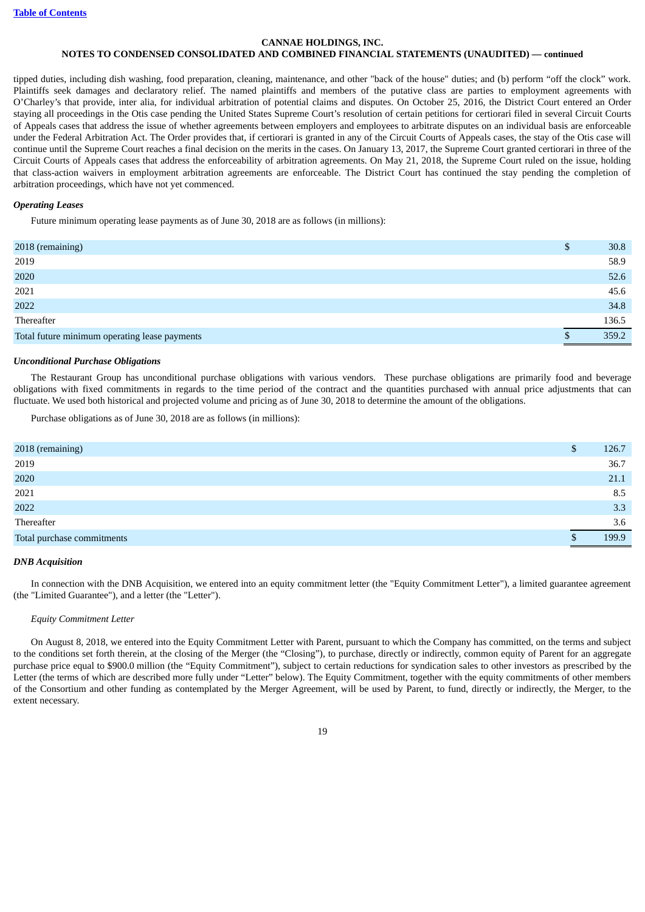tipped duties, including dish washing, food preparation, cleaning, maintenance, and other "back of the house" duties; and (b) perform “off the clock” work. Plaintiffs seek damages and declaratory relief. The named plaintiffs and members of the putative class are parties to employment agreements with O’Charley’s that provide, inter alia, for individual arbitration of potential claims and disputes. On October 25, 2016, the District Court entered an Order staying all proceedings in the Otis case pending the United States Supreme Court’s resolution of certain petitions for certiorari filed in several Circuit Courts of Appeals cases that address the issue of whether agreements between employers and employees to arbitrate disputes on an individual basis are enforceable under the Federal Arbitration Act. The Order provides that, if certiorari is granted in any of the Circuit Courts of Appeals cases, the stay of the Otis case will continue until the Supreme Court reaches a final decision on the merits in the cases. On January 13, 2017, the Supreme Court granted certiorari in three of the Circuit Courts of Appeals cases that address the enforceability of arbitration agreements. On May 21, 2018, the Supreme Court ruled on the issue, holding that class-action waivers in employment arbitration agreements are enforceable. The District Court has continued the stay pending the completion of arbitration proceedings, which have not yet commenced.

***Operating Leases***

Future minimum operating lease payments as of June 30, 2018 are as follows (in millions):

| | |
|---|---|
| 2018 (remaining) | $ 30.8 |
| 2019 | 58.9 |
| 2020 | 52.6 |
| 2021 | 45.6 |
| 2022 | 34.8 |
| Thereafter | 136.5 |
| Total future minimum operating lease payments | $ 359.2 |

***Unconditional Purchase Obligations***

The Restaurant Group has unconditional purchase obligations with various vendors. These purchase obligations are primarily food and beverage obligations with fixed commitments in regards to the time period of the contract and the quantities purchased with annual price adjustments that can fluctuate. We used both historical and projected volume and pricing as of June 30, 2018 to determine the amount of the obligations.

Purchase obligations as of June 30, 2018 are as follows (in millions):

| | |
|---|---|
| 2018 (remaining) | $ 126.7 |
| 2019 | 36.7 |
| 2020 | 21.1 |
| 2021 | 8.5 |
| 2022 | 3.3 |
| Thereafter | 3.6 |
| Total purchase commitments | $ 199.9 |

***DNB Acquisition***

In connection with the DNB Acquisition, we entered into an equity commitment letter (the "Equity Commitment Letter"), a limited guarantee agreement (the "Limited Guarantee"), and a letter (the "Letter").

*Equity Commitment Letter*

On August 8, 2018, we entered into the Equity Commitment Letter with Parent, pursuant to which the Company has committed, on the terms and subject to the conditions set forth therein, at the closing of the Merger (the “Closing”), to purchase, directly or indirectly, common equity of Parent for an aggregate purchase price equal to $900.0 million (the “Equity Commitment”), subject to certain reductions for syndication sales to other investors as prescribed by the Letter (the terms of which are described more fully under “Letter” below). The Equity Commitment, together with the equity commitments of other members of the Consortium and other funding as contemplated by the Merger Agreement, will be used by Parent, to fund, directly or indirectly, the Merger, to the extent necessary.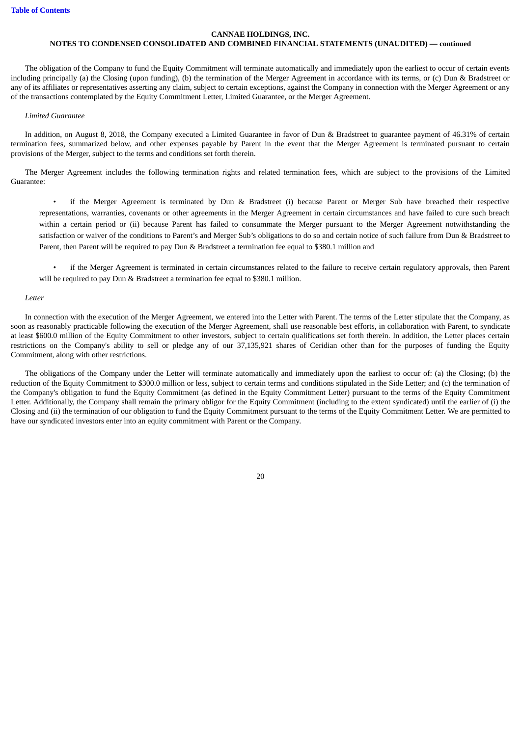The obligation of the Company to fund the Equity Commitment will terminate automatically and immediately upon the earliest to occur of certain events including principally (a) the Closing (upon funding), (b) the termination of the Merger Agreement in accordance with its terms, or (c) Dun & Bradstreet or any of its affiliates or representatives asserting any claim, subject to certain exceptions, against the Company in connection with the Merger Agreement or any of the transactions contemplated by the Equity Commitment Letter, Limited Guarantee, or the Merger Agreement.

*Limited Guarantee*

In addition, on August 8, 2018, the Company executed a Limited Guarantee in favor of Dun & Bradstreet to guarantee payment of 46.31% of certain termination fees, summarized below, and other expenses payable by Parent in the event that the Merger Agreement is terminated pursuant to certain provisions of the Merger, subject to the terms and conditions set forth therein.

The Merger Agreement includes the following termination rights and related termination fees, which are subject to the provisions of the Limited Guarantee:

- if the Merger Agreement is terminated by Dun & Bradstreet (i) because Parent or Merger Sub have breached their respective representations, warranties, covenants or other agreements in the Merger Agreement in certain circumstances and have failed to cure such breach within a certain period or (ii) because Parent has failed to consummate the Merger pursuant to the Merger Agreement notwithstanding the satisfaction or waiver of the conditions to Parent's and Merger Sub's obligations to do so and certain notice of such failure from Dun & Bradstreet to Parent, then Parent will be required to pay Dun & Bradstreet a termination fee equal to $380.1 million and

- if the Merger Agreement is terminated in certain circumstances related to the failure to receive certain regulatory approvals, then Parent will be required to pay Dun & Bradstreet a termination fee equal to $380.1 million.

*Letter*

In connection with the execution of the Merger Agreement, we entered into the Letter with Parent. The terms of the Letter stipulate that the Company, as soon as reasonably practicable following the execution of the Merger Agreement, shall use reasonable best efforts, in collaboration with Parent, to syndicate at least $600.0 million of the Equity Commitment to other investors, subject to certain qualifications set forth therein. In addition, the Letter places certain restrictions on the Company's ability to sell or pledge any of our 37,135,921 shares of Ceridian other than for the purposes of funding the Equity Commitment, along with other restrictions.

The obligations of the Company under the Letter will terminate automatically and immediately upon the earliest to occur of: (a) the Closing; (b) the reduction of the Equity Commitment to $300.0 million or less, subject to certain terms and conditions stipulated in the Side Letter; and (c) the termination of the Company's obligation to fund the Equity Commitment (as defined in the Equity Commitment Letter) pursuant to the terms of the Equity Commitment Letter. Additionally, the Company shall remain the primary obligor for the Equity Commitment (including to the extent syndicated) until the earlier of (i) the Closing and (ii) the termination of our obligation to fund the Equity Commitment pursuant to the terms of the Equity Commitment Letter. We are permitted to have our syndicated investors enter into an equity commitment with Parent or the Company.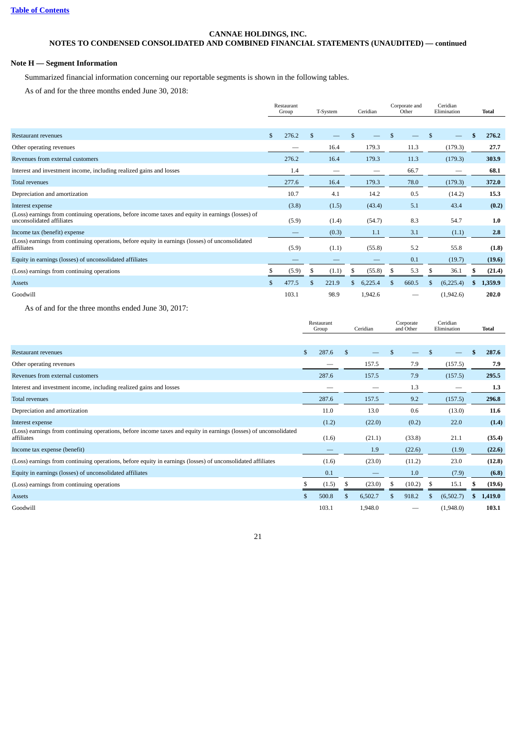[Table of Contents](#)

**CANNAE HOLDINGS, INC.**
**NOTES TO CONDENSED CONSOLIDATED AND COMBINED FINANCIAL STATEMENTS (UNAUDITED) — continued**

### Note H — Segment Information

Summarized financial information concerning our reportable segments is shown in the following tables.

As of and for the three months ended June 30, 2018:

| | Restaurant Group | T-System | Ceridian | Corporate and Other | Ceridian Elimination | Total |
|---|---|---|---|---|---|---|
| Restaurant revenues | $ 276.2 | $ — | $ — | $ — | $ — | **$ 276.2** |
| Other operating revenues | — | 16.4 | 179.3 | 11.3 | (179.3) | **27.7** |
| Revenues from external customers | 276.2 | 16.4 | 179.3 | 11.3 | (179.3) | **303.9** |
| Interest and investment income, including realized gains and losses | 1.4 | — | — | 66.7 | — | **68.1** |
| Total revenues | 277.6 | 16.4 | 179.3 | 78.0 | (179.3) | **372.0** |
| Depreciation and amortization | 10.7 | 4.1 | 14.2 | 0.5 | (14.2) | **15.3** |
| Interest expense | (3.8) | (1.5) | (43.4) | 5.1 | 43.4 | **(0.2)** |
| (Loss) earnings from continuing operations, before income taxes and equity in earnings (losses) of unconsolidated affiliates | (5.9) | (1.4) | (54.7) | 8.3 | 54.7 | **1.0** |
| Income tax (benefit) expense | — | (0.3) | 1.1 | 3.1 | (1.1) | **2.8** |
| (Loss) earnings from continuing operations, before equity in earnings (losses) of unconsolidated affiliates | (5.9) | (1.1) | (55.8) | 5.2 | 55.8 | **(1.8)** |
| Equity in earnings (losses) of unconsolidated affiliates | — | — | — | 0.1 | (19.7) | **(19.6)** |
| (Loss) earnings from continuing operations | $ (5.9) | $ (1.1) | $ (55.8) | $ 5.3 | $ 36.1 | **$ (21.4)** |
| Assets | $ 477.5 | $ 221.9 | $ 6,225.4 | $ 660.5 | $ (6,225.4) | **$ 1,359.9** |
| Goodwill | 103.1 | 98.9 | 1,942.6 | — | (1,942.6) | **202.0** |

As of and for the three months ended June 30, 2017:

| | Restaurant Group | Ceridian | Corporate and Other | Ceridian Elimination | Total |
|---|---|---|---|---|---|
| Restaurant revenues | $ 287.6 | $ — | $ — | $ — | **$ 287.6** |
| Other operating revenues | — | 157.5 | 7.9 | (157.5) | **7.9** |
| Revenues from external customers | 287.6 | 157.5 | 7.9 | (157.5) | **295.5** |
| Interest and investment income, including realized gains and losses | — | — | 1.3 | — | **1.3** |
| Total revenues | 287.6 | 157.5 | 9.2 | (157.5) | **296.8** |
| Depreciation and amortization | 11.0 | 13.0 | 0.6 | (13.0) | **11.6** |
| Interest expense | (1.2) | (22.0) | (0.2) | 22.0 | **(1.4)** |
| (Loss) earnings from continuing operations, before income taxes and equity in earnings (losses) of unconsolidated affiliates | (1.6) | (21.1) | (33.8) | 21.1 | **(35.4)** |
| Income tax expense (benefit) | — | 1.9 | (22.6) | (1.9) | **(22.6)** |
| (Loss) earnings from continuing operations, before equity in earnings (losses) of unconsolidated affiliates | (1.6) | (23.0) | (11.2) | 23.0 | **(12.8)** |
| Equity in earnings (losses) of unconsolidated affiliates | 0.1 | — | 1.0 | (7.9) | **(6.8)** |
| (Loss) earnings from continuing operations | $ (1.5) | $ (23.0) | $ (10.2) | $ 15.1 | **$ (19.6)** |
| Assets | $ 500.8 | $ 6,502.7 | $ 918.2 | $ (6,502.7) | **$ 1,419.0** |
| Goodwill | 103.1 | 1,948.0 | — | (1,948.0) | **103.1** |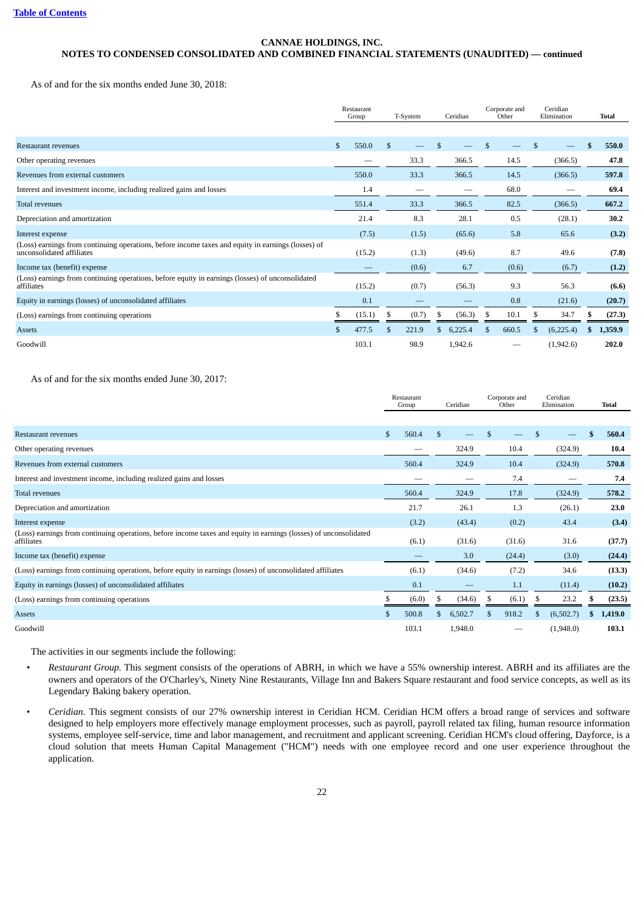**CANNAE HOLDINGS, INC.**
**NOTES TO CONDENSED CONSOLIDATED AND COMBINED FINANCIAL STATEMENTS (UNAUDITED) — continued**

As of and for the six months ended June 30, 2018:

| | Restaurant Group | T-System | Ceridian | Corporate and Other | Ceridian Elimination | Total |
|---|---|---|---|---|---|---|
| Restaurant revenues | $ 550.0 | $ — | $ — | $ — | $ — | **$ 550.0** |
| Other operating revenues | — | 33.3 | 366.5 | 14.5 | (366.5) | **47.8** |
| Revenues from external customers | 550.0 | 33.3 | 366.5 | 14.5 | (366.5) | **597.8** |
| Interest and investment income, including realized gains and losses | 1.4 | — | — | 68.0 | — | **69.4** |
| Total revenues | 551.4 | 33.3 | 366.5 | 82.5 | (366.5) | **667.2** |
| Depreciation and amortization | 21.4 | 8.3 | 28.1 | 0.5 | (28.1) | **30.2** |
| Interest expense | (7.5) | (1.5) | (65.6) | 5.8 | 65.6 | **(3.2)** |
| (Loss) earnings from continuing operations, before income taxes and equity in earnings (losses) of unconsolidated affiliates | (15.2) | (1.3) | (49.6) | 8.7 | 49.6 | **(7.8)** |
| Income tax (benefit) expense | — | (0.6) | 6.7 | (0.6) | (6.7) | **(1.2)** |
| (Loss) earnings from continuing operations, before equity in earnings (losses) of unconsolidated affiliates | (15.2) | (0.7) | (56.3) | 9.3 | 56.3 | **(6.6)** |
| Equity in earnings (losses) of unconsolidated affiliates | 0.1 | — | — | 0.8 | (21.6) | **(20.7)** |
| (Loss) earnings from continuing operations | $ (15.1) | $ (0.7) | $ (56.3) | $ 10.1 | $ 34.7 | **$ (27.3)** |
| Assets | $ 477.5 | $ 221.9 | $ 6,225.4 | $ 660.5 | $ (6,225.4) | **$ 1,359.9** |
| Goodwill | 103.1 | 98.9 | 1,942.6 | — | (1,942.6) | **202.0** |

As of and for the six months ended June 30, 2017:

| | Restaurant Group | Ceridian | Corporate and Other | Ceridian Elimination | Total |
|---|---|---|---|---|---|
| Restaurant revenues | $ 560.4 | $ — | $ — | $ — | **$ 560.4** |
| Other operating revenues | — | 324.9 | 10.4 | (324.9) | **10.4** |
| Revenues from external customers | 560.4 | 324.9 | 10.4 | (324.9) | **570.8** |
| Interest and investment income, including realized gains and losses | — | — | 7.4 | — | **7.4** |
| Total revenues | 560.4 | 324.9 | 17.8 | (324.9) | **578.2** |
| Depreciation and amortization | 21.7 | 26.1 | 1.3 | (26.1) | **23.0** |
| Interest expense | (3.2) | (43.4) | (0.2) | 43.4 | **(3.4)** |
| (Loss) earnings from continuing operations, before income taxes and equity in earnings (losses) of unconsolidated affiliates | (6.1) | (31.6) | (31.6) | 31.6 | **(37.7)** |
| Income tax (benefit) expense | — | 3.0 | (24.4) | (3.0) | **(24.4)** |
| (Loss) earnings from continuing operations, before equity in earnings (losses) of unconsolidated affiliates | (6.1) | (34.6) | (7.2) | 34.6 | **(13.3)** |
| Equity in earnings (losses) of unconsolidated affiliates | 0.1 | — | 1.1 | (11.4) | **(10.2)** |
| (Loss) earnings from continuing operations | $ (6.0) | $ (34.6) | $ (6.1) | $ 23.2 | **$ (23.5)** |
| Assets | $ 500.8 | $ 6,502.7 | $ 918.2 | $ (6,502.7) | **$ 1,419.0** |
| Goodwill | 103.1 | 1,948.0 | — | (1,948.0) | **103.1** |

The activities in our segments include the following:

- *Restaurant Group.* This segment consists of the operations of ABRH, in which we have a 55% ownership interest. ABRH and its affiliates are the owners and operators of the O'Charley's, Ninety Nine Restaurants, Village Inn and Bakers Square restaurant and food service concepts, as well as its Legendary Baking bakery operation.
- *Ceridian*. This segment consists of our 27% ownership interest in Ceridian HCM. Ceridian HCM offers a broad range of services and software designed to help employers more effectively manage employment processes, such as payroll, payroll related tax filing, human resource information systems, employee self-service, time and labor management, and recruitment and applicant screening. Ceridian HCM's cloud offering, Dayforce, is a cloud solution that meets Human Capital Management ("HCM") needs with one employee record and one user experience throughout the application.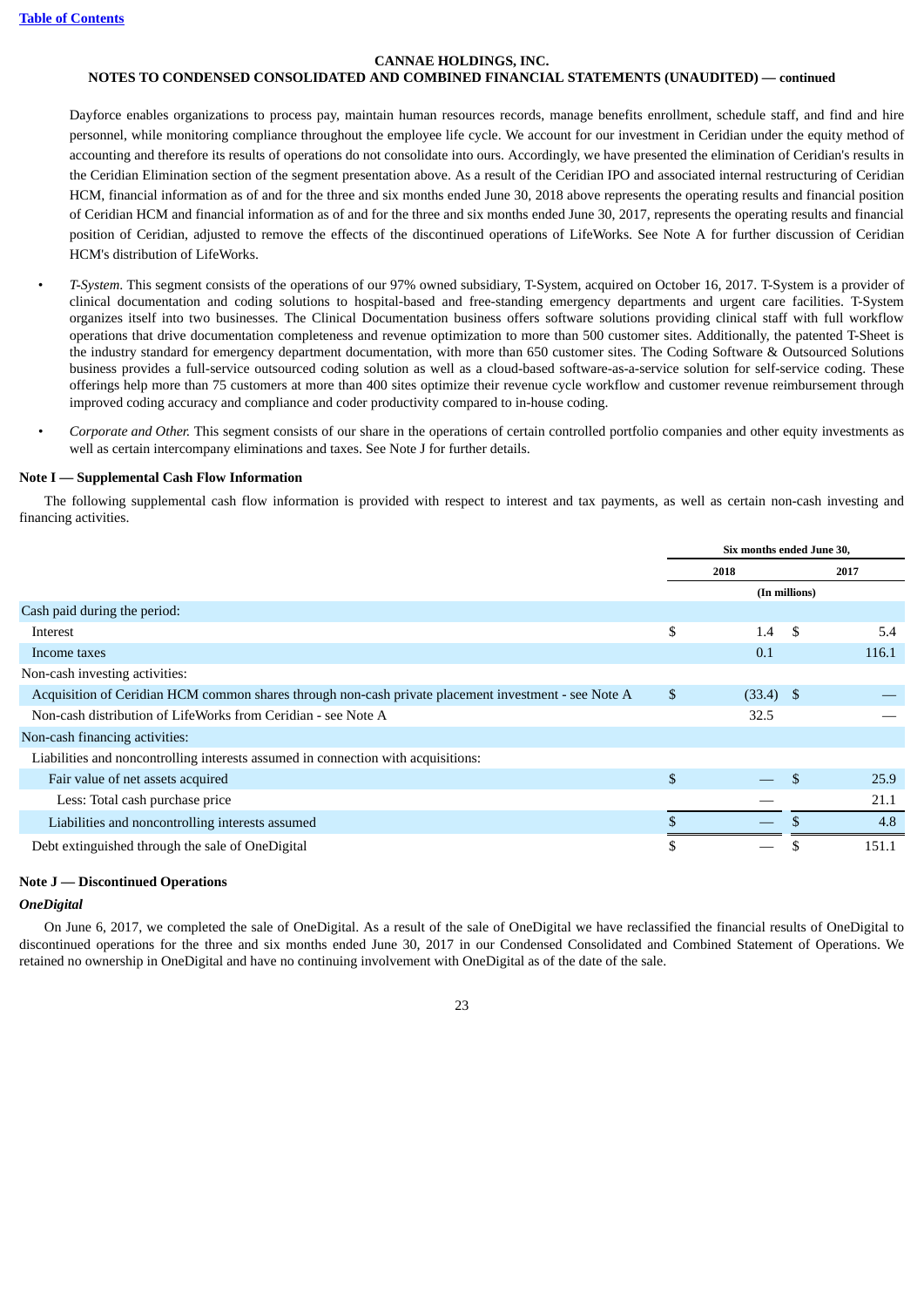Dayforce enables organizations to process pay, maintain human resources records, manage benefits enrollment, schedule staff, and find and hire personnel, while monitoring compliance throughout the employee life cycle. We account for our investment in Ceridian under the equity method of accounting and therefore its results of operations do not consolidate into ours. Accordingly, we have presented the elimination of Ceridian's results in the Ceridian Elimination section of the segment presentation above. As a result of the Ceridian IPO and associated internal restructuring of Ceridian HCM, financial information as of and for the three and six months ended June 30, 2018 above represents the operating results and financial position of Ceridian HCM and financial information as of and for the three and six months ended June 30, 2017, represents the operating results and financial position of Ceridian, adjusted to remove the effects of the discontinued operations of LifeWorks. See Note A for further discussion of Ceridian HCM's distribution of LifeWorks.

- *T-System.* This segment consists of the operations of our 97% owned subsidiary, T-System, acquired on October 16, 2017. T-System is a provider of clinical documentation and coding solutions to hospital-based and free-standing emergency departments and urgent care facilities. T-System organizes itself into two businesses. The Clinical Documentation business offers software solutions providing clinical staff with full workflow operations that drive documentation completeness and revenue optimization to more than 500 customer sites. Additionally, the patented T-Sheet is the industry standard for emergency department documentation, with more than 650 customer sites. The Coding Software & Outsourced Solutions business provides a full-service outsourced coding solution as well as a cloud-based software-as-a-service solution for self-service coding. These offerings help more than 75 customers at more than 400 sites optimize their revenue cycle workflow and customer revenue reimbursement through improved coding accuracy and compliance and coder productivity compared to in-house coding.
- *Corporate and Other.* This segment consists of our share in the operations of certain controlled portfolio companies and other equity investments as well as certain intercompany eliminations and taxes. See Note J for further details.

**Note I — Supplemental Cash Flow Information**

The following supplemental cash flow information is provided with respect to interest and tax payments, as well as certain non-cash investing and financing activities.

| | Six months ended June 30, | |
|---|---|---|
| | 2018 | 2017 |
| | (In millions) | |
| Cash paid during the period: | | |
| Interest | $ 1.4 | $ 5.4 |
| Income taxes | 0.1 | 116.1 |
| Non-cash investing activities: | | |
| Acquisition of Ceridian HCM common shares through non-cash private placement investment - see Note A | $ (33.4) | $ — |
| Non-cash distribution of LifeWorks from Ceridian - see Note A | 32.5 | — |
| Non-cash financing activities: | | |
| Liabilities and noncontrolling interests assumed in connection with acquisitions: | | |
| Fair value of net assets acquired | $ — | $ 25.9 |
| Less: Total cash purchase price | — | 21.1 |
| Liabilities and noncontrolling interests assumed | $ — | $ 4.8 |
| Debt extinguished through the sale of OneDigital | $ — | $ 151.1 |

**Note J — Discontinued Operations**

***OneDigital***

On June 6, 2017, we completed the sale of OneDigital. As a result of the sale of OneDigital we have reclassified the financial results of OneDigital to discontinued operations for the three and six months ended June 30, 2017 in our Condensed Consolidated and Combined Statement of Operations. We retained no ownership in OneDigital and have no continuing involvement with OneDigital as of the date of the sale.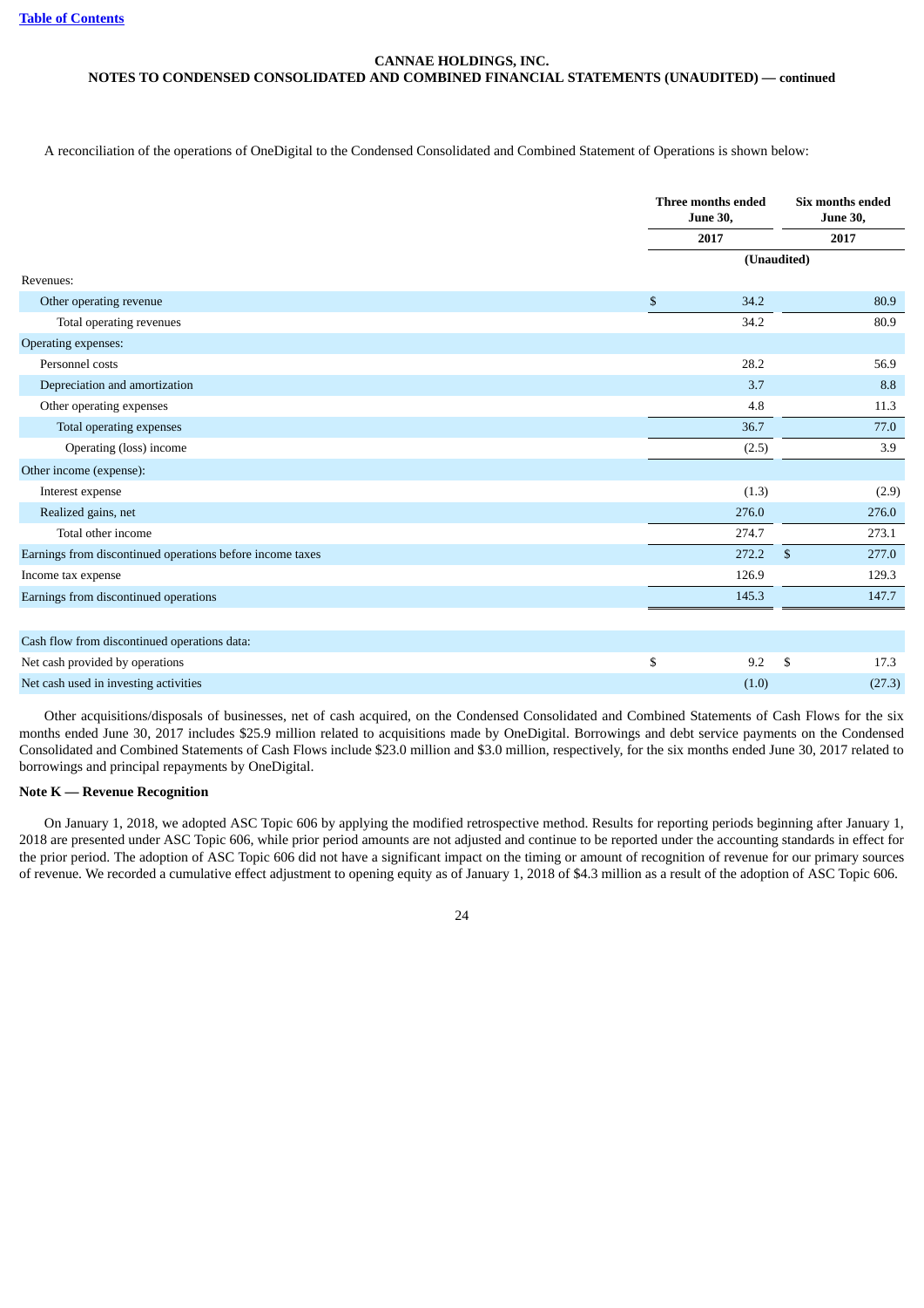**CANNAE HOLDINGS, INC.**
**NOTES TO CONDENSED CONSOLIDATED AND COMBINED FINANCIAL STATEMENTS (UNAUDITED) — continued**

A reconciliation of the operations of OneDigital to the Condensed Consolidated and Combined Statement of Operations is shown below:

| | Three months ended June 30, | Six months ended June 30, |
|---|---|---|
| | 2017 | 2017 |
| | (Unaudited) | |
| Revenues: | | |
| Other operating revenue | $ 34.2 | 80.9 |
| Total operating revenues | 34.2 | 80.9 |
| Operating expenses: | | |
| Personnel costs | 28.2 | 56.9 |
| Depreciation and amortization | 3.7 | 8.8 |
| Other operating expenses | 4.8 | 11.3 |
| Total operating expenses | 36.7 | 77.0 |
| Operating (loss) income | (2.5) | 3.9 |
| Other income (expense): | | |
| Interest expense | (1.3) | (2.9) |
| Realized gains, net | 276.0 | 276.0 |
| Total other income | 274.7 | 273.1 |
| Earnings from discontinued operations before income taxes | 272.2 | $ 277.0 |
| Income tax expense | 126.9 | 129.3 |
| Earnings from discontinued operations | 145.3 | 147.7 |
| | | |
| Cash flow from discontinued operations data: | | |
| Net cash provided by operations | $ 9.2 | $ 17.3 |
| Net cash used in investing activities | (1.0) | (27.3) |

Other acquisitions/disposals of businesses, net of cash acquired, on the Condensed Consolidated and Combined Statements of Cash Flows for the six months ended June 30, 2017 includes $25.9 million related to acquisitions made by OneDigital. Borrowings and debt service payments on the Condensed Consolidated and Combined Statements of Cash Flows include $23.0 million and $3.0 million, respectively, for the six months ended June 30, 2017 related to borrowings and principal repayments by OneDigital.

**Note K — Revenue Recognition**

On January 1, 2018, we adopted ASC Topic 606 by applying the modified retrospective method. Results for reporting periods beginning after January 1, 2018 are presented under ASC Topic 606, while prior period amounts are not adjusted and continue to be reported under the accounting standards in effect for the prior period. The adoption of ASC Topic 606 did not have a significant impact on the timing or amount of recognition of revenue for our primary sources of revenue. We recorded a cumulative effect adjustment to opening equity as of January 1, 2018 of $4.3 million as a result of the adoption of ASC Topic 606.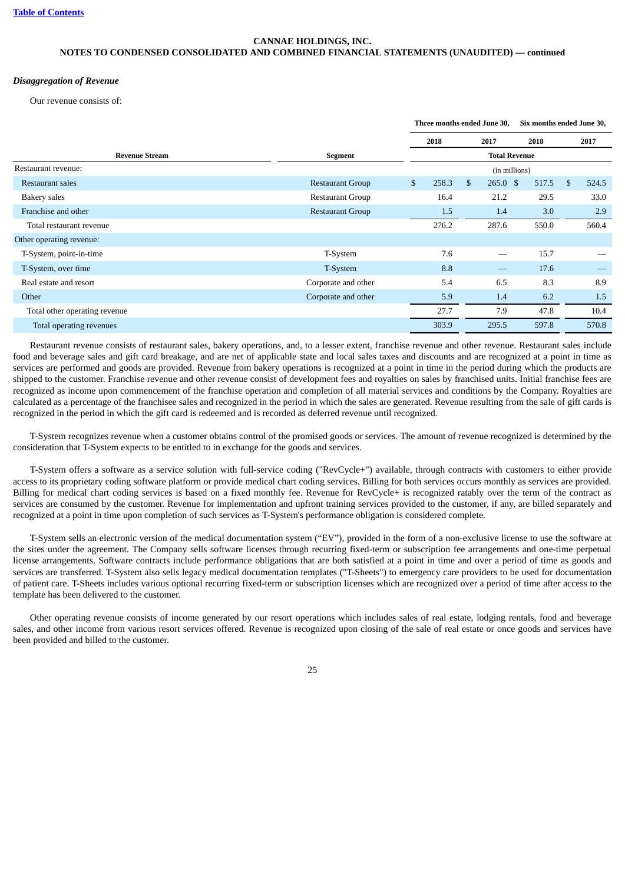**CANNAE HOLDINGS, INC.**
**NOTES TO CONDENSED CONSOLIDATED AND COMBINED FINANCIAL STATEMENTS (UNAUDITED) — continued**

***Disaggregation of Revenue***

Our revenue consists of:

| | | Three months ended June 30, | | Six months ended June 30, | |
|---|---|---|---|---|---|
| | | 2018 | 2017 | 2018 | 2017 |
| **Revenue Stream** | **Segment** | **Total Revenue** | | | |
| Restaurant revenue: | | (in millions) | | | |
| Restaurant sales | Restaurant Group | $ 258.3 | $ 265.0 | $ 517.5 | $ 524.5 |
| Bakery sales | Restaurant Group | 16.4 | 21.2 | 29.5 | 33.0 |
| Franchise and other | Restaurant Group | 1.5 | 1.4 | 3.0 | 2.9 |
| Total restaurant revenue | | 276.2 | 287.6 | 550.0 | 560.4 |
| Other operating revenue: | | | | | |
| T-System, point-in-time | T-System | 7.6 | — | 15.7 | — |
| T-System, over time | T-System | 8.8 | — | 17.6 | — |
| Real estate and resort | Corporate and other | 5.4 | 6.5 | 8.3 | 8.9 |
| Other | Corporate and other | 5.9 | 1.4 | 6.2 | 1.5 |
| Total other operating revenue | | 27.7 | 7.9 | 47.8 | 10.4 |
| Total operating revenues | | 303.9 | 295.5 | 597.8 | 570.8 |

Restaurant revenue consists of restaurant sales, bakery operations, and, to a lesser extent, franchise revenue and other revenue. Restaurant sales include food and beverage sales and gift card breakage, and are net of applicable state and local sales taxes and discounts and are recognized at a point in time as services are performed and goods are provided. Revenue from bakery operations is recognized at a point in time in the period during which the products are shipped to the customer. Franchise revenue and other revenue consist of development fees and royalties on sales by franchised units. Initial franchise fees are recognized as income upon commencement of the franchise operation and completion of all material services and conditions by the Company. Royalties are calculated as a percentage of the franchisee sales and recognized in the period in which the sales are generated. Revenue resulting from the sale of gift cards is recognized in the period in which the gift card is redeemed and is recorded as deferred revenue until recognized.

T-System recognizes revenue when a customer obtains control of the promised goods or services. The amount of revenue recognized is determined by the consideration that T-System expects to be entitled to in exchange for the goods and services.

T-System offers a software as a service solution with full-service coding ("RevCycle+") available, through contracts with customers to either provide access to its proprietary coding software platform or provide medical chart coding services. Billing for both services occurs monthly as services are provided. Billing for medical chart coding services is based on a fixed monthly fee. Revenue for RevCycle+ is recognized ratably over the term of the contract as services are consumed by the customer. Revenue for implementation and upfront training services provided to the customer, if any, are billed separately and recognized at a point in time upon completion of such services as T-System's performance obligation is considered complete.

T-System sells an electronic version of the medical documentation system ("EV"), provided in the form of a non-exclusive license to use the software at the sites under the agreement. The Company sells software licenses through recurring fixed-term or subscription fee arrangements and one-time perpetual license arrangements. Software contracts include performance obligations that are both satisfied at a point in time and over a period of time as goods and services are transferred. T-System also sells legacy medical documentation templates ("T-Sheets") to emergency care providers to be used for documentation of patient care. T-Sheets includes various optional recurring fixed-term or subscription licenses which are recognized over a period of time after access to the template has been delivered to the customer.

Other operating revenue consists of income generated by our resort operations which includes sales of real estate, lodging rentals, food and beverage sales, and other income from various resort services offered. Revenue is recognized upon closing of the sale of real estate or once goods and services have been provided and billed to the customer.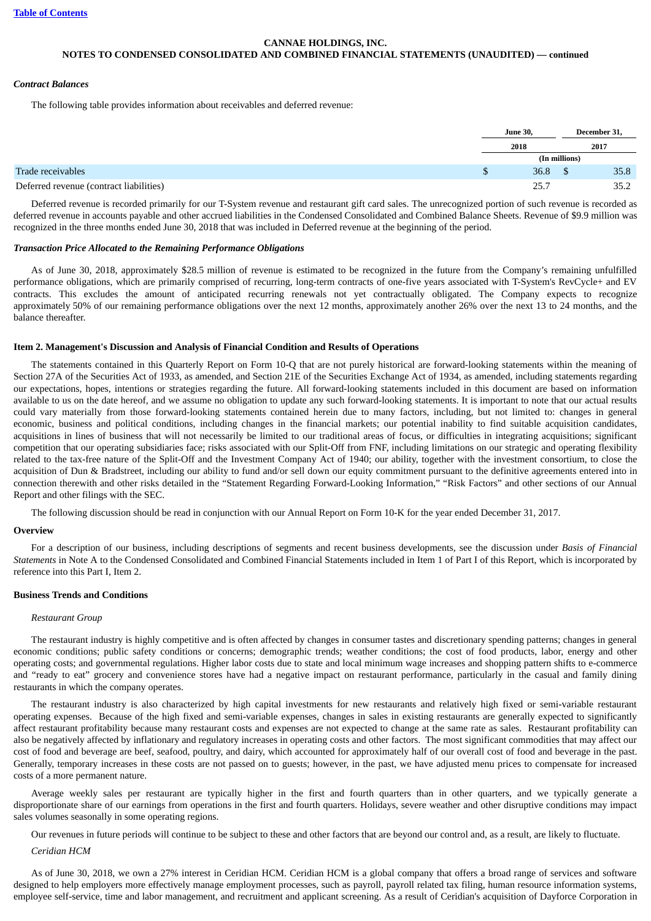**CANNAE HOLDINGS, INC.**
**NOTES TO CONDENSED CONSOLIDATED AND COMBINED FINANCIAL STATEMENTS (UNAUDITED) — continued**

***Contract Balances***

The following table provides information about receivables and deferred revenue:

| | June 30, 2018 | December 31, 2017 |
|---|---|---|
| | (In millions) | |
| Trade receivables | $ 36.8 | $ 35.8 |
| Deferred revenue (contract liabilities) | 25.7 | 35.2 |

Deferred revenue is recorded primarily for our T-System revenue and restaurant gift card sales. The unrecognized portion of such revenue is recorded as deferred revenue in accounts payable and other accrued liabilities in the Condensed Consolidated and Combined Balance Sheets. Revenue of $9.9 million was recognized in the three months ended June 30, 2018 that was included in Deferred revenue at the beginning of the period.

***Transaction Price Allocated to the Remaining Performance Obligations***

As of June 30, 2018, approximately $28.5 million of revenue is estimated to be recognized in the future from the Company's remaining unfulfilled performance obligations, which are primarily comprised of recurring, long-term contracts of one-five years associated with T-System's RevCycle+ and EV contracts. This excludes the amount of anticipated recurring renewals not yet contractually obligated. The Company expects to recognize approximately 50% of our remaining performance obligations over the next 12 months, approximately another 26% over the next 13 to 24 months, and the balance thereafter.

## Item 2. Management's Discussion and Analysis of Financial Condition and Results of Operations

The statements contained in this Quarterly Report on Form 10-Q that are not purely historical are forward-looking statements within the meaning of Section 27A of the Securities Act of 1933, as amended, and Section 21E of the Securities Exchange Act of 1934, as amended, including statements regarding our expectations, hopes, intentions or strategies regarding the future. All forward-looking statements included in this document are based on information available to us on the date hereof, and we assume no obligation to update any such forward-looking statements. It is important to note that our actual results could vary materially from those forward-looking statements contained herein due to many factors, including, but not limited to: changes in general economic, business and political conditions, including changes in the financial markets; our potential inability to find suitable acquisition candidates, acquisitions in lines of business that will not necessarily be limited to our traditional areas of focus, or difficulties in integrating acquisitions; significant competition that our operating subsidiaries face; risks associated with our Split-Off from FNF, including limitations on our strategic and operating flexibility related to the tax-free nature of the Split-Off and the Investment Company Act of 1940; our ability, together with the investment consortium, to close the acquisition of Dun & Bradstreet, including our ability to fund and/or sell down our equity commitment pursuant to the definitive agreements entered into in connection therewith and other risks detailed in the "Statement Regarding Forward-Looking Information," "Risk Factors" and other sections of our Annual Report and other filings with the SEC.

The following discussion should be read in conjunction with our Annual Report on Form 10-K for the year ended December 31, 2017.

### Overview

For a description of our business, including descriptions of segments and recent business developments, see the discussion under *Basis of Financial Statements* in Note A to the Condensed Consolidated and Combined Financial Statements included in Item 1 of Part I of this Report, which is incorporated by reference into this Part I, Item 2.

### Business Trends and Conditions

*Restaurant Group*

The restaurant industry is highly competitive and is often affected by changes in consumer tastes and discretionary spending patterns; changes in general economic conditions; public safety conditions or concerns; demographic trends; weather conditions; the cost of food products, labor, energy and other operating costs; and governmental regulations. Higher labor costs due to state and local minimum wage increases and shopping pattern shifts to e-commerce and "ready to eat" grocery and convenience stores have had a negative impact on restaurant performance, particularly in the casual and family dining restaurants in which the company operates.

The restaurant industry is also characterized by high capital investments for new restaurants and relatively high fixed or semi-variable restaurant operating expenses. Because of the high fixed and semi-variable expenses, changes in sales in existing restaurants are generally expected to significantly affect restaurant profitability because many restaurant costs and expenses are not expected to change at the same rate as sales. Restaurant profitability can also be negatively affected by inflationary and regulatory increases in operating costs and other factors. The most significant commodities that may affect our cost of food and beverage are beef, seafood, poultry, and dairy, which accounted for approximately half of our overall cost of food and beverage in the past. Generally, temporary increases in these costs are not passed on to guests; however, in the past, we have adjusted menu prices to compensate for increased costs of a more permanent nature.

Average weekly sales per restaurant are typically higher in the first and fourth quarters than in other quarters, and we typically generate a disproportionate share of our earnings from operations in the first and fourth quarters. Holidays, severe weather and other disruptive conditions may impact sales volumes seasonally in some operating regions.

Our revenues in future periods will continue to be subject to these and other factors that are beyond our control and, as a result, are likely to fluctuate.

*Ceridian HCM*

As of June 30, 2018, we own a 27% interest in Ceridian HCM. Ceridian HCM is a global company that offers a broad range of services and software designed to help employers more effectively manage employment processes, such as payroll, payroll related tax filing, human resource information systems, employee self-service, time and labor management, and recruitment and applicant screening. As a result of Ceridian's acquisition of Dayforce Corporation in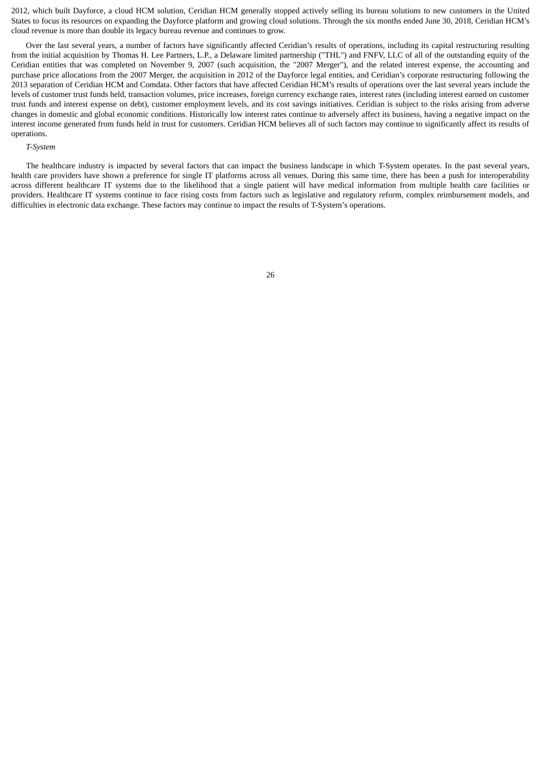2012, which built Dayforce, a cloud HCM solution, Ceridian HCM generally stopped actively selling its bureau solutions to new customers in the United States to focus its resources on expanding the Dayforce platform and growing cloud solutions. Through the six months ended June 30, 2018, Ceridian HCM's cloud revenue is more than double its legacy bureau revenue and continues to grow.

Over the last several years, a number of factors have significantly affected Ceridian's results of operations, including its capital restructuring resulting from the initial acquisition by Thomas H. Lee Partners, L.P., a Delaware limited partnership ("THL") and FNFV, LLC of all of the outstanding equity of the Ceridian entities that was completed on November 9, 2007 (such acquisition, the "2007 Merger"), and the related interest expense, the accounting and purchase price allocations from the 2007 Merger, the acquisition in 2012 of the Dayforce legal entities, and Ceridian's corporate restructuring following the 2013 separation of Ceridian HCM and Comdata. Other factors that have affected Ceridian HCM's results of operations over the last several years include the levels of customer trust funds held, transaction volumes, price increases, foreign currency exchange rates, interest rates (including interest earned on customer trust funds and interest expense on debt), customer employment levels, and its cost savings initiatives. Ceridian is subject to the risks arising from adverse changes in domestic and global economic conditions. Historically low interest rates continue to adversely affect its business, having a negative impact on the interest income generated from funds held in trust for customers. Ceridian HCM believes all of such factors may continue to significantly affect its results of operations.

*T-System*

The healthcare industry is impacted by several factors that can impact the business landscape in which T-System operates. In the past several years, health care providers have shown a preference for single IT platforms across all venues. During this same time, there has been a push for interoperability across different healthcare IT systems due to the likelihood that a single patient will have medical information from multiple health care facilities or providers. Healthcare IT systems continue to face rising costs from factors such as legislative and regulatory reform, complex reimbursement models, and difficulties in electronic data exchange. These factors may continue to impact the results of T-System's operations.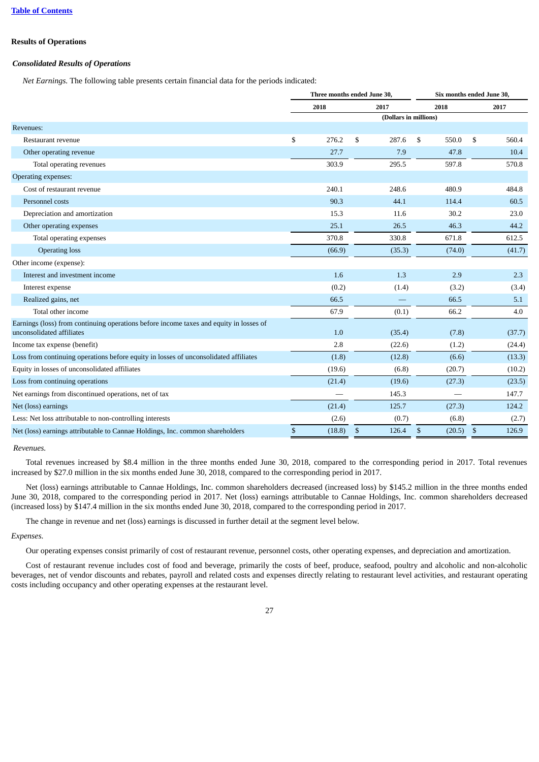## Results of Operations

### *Consolidated Results of Operations*

*Net Earnings.* The following table presents certain financial data for the periods indicated:

| | Three months ended June 30, | | Six months ended June 30, | |
|---|---|---|---|---|
| | 2018 | 2017 | 2018 | 2017 |
| | (Dollars in millions) | | | |
| Revenues: | | | | |
| Restaurant revenue | $ 276.2 | $ 287.6 | $ 550.0 | $ 560.4 |
| Other operating revenue | 27.7 | 7.9 | 47.8 | 10.4 |
| Total operating revenues | 303.9 | 295.5 | 597.8 | 570.8 |
| Operating expenses: | | | | |
| Cost of restaurant revenue | 240.1 | 248.6 | 480.9 | 484.8 |
| Personnel costs | 90.3 | 44.1 | 114.4 | 60.5 |
| Depreciation and amortization | 15.3 | 11.6 | 30.2 | 23.0 |
| Other operating expenses | 25.1 | 26.5 | 46.3 | 44.2 |
| Total operating expenses | 370.8 | 330.8 | 671.8 | 612.5 |
| Operating loss | (66.9) | (35.3) | (74.0) | (41.7) |
| Other income (expense): | | | | |
| Interest and investment income | 1.6 | 1.3 | 2.9 | 2.3 |
| Interest expense | (0.2) | (1.4) | (3.2) | (3.4) |
| Realized gains, net | 66.5 | — | 66.5 | 5.1 |
| Total other income | 67.9 | (0.1) | 66.2 | 4.0 |
| Earnings (loss) from continuing operations before income taxes and equity in losses of unconsolidated affiliates | 1.0 | (35.4) | (7.8) | (37.7) |
| Income tax expense (benefit) | 2.8 | (22.6) | (1.2) | (24.4) |
| Loss from continuing operations before equity in losses of unconsolidated affiliates | (1.8) | (12.8) | (6.6) | (13.3) |
| Equity in losses of unconsolidated affiliates | (19.6) | (6.8) | (20.7) | (10.2) |
| Loss from continuing operations | (21.4) | (19.6) | (27.3) | (23.5) |
| Net earnings from discontinued operations, net of tax | — | 145.3 | — | 147.7 |
| Net (loss) earnings | (21.4) | 125.7 | (27.3) | 124.2 |
| Less: Net loss attributable to non-controlling interests | (2.6) | (0.7) | (6.8) | (2.7) |
| Net (loss) earnings attributable to Cannae Holdings, Inc. common shareholders | $ (18.8) | $ 126.4 | $ (20.5) | $ 126.9 |

*Revenues.*

Total revenues increased by $8.4 million in the three months ended June 30, 2018, compared to the corresponding period in 2017. Total revenues increased by $27.0 million in the six months ended June 30, 2018, compared to the corresponding period in 2017.

Net (loss) earnings attributable to Cannae Holdings, Inc. common shareholders decreased (increased loss) by $145.2 million in the three months ended June 30, 2018, compared to the corresponding period in 2017. Net (loss) earnings attributable to Cannae Holdings, Inc. common shareholders decreased (increased loss) by $147.4 million in the six months ended June 30, 2018, compared to the corresponding period in 2017.

The change in revenue and net (loss) earnings is discussed in further detail at the segment level below.

*Expenses.*

Our operating expenses consist primarily of cost of restaurant revenue, personnel costs, other operating expenses, and depreciation and amortization.

Cost of restaurant revenue includes cost of food and beverage, primarily the costs of beef, produce, seafood, poultry and alcoholic and non-alcoholic beverages, net of vendor discounts and rebates, payroll and related costs and expenses directly relating to restaurant level activities, and restaurant operating costs including occupancy and other operating expenses at the restaurant level.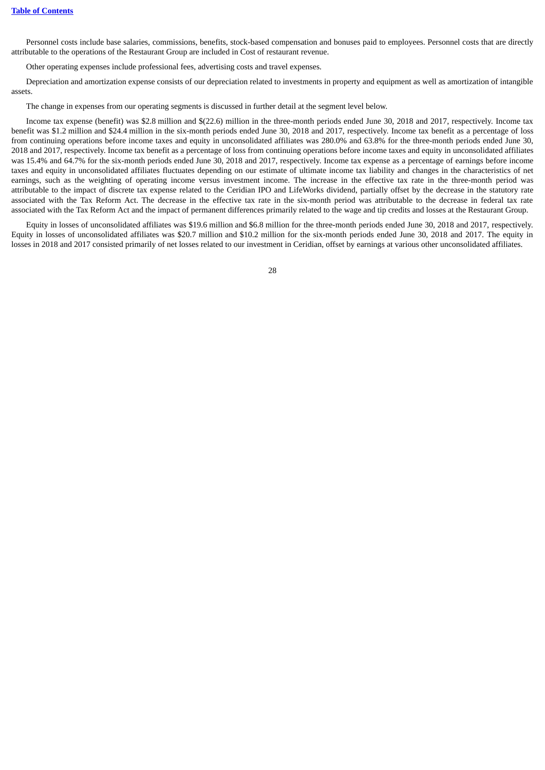Personnel costs include base salaries, commissions, benefits, stock-based compensation and bonuses paid to employees. Personnel costs that are directly attributable to the operations of the Restaurant Group are included in Cost of restaurant revenue.

Other operating expenses include professional fees, advertising costs and travel expenses.

Depreciation and amortization expense consists of our depreciation related to investments in property and equipment as well as amortization of intangible assets.

The change in expenses from our operating segments is discussed in further detail at the segment level below.

Income tax expense (benefit) was $2.8 million and $(22.6) million in the three-month periods ended June 30, 2018 and 2017, respectively. Income tax benefit was $1.2 million and $24.4 million in the six-month periods ended June 30, 2018 and 2017, respectively. Income tax benefit as a percentage of loss from continuing operations before income taxes and equity in unconsolidated affiliates was 280.0% and 63.8% for the three-month periods ended June 30, 2018 and 2017, respectively. Income tax benefit as a percentage of loss from continuing operations before income taxes and equity in unconsolidated affiliates was 15.4% and 64.7% for the six-month periods ended June 30, 2018 and 2017, respectively. Income tax expense as a percentage of earnings before income taxes and equity in unconsolidated affiliates fluctuates depending on our estimate of ultimate income tax liability and changes in the characteristics of net earnings, such as the weighting of operating income versus investment income. The increase in the effective tax rate in the three-month period was attributable to the impact of discrete tax expense related to the Ceridian IPO and LifeWorks dividend, partially offset by the decrease in the statutory rate associated with the Tax Reform Act. The decrease in the effective tax rate in the six-month period was attributable to the decrease in federal tax rate associated with the Tax Reform Act and the impact of permanent differences primarily related to the wage and tip credits and losses at the Restaurant Group.

Equity in losses of unconsolidated affiliates was $19.6 million and $6.8 million for the three-month periods ended June 30, 2018 and 2017, respectively. Equity in losses of unconsolidated affiliates was $20.7 million and $10.2 million for the six-month periods ended June 30, 2018 and 2017. The equity in losses in 2018 and 2017 consisted primarily of net losses related to our investment in Ceridian, offset by earnings at various other unconsolidated affiliates.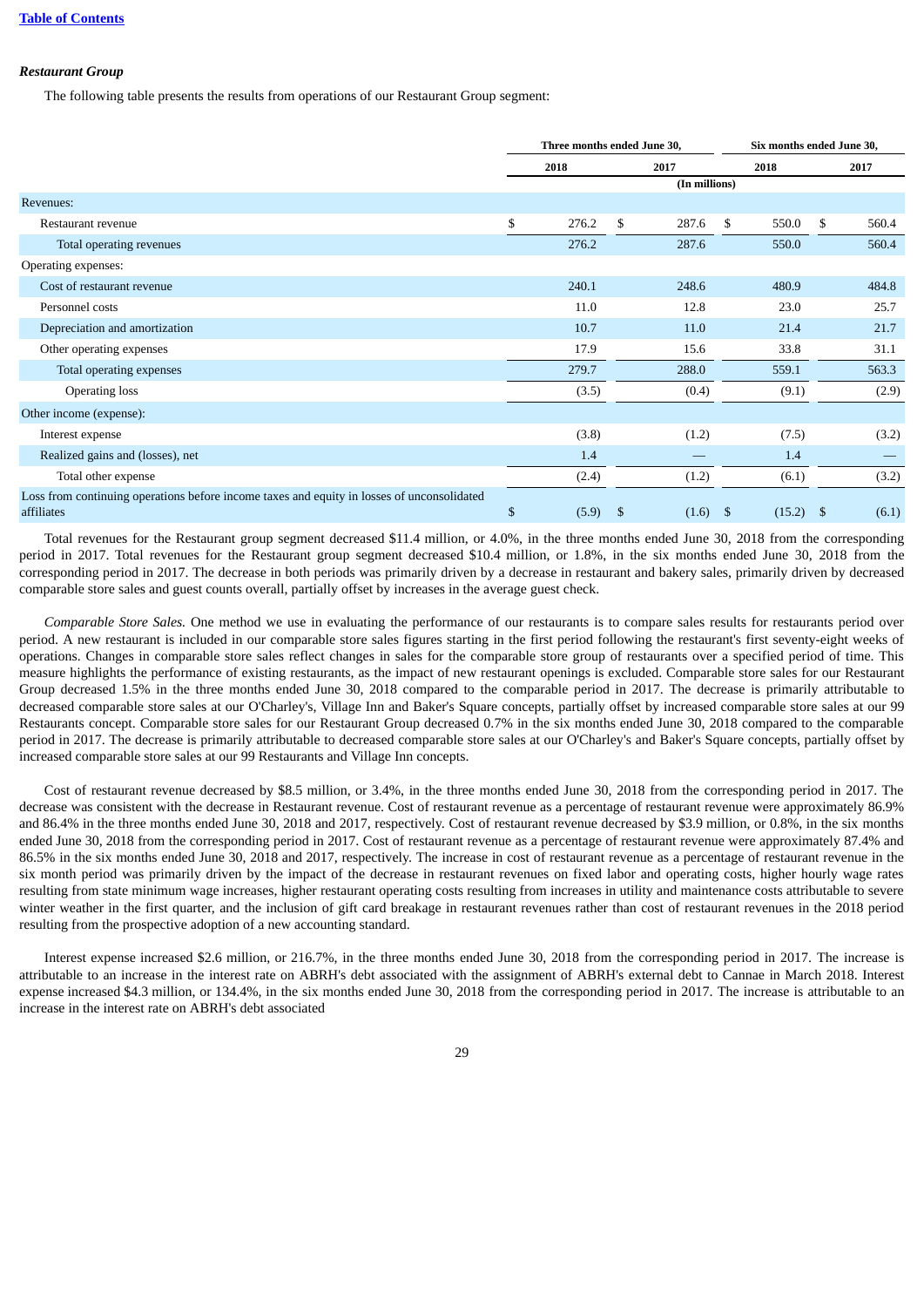### *Restaurant Group*

The following table presents the results from operations of our Restaurant Group segment:

| | Three months ended June 30, | | Six months ended June 30, | |
|---|---|---|---|---|
| | 2018 | 2017 | 2018 | 2017 |
| | (In millions) | | | |
| Revenues: | | | | |
| Restaurant revenue | $ 276.2 | $ 287.6 | $ 550.0 | $ 560.4 |
| Total operating revenues | 276.2 | 287.6 | 550.0 | 560.4 |
| Operating expenses: | | | | |
| Cost of restaurant revenue | 240.1 | 248.6 | 480.9 | 484.8 |
| Personnel costs | 11.0 | 12.8 | 23.0 | 25.7 |
| Depreciation and amortization | 10.7 | 11.0 | 21.4 | 21.7 |
| Other operating expenses | 17.9 | 15.6 | 33.8 | 31.1 |
| Total operating expenses | 279.7 | 288.0 | 559.1 | 563.3 |
| Operating loss | (3.5) | (0.4) | (9.1) | (2.9) |
| Other income (expense): | | | | |
| Interest expense | (3.8) | (1.2) | (7.5) | (3.2) |
| Realized gains and (losses), net | 1.4 | — | 1.4 | — |
| Total other expense | (2.4) | (1.2) | (6.1) | (3.2) |
| Loss from continuing operations before income taxes and equity in losses of unconsolidated affiliates | $ (5.9) | $ (1.6) | $ (15.2) | $ (6.1) |

Total revenues for the Restaurant group segment decreased $11.4 million, or 4.0%, in the three months ended June 30, 2018 from the corresponding period in 2017. Total revenues for the Restaurant group segment decreased $10.4 million, or 1.8%, in the six months ended June 30, 2018 from the corresponding period in 2017. The decrease in both periods was primarily driven by a decrease in restaurant and bakery sales, primarily driven by decreased comparable store sales and guest counts overall, partially offset by increases in the average guest check.

*Comparable Store Sales.* One method we use in evaluating the performance of our restaurants is to compare sales results for restaurants period over period. A new restaurant is included in our comparable store sales figures starting in the first period following the restaurant's first seventy-eight weeks of operations. Changes in comparable store sales reflect changes in sales for the comparable store group of restaurants over a specified period of time. This measure highlights the performance of existing restaurants, as the impact of new restaurant openings is excluded. Comparable store sales for our Restaurant Group decreased 1.5% in the three months ended June 30, 2018 compared to the comparable period in 2017. The decrease is primarily attributable to decreased comparable store sales at our O'Charley's, Village Inn and Baker's Square concepts, partially offset by increased comparable store sales at our 99 Restaurants concept. Comparable store sales for our Restaurant Group decreased 0.7% in the six months ended June 30, 2018 compared to the comparable period in 2017. The decrease is primarily attributable to decreased comparable store sales at our O'Charley's and Baker's Square concepts, partially offset by increased comparable store sales at our 99 Restaurants and Village Inn concepts.

Cost of restaurant revenue decreased by $8.5 million, or 3.4%, in the three months ended June 30, 2018 from the corresponding period in 2017. The decrease was consistent with the decrease in Restaurant revenue. Cost of restaurant revenue as a percentage of restaurant revenue were approximately 86.9% and 86.4% in the three months ended June 30, 2018 and 2017, respectively. Cost of restaurant revenue decreased by $3.9 million, or 0.8%, in the six months ended June 30, 2018 from the corresponding period in 2017. Cost of restaurant revenue as a percentage of restaurant revenue were approximately 87.4% and 86.5% in the six months ended June 30, 2018 and 2017, respectively. The increase in cost of restaurant revenue as a percentage of restaurant revenue in the six month period was primarily driven by the impact of the decrease in restaurant revenues on fixed labor and operating costs, higher hourly wage rates resulting from state minimum wage increases, higher restaurant operating costs resulting from increases in utility and maintenance costs attributable to severe winter weather in the first quarter, and the inclusion of gift card breakage in restaurant revenues rather than cost of restaurant revenues in the 2018 period resulting from the prospective adoption of a new accounting standard.

Interest expense increased $2.6 million, or 216.7%, in the three months ended June 30, 2018 from the corresponding period in 2017. The increase is attributable to an increase in the interest rate on ABRH's debt associated with the assignment of ABRH's external debt to Cannae in March 2018. Interest expense increased $4.3 million, or 134.4%, in the six months ended June 30, 2018 from the corresponding period in 2017. The increase is attributable to an increase in the interest rate on ABRH's debt associated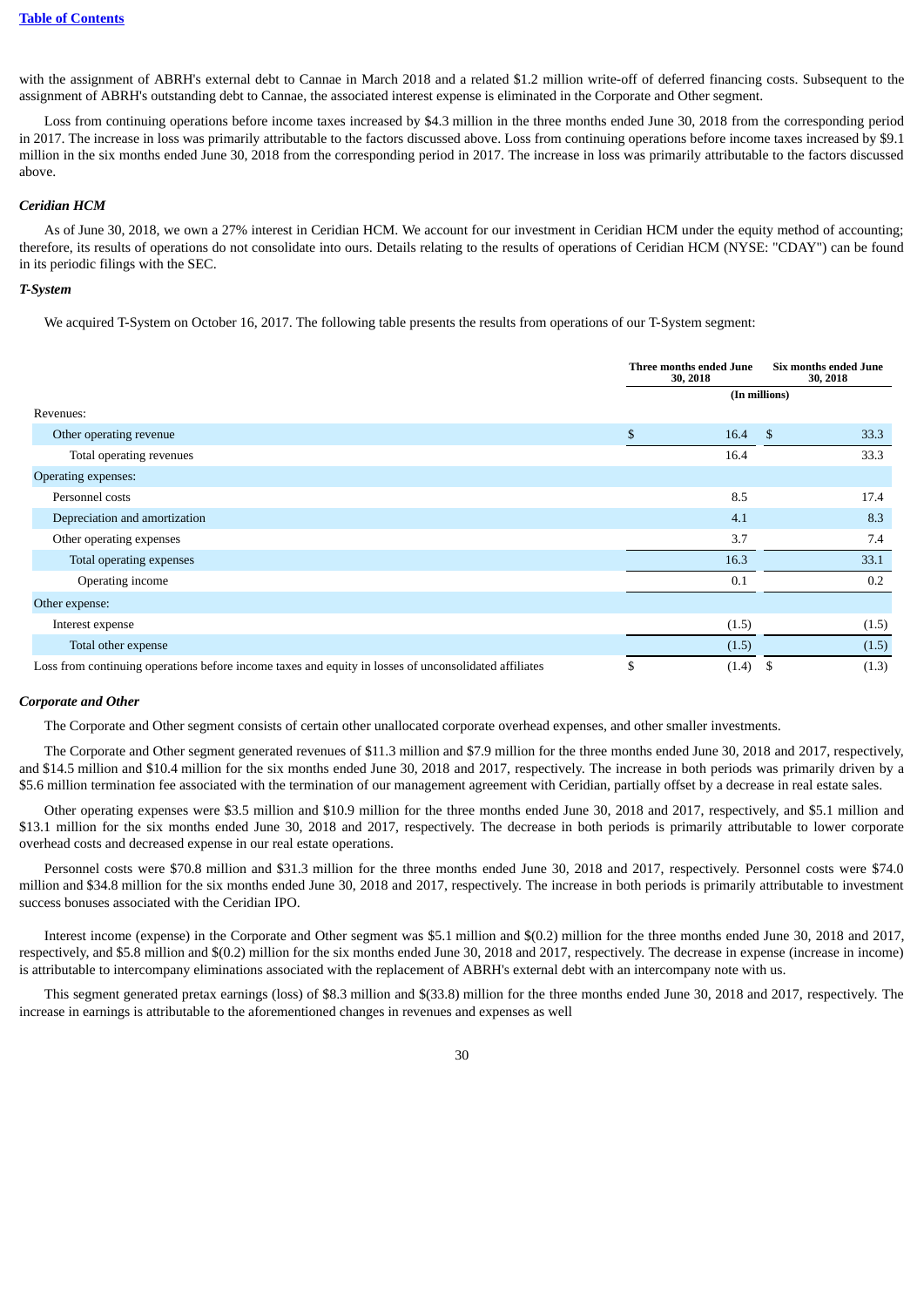with the assignment of ABRH's external debt to Cannae in March 2018 and a related $1.2 million write-off of deferred financing costs. Subsequent to the assignment of ABRH's outstanding debt to Cannae, the associated interest expense is eliminated in the Corporate and Other segment.

Loss from continuing operations before income taxes increased by $4.3 million in the three months ended June 30, 2018 from the corresponding period in 2017. The increase in loss was primarily attributable to the factors discussed above. Loss from continuing operations before income taxes increased by $9.1 million in the six months ended June 30, 2018 from the corresponding period in 2017. The increase in loss was primarily attributable to the factors discussed above.

### *Ceridian HCM*

As of June 30, 2018, we own a 27% interest in Ceridian HCM. We account for our investment in Ceridian HCM under the equity method of accounting; therefore, its results of operations do not consolidate into ours. Details relating to the results of operations of Ceridian HCM (NYSE: "CDAY") can be found in its periodic filings with the SEC.

### *T-System*

We acquired T-System on October 16, 2017. The following table presents the results from operations of our T-System segment:

| | Three months ended June 30, 2018 | Six months ended June 30, 2018 |
|---|---|---|
| | (In millions) | |
| Revenues: | | |
| Other operating revenue | $ 16.4 | $ 33.3 |
| Total operating revenues | 16.4 | 33.3 |
| Operating expenses: | | |
| Personnel costs | 8.5 | 17.4 |
| Depreciation and amortization | 4.1 | 8.3 |
| Other operating expenses | 3.7 | 7.4 |
| Total operating expenses | 16.3 | 33.1 |
| Operating income | 0.1 | 0.2 |
| Other expense: | | |
| Interest expense | (1.5) | (1.5) |
| Total other expense | (1.5) | (1.5) |
| Loss from continuing operations before income taxes and equity in losses of unconsolidated affiliates | $ (1.4) | $ (1.3) |

### *Corporate and Other*

The Corporate and Other segment consists of certain other unallocated corporate overhead expenses, and other smaller investments.

The Corporate and Other segment generated revenues of $11.3 million and $7.9 million for the three months ended June 30, 2018 and 2017, respectively, and $14.5 million and $10.4 million for the six months ended June 30, 2018 and 2017, respectively. The increase in both periods was primarily driven by a $5.6 million termination fee associated with the termination of our management agreement with Ceridian, partially offset by a decrease in real estate sales.

Other operating expenses were $3.5 million and $10.9 million for the three months ended June 30, 2018 and 2017, respectively, and $5.1 million and $13.1 million for the six months ended June 30, 2018 and 2017, respectively. The decrease in both periods is primarily attributable to lower corporate overhead costs and decreased expense in our real estate operations.

Personnel costs were $70.8 million and $31.3 million for the three months ended June 30, 2018 and 2017, respectively. Personnel costs were $74.0 million and $34.8 million for the six months ended June 30, 2018 and 2017, respectively. The increase in both periods is primarily attributable to investment success bonuses associated with the Ceridian IPO.

Interest income (expense) in the Corporate and Other segment was $5.1 million and $(0.2) million for the three months ended June 30, 2018 and 2017, respectively, and $5.8 million and $(0.2) million for the six months ended June 30, 2018 and 2017, respectively. The decrease in expense (increase in income) is attributable to intercompany eliminations associated with the replacement of ABRH's external debt with an intercompany note with us.

This segment generated pretax earnings (loss) of $8.3 million and $(33.8) million for the three months ended June 30, 2018 and 2017, respectively. The increase in earnings is attributable to the aforementioned changes in revenues and expenses as well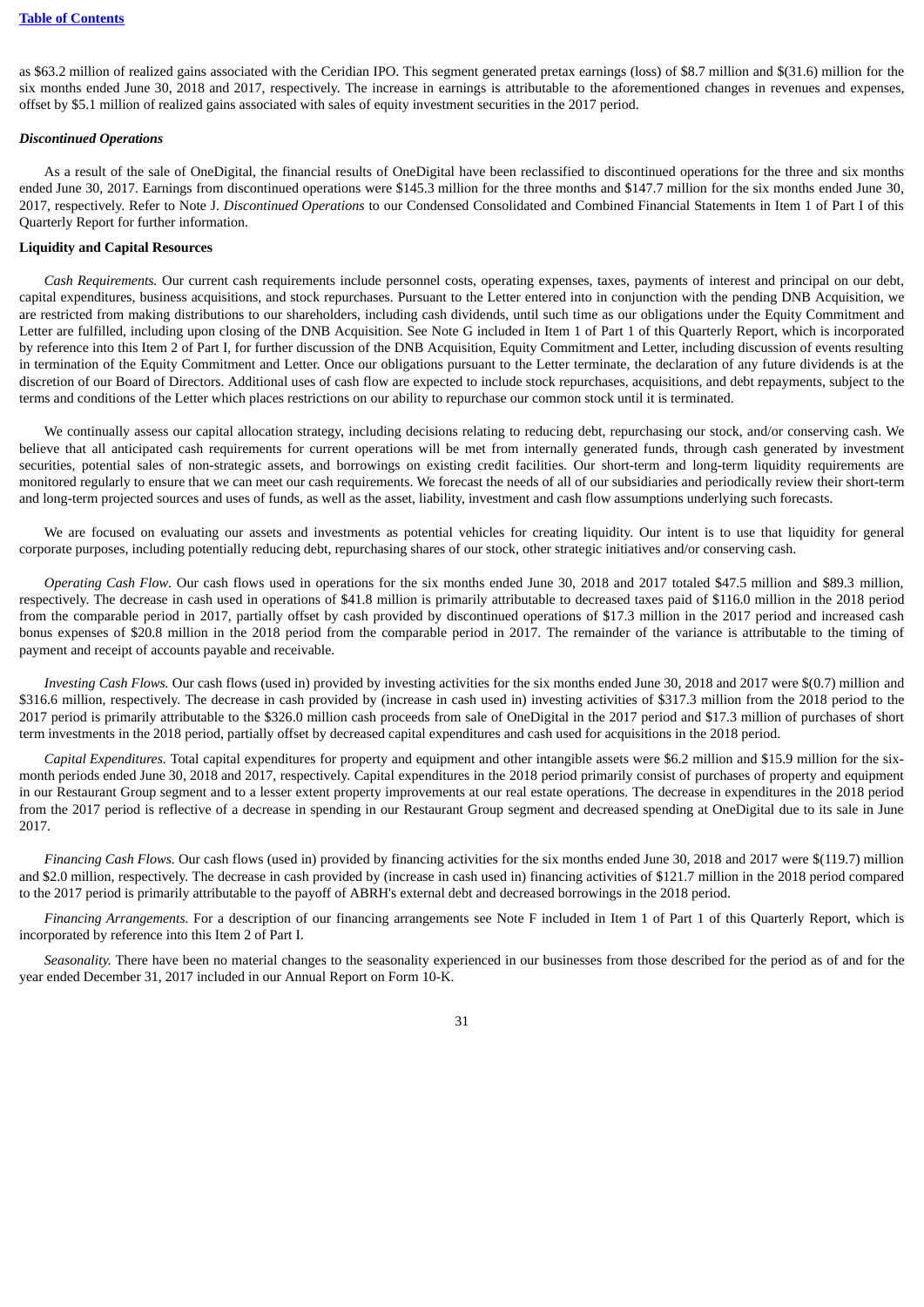as $63.2 million of realized gains associated with the Ceridian IPO. This segment generated pretax earnings (loss) of $8.7 million and $(31.6) million for the six months ended June 30, 2018 and 2017, respectively. The increase in earnings is attributable to the aforementioned changes in revenues and expenses, offset by $5.1 million of realized gains associated with sales of equity investment securities in the 2017 period.

***Discontinued Operations***

As a result of the sale of OneDigital, the financial results of OneDigital have been reclassified to discontinued operations for the three and six months ended June 30, 2017. Earnings from discontinued operations were $145.3 million for the three months and $147.7 million for the six months ended June 30, 2017, respectively. Refer to Note J. *Discontinued Operations* to our Condensed Consolidated and Combined Financial Statements in Item 1 of Part I of this Quarterly Report for further information.

**Liquidity and Capital Resources**

*Cash Requirements.* Our current cash requirements include personnel costs, operating expenses, taxes, payments of interest and principal on our debt, capital expenditures, business acquisitions, and stock repurchases. Pursuant to the Letter entered into in conjunction with the pending DNB Acquisition, we are restricted from making distributions to our shareholders, including cash dividends, until such time as our obligations under the Equity Commitment and Letter are fulfilled, including upon closing of the DNB Acquisition. See Note G included in Item 1 of Part 1 of this Quarterly Report, which is incorporated by reference into this Item 2 of Part I, for further discussion of the DNB Acquisition, Equity Commitment and Letter, including discussion of events resulting in termination of the Equity Commitment and Letter. Once our obligations pursuant to the Letter terminate, the declaration of any future dividends is at the discretion of our Board of Directors. Additional uses of cash flow are expected to include stock repurchases, acquisitions, and debt repayments, subject to the terms and conditions of the Letter which places restrictions on our ability to repurchase our common stock until it is terminated.

We continually assess our capital allocation strategy, including decisions relating to reducing debt, repurchasing our stock, and/or conserving cash. We believe that all anticipated cash requirements for current operations will be met from internally generated funds, through cash generated by investment securities, potential sales of non-strategic assets, and borrowings on existing credit facilities. Our short-term and long-term liquidity requirements are monitored regularly to ensure that we can meet our cash requirements. We forecast the needs of all of our subsidiaries and periodically review their short-term and long-term projected sources and uses of funds, as well as the asset, liability, investment and cash flow assumptions underlying such forecasts.

We are focused on evaluating our assets and investments as potential vehicles for creating liquidity. Our intent is to use that liquidity for general corporate purposes, including potentially reducing debt, repurchasing shares of our stock, other strategic initiatives and/or conserving cash.

*Operating Cash Flow.* Our cash flows used in operations for the six months ended June 30, 2018 and 2017 totaled $47.5 million and $89.3 million, respectively. The decrease in cash used in operations of $41.8 million is primarily attributable to decreased taxes paid of $116.0 million in the 2018 period from the comparable period in 2017, partially offset by cash provided by discontinued operations of $17.3 million in the 2017 period and increased cash bonus expenses of $20.8 million in the 2018 period from the comparable period in 2017. The remainder of the variance is attributable to the timing of payment and receipt of accounts payable and receivable.

*Investing Cash Flows.* Our cash flows (used in) provided by investing activities for the six months ended June 30, 2018 and 2017 were $(0.7) million and $316.6 million, respectively. The decrease in cash provided by (increase in cash used in) investing activities of $317.3 million from the 2018 period to the 2017 period is primarily attributable to the $326.0 million cash proceeds from sale of OneDigital in the 2017 period and $17.3 million of purchases of short term investments in the 2018 period, partially offset by decreased capital expenditures and cash used for acquisitions in the 2018 period.

*Capital Expenditures.* Total capital expenditures for property and equipment and other intangible assets were $6.2 million and $15.9 million for the six-month periods ended June 30, 2018 and 2017, respectively. Capital expenditures in the 2018 period primarily consist of purchases of property and equipment in our Restaurant Group segment and to a lesser extent property improvements at our real estate operations. The decrease in expenditures in the 2018 period from the 2017 period is reflective of a decrease in spending in our Restaurant Group segment and decreased spending at OneDigital due to its sale in June 2017.

*Financing Cash Flows.* Our cash flows (used in) provided by financing activities for the six months ended June 30, 2018 and 2017 were $(119.7) million and $2.0 million, respectively. The decrease in cash provided by (increase in cash used in) financing activities of $121.7 million in the 2018 period compared to the 2017 period is primarily attributable to the payoff of ABRH's external debt and decreased borrowings in the 2018 period.

*Financing Arrangements.* For a description of our financing arrangements see Note F included in Item 1 of Part 1 of this Quarterly Report, which is incorporated by reference into this Item 2 of Part I.

*Seasonality.* There have been no material changes to the seasonality experienced in our businesses from those described for the period as of and for the year ended December 31, 2017 included in our Annual Report on Form 10-K.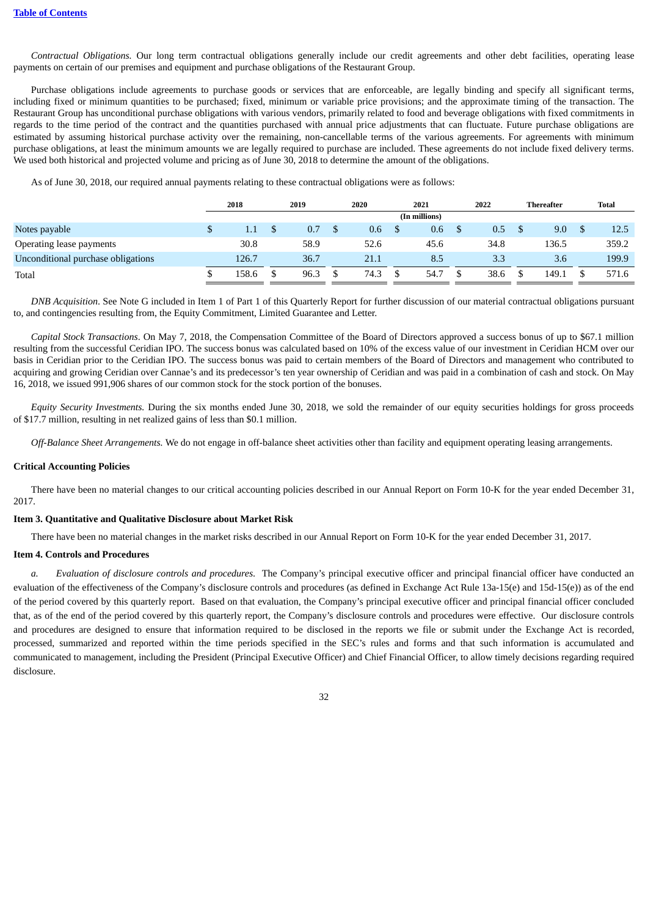*Contractual Obligations.* Our long term contractual obligations generally include our credit agreements and other debt facilities, operating lease payments on certain of our premises and equipment and purchase obligations of the Restaurant Group.

Purchase obligations include agreements to purchase goods or services that are enforceable, are legally binding and specify all significant terms, including fixed or minimum quantities to be purchased; fixed, minimum or variable price provisions; and the approximate timing of the transaction. The Restaurant Group has unconditional purchase obligations with various vendors, primarily related to food and beverage obligations with fixed commitments in regards to the time period of the contract and the quantities purchased with annual price adjustments that can fluctuate. Future purchase obligations are estimated by assuming historical purchase activity over the remaining, non-cancellable terms of the various agreements. For agreements with minimum purchase obligations, at least the minimum amounts we are legally required to purchase are included. These agreements do not include fixed delivery terms. We used both historical and projected volume and pricing as of June 30, 2018 to determine the amount of the obligations.

As of June 30, 2018, our required annual payments relating to these contractual obligations were as follows:

| | 2018 | 2019 | 2020 | 2021 | 2022 | Thereafter | Total |
|---|---|---|---|---|---|---|---|
| | | | | (In millions) | | | |
| Notes payable | $ 1.1 | $ 0.7 | $ 0.6 | $ 0.6 | $ 0.5 | $ 9.0 | $ 12.5 |
| Operating lease payments | 30.8 | 58.9 | 52.6 | 45.6 | 34.8 | 136.5 | 359.2 |
| Unconditional purchase obligations | 126.7 | 36.7 | 21.1 | 8.5 | 3.3 | 3.6 | 199.9 |
| Total | $ 158.6 | $ 96.3 | $ 74.3 | $ 54.7 | $ 38.6 | $ 149.1 | $ 571.6 |

*DNB Acquisition*. See Note G included in Item 1 of Part 1 of this Quarterly Report for further discussion of our material contractual obligations pursuant to, and contingencies resulting from, the Equity Commitment, Limited Guarantee and Letter.

*Capital Stock Transactions*. On May 7, 2018, the Compensation Committee of the Board of Directors approved a success bonus of up to $67.1 million resulting from the successful Ceridian IPO. The success bonus was calculated based on 10% of the excess value of our investment in Ceridian HCM over our basis in Ceridian prior to the Ceridian IPO. The success bonus was paid to certain members of the Board of Directors and management who contributed to acquiring and growing Ceridian over Cannae's and its predecessor's ten year ownership of Ceridian and was paid in a combination of cash and stock. On May 16, 2018, we issued 991,906 shares of our common stock for the stock portion of the bonuses.

*Equity Security Investments.* During the six months ended June 30, 2018, we sold the remainder of our equity securities holdings for gross proceeds of $17.7 million, resulting in net realized gains of less than $0.1 million.

*Off-Balance Sheet Arrangements.* We do not engage in off-balance sheet activities other than facility and equipment operating leasing arrangements.

**Critical Accounting Policies**

There have been no material changes to our critical accounting policies described in our Annual Report on Form 10-K for the year ended December 31, 2017.

**Item 3. Quantitative and Qualitative Disclosure about Market Risk**

There have been no material changes in the market risks described in our Annual Report on Form 10-K for the year ended December 31, 2017.

**Item 4. Controls and Procedures**

*a. Evaluation of disclosure controls and procedures.* The Company's principal executive officer and principal financial officer have conducted an evaluation of the effectiveness of the Company's disclosure controls and procedures (as defined in Exchange Act Rule 13a-15(e) and 15d-15(e)) as of the end of the period covered by this quarterly report. Based on that evaluation, the Company's principal executive officer and principal financial officer concluded that, as of the end of the period covered by this quarterly report, the Company's disclosure controls and procedures were effective. Our disclosure controls and procedures are designed to ensure that information required to be disclosed in the reports we file or submit under the Exchange Act is recorded, processed, summarized and reported within the time periods specified in the SEC's rules and forms and that such information is accumulated and communicated to management, including the President (Principal Executive Officer) and Chief Financial Officer, to allow timely decisions regarding required disclosure.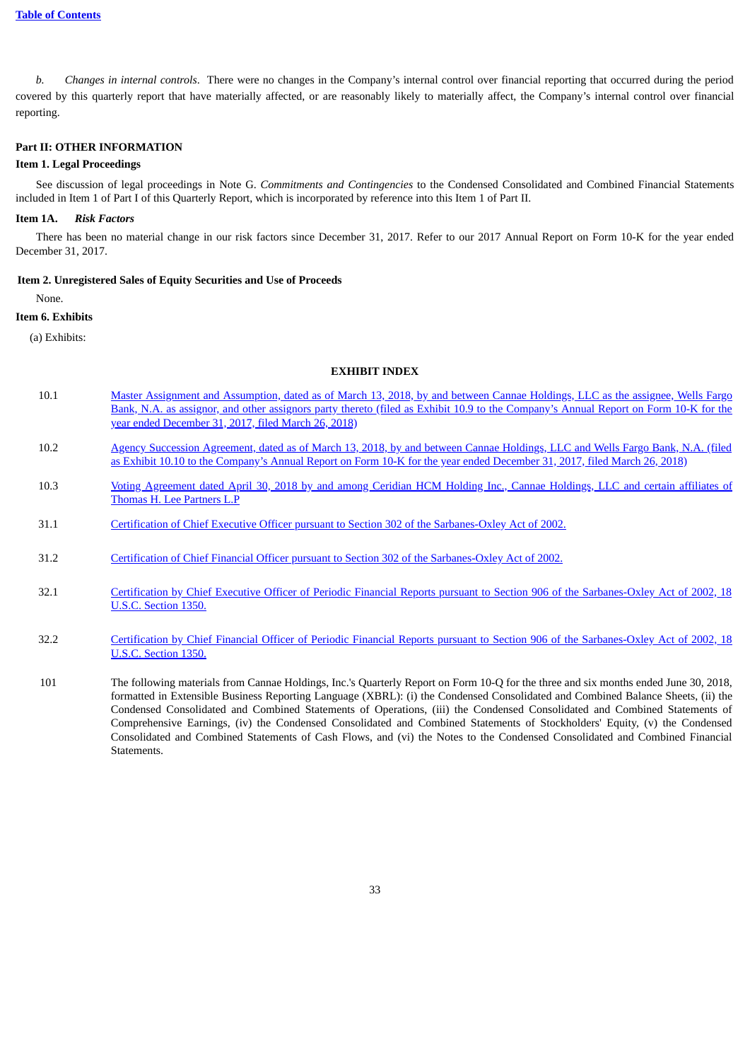*b. Changes in internal controls*. There were no changes in the Company's internal control over financial reporting that occurred during the period covered by this quarterly report that have materially affected, or are reasonably likely to materially affect, the Company's internal control over financial reporting.

## Part II: OTHER INFORMATION

### Item 1. Legal Proceedings

See discussion of legal proceedings in Note G. *Commitments and Contingencies* to the Condensed Consolidated and Combined Financial Statements included in Item 1 of Part I of this Quarterly Report, which is incorporated by reference into this Item 1 of Part II.

### Item 1A. *Risk Factors*

There has been no material change in our risk factors since December 31, 2017. Refer to our 2017 Annual Report on Form 10-K for the year ended December 31, 2017.

### Item 2. Unregistered Sales of Equity Securities and Use of Proceeds

None.

### Item 6. Exhibits

(a) Exhibits:

**EXHIBIT INDEX**

| | |
|---|---|
| 10.1 | Master Assignment and Assumption, dated as of March 13, 2018, by and between Cannae Holdings, LLC as the assignee, Wells Fargo Bank, N.A. as assignor, and other assignors party thereto (filed as Exhibit 10.9 to the Company's Annual Report on Form 10-K for the year ended December 31, 2017, filed March 26, 2018) |
| 10.2 | Agency Succession Agreement, dated as of March 13, 2018, by and between Cannae Holdings, LLC and Wells Fargo Bank, N.A. (filed as Exhibit 10.10 to the Company's Annual Report on Form 10-K for the year ended December 31, 2017, filed March 26, 2018) |
| 10.3 | Voting Agreement dated April 30, 2018 by and among Ceridian HCM Holding Inc., Cannae Holdings, LLC and certain affiliates of Thomas H. Lee Partners L.P |
| 31.1 | Certification of Chief Executive Officer pursuant to Section 302 of the Sarbanes-Oxley Act of 2002. |
| 31.2 | Certification of Chief Financial Officer pursuant to Section 302 of the Sarbanes-Oxley Act of 2002. |
| 32.1 | Certification by Chief Executive Officer of Periodic Financial Reports pursuant to Section 906 of the Sarbanes-Oxley Act of 2002, 18 U.S.C. Section 1350. |
| 32.2 | Certification by Chief Financial Officer of Periodic Financial Reports pursuant to Section 906 of the Sarbanes-Oxley Act of 2002, 18 U.S.C. Section 1350. |
| 101 | The following materials from Cannae Holdings, Inc.'s Quarterly Report on Form 10-Q for the three and six months ended June 30, 2018, formatted in Extensible Business Reporting Language (XBRL): (i) the Condensed Consolidated and Combined Balance Sheets, (ii) the Condensed Consolidated and Combined Statements of Operations, (iii) the Condensed Consolidated and Combined Statements of Comprehensive Earnings, (iv) the Condensed Consolidated and Combined Statements of Stockholders' Equity, (v) the Condensed Consolidated and Combined Statements of Cash Flows, and (vi) the Notes to the Condensed Consolidated and Combined Financial Statements. |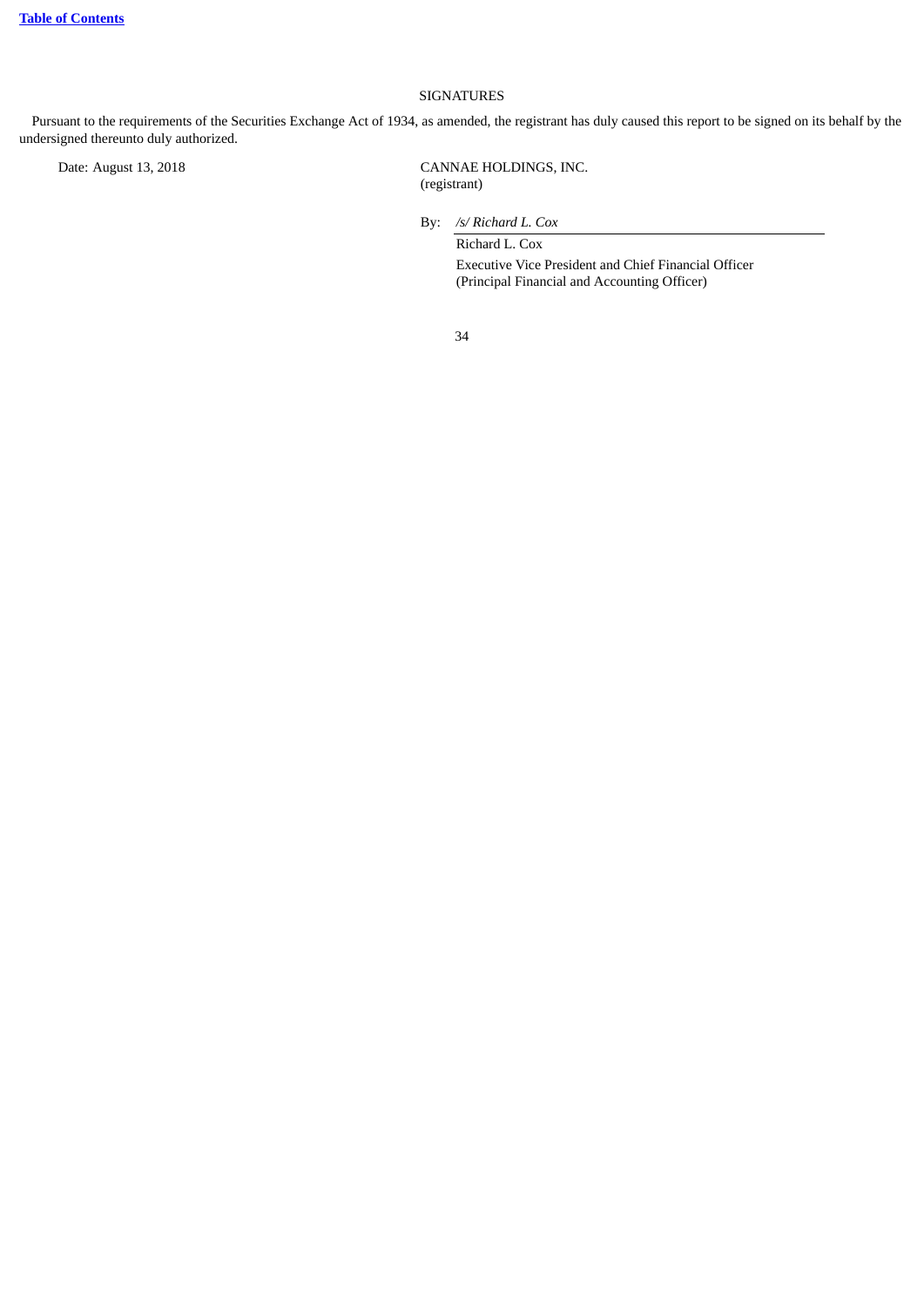## SIGNATURES

Pursuant to the requirements of the Securities Exchange Act of 1934, as amended, the registrant has duly caused this report to be signed on its behalf by the undersigned thereunto duly authorized.

Date: August 13, 2018

CANNAE HOLDINGS, INC.
(registrant)

By: */s/ Richard L. Cox*

Richard L. Cox

Executive Vice President and Chief Financial Officer
(Principal Financial and Accounting Officer)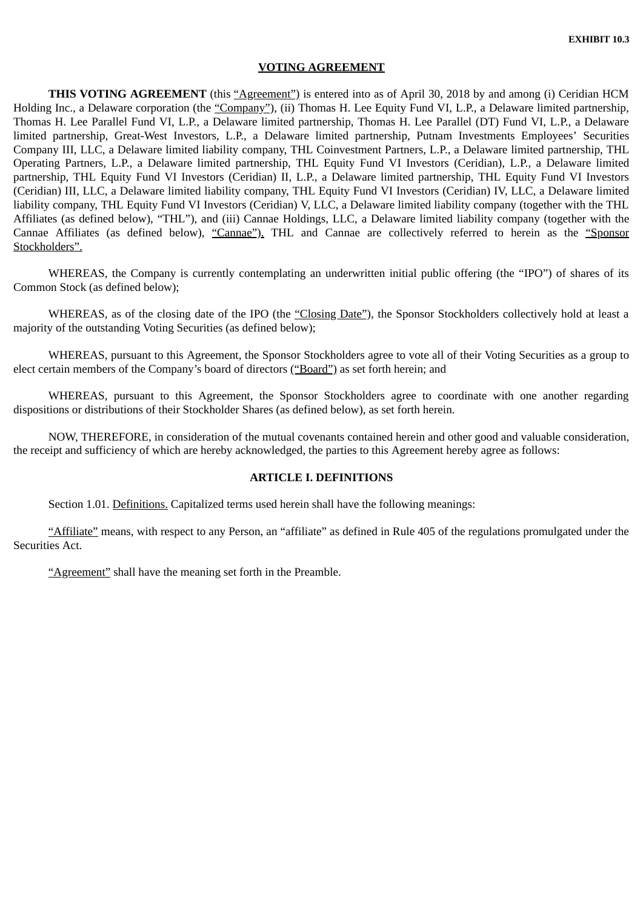**EXHIBIT 10.3**

**VOTING AGREEMENT**

**THIS VOTING AGREEMENT** (this "Agreement") is entered into as of April 30, 2018 by and among (i) Ceridian HCM Holding Inc., a Delaware corporation (the "Company"), (ii) Thomas H. Lee Equity Fund VI, L.P., a Delaware limited partnership, Thomas H. Lee Parallel Fund VI, L.P., a Delaware limited partnership, Thomas H. Lee Parallel (DT) Fund VI, L.P., a Delaware limited partnership, Great-West Investors, L.P., a Delaware limited partnership, Putnam Investments Employees' Securities Company III, LLC, a Delaware limited liability company, THL Coinvestment Partners, L.P., a Delaware limited partnership, THL Operating Partners, L.P., a Delaware limited partnership, THL Equity Fund VI Investors (Ceridian), L.P., a Delaware limited partnership, THL Equity Fund VI Investors (Ceridian) II, L.P., a Delaware limited partnership, THL Equity Fund VI Investors (Ceridian) III, LLC, a Delaware limited liability company, THL Equity Fund VI Investors (Ceridian) IV, LLC, a Delaware limited liability company, THL Equity Fund VI Investors (Ceridian) V, LLC, a Delaware limited liability company (together with the THL Affiliates (as defined below), "THL"), and (iii) Cannae Holdings, LLC, a Delaware limited liability company (together with the Cannae Affiliates (as defined below), "Cannae"). THL and Cannae are collectively referred to herein as the "Sponsor Stockholders".

WHEREAS, the Company is currently contemplating an underwritten initial public offering (the "IPO") of shares of its Common Stock (as defined below);

WHEREAS, as of the closing date of the IPO (the "Closing Date"), the Sponsor Stockholders collectively hold at least a majority of the outstanding Voting Securities (as defined below);

WHEREAS, pursuant to this Agreement, the Sponsor Stockholders agree to vote all of their Voting Securities as a group to elect certain members of the Company's board of directors ("Board") as set forth herein; and

WHEREAS, pursuant to this Agreement, the Sponsor Stockholders agree to coordinate with one another regarding dispositions or distributions of their Stockholder Shares (as defined below), as set forth herein.

NOW, THEREFORE, in consideration of the mutual covenants contained herein and other good and valuable consideration, the receipt and sufficiency of which are hereby acknowledged, the parties to this Agreement hereby agree as follows:

**ARTICLE I. DEFINITIONS**

Section 1.01. Definitions. Capitalized terms used herein shall have the following meanings:

"Affiliate" means, with respect to any Person, an "affiliate" as defined in Rule 405 of the regulations promulgated under the Securities Act.

"Agreement" shall have the meaning set forth in the Preamble.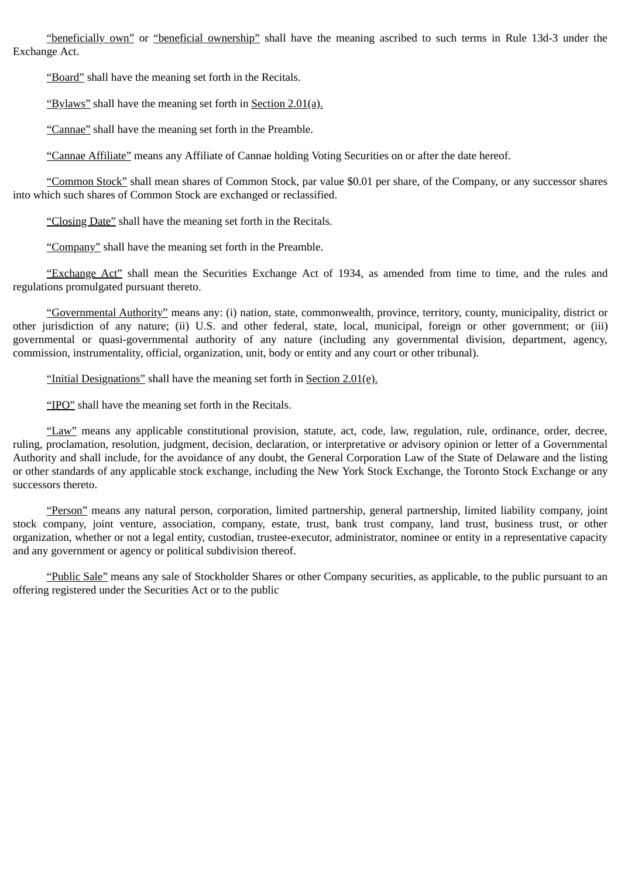“beneficially own” or “beneficial ownership” shall have the meaning ascribed to such terms in Rule 13d-3 under the Exchange Act.

“Board” shall have the meaning set forth in the Recitals.

“Bylaws” shall have the meaning set forth in Section 2.01(a).

“Cannae” shall have the meaning set forth in the Preamble.

“Cannae Affiliate” means any Affiliate of Cannae holding Voting Securities on or after the date hereof.

“Common Stock” shall mean shares of Common Stock, par value $0.01 per share, of the Company, or any successor shares into which such shares of Common Stock are exchanged or reclassified.

“Closing Date” shall have the meaning set forth in the Recitals.

“Company” shall have the meaning set forth in the Preamble.

“Exchange Act” shall mean the Securities Exchange Act of 1934, as amended from time to time, and the rules and regulations promulgated pursuant thereto.

“Governmental Authority” means any: (i) nation, state, commonwealth, province, territory, county, municipality, district or other jurisdiction of any nature; (ii) U.S. and other federal, state, local, municipal, foreign or other government; or (iii) governmental or quasi-governmental authority of any nature (including any governmental division, department, agency, commission, instrumentality, official, organization, unit, body or entity and any court or other tribunal).

“Initial Designations” shall have the meaning set forth in Section 2.01(e).

“IPO” shall have the meaning set forth in the Recitals.

“Law” means any applicable constitutional provision, statute, act, code, law, regulation, rule, ordinance, order, decree, ruling, proclamation, resolution, judgment, decision, declaration, or interpretative or advisory opinion or letter of a Governmental Authority and shall include, for the avoidance of any doubt, the General Corporation Law of the State of Delaware and the listing or other standards of any applicable stock exchange, including the New York Stock Exchange, the Toronto Stock Exchange or any successors thereto.

“Person” means any natural person, corporation, limited partnership, general partnership, limited liability company, joint stock company, joint venture, association, company, estate, trust, bank trust company, land trust, business trust, or other organization, whether or not a legal entity, custodian, trustee-executor, administrator, nominee or entity in a representative capacity and any government or agency or political subdivision thereof.

“Public Sale” means any sale of Stockholder Shares or other Company securities, as applicable, to the public pursuant to an offering registered under the Securities Act or to the public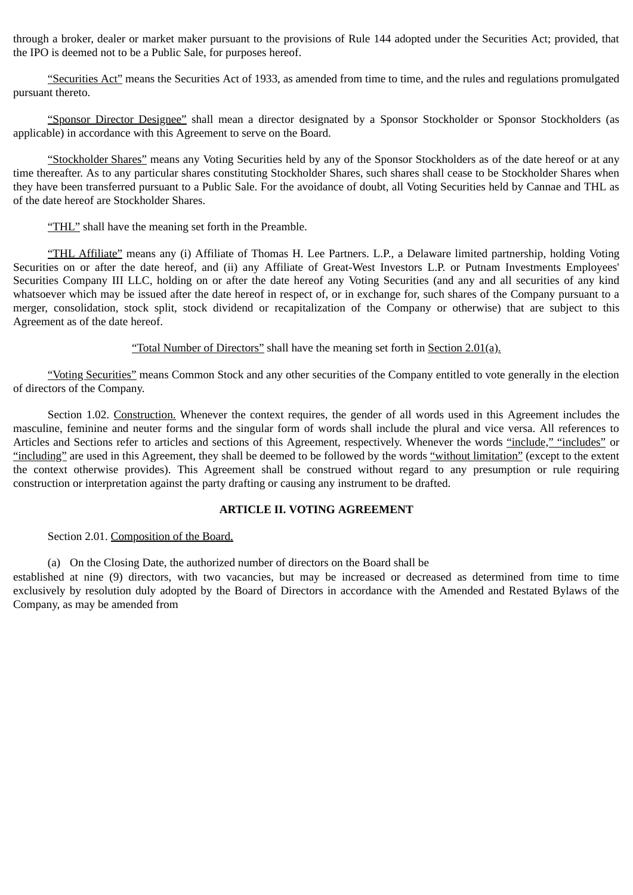through a broker, dealer or market maker pursuant to the provisions of Rule 144 adopted under the Securities Act; provided, that the IPO is deemed not to be a Public Sale, for purposes hereof.

"Securities Act" means the Securities Act of 1933, as amended from time to time, and the rules and regulations promulgated pursuant thereto.

"Sponsor Director Designee" shall mean a director designated by a Sponsor Stockholder or Sponsor Stockholders (as applicable) in accordance with this Agreement to serve on the Board.

"Stockholder Shares" means any Voting Securities held by any of the Sponsor Stockholders as of the date hereof or at any time thereafter. As to any particular shares constituting Stockholder Shares, such shares shall cease to be Stockholder Shares when they have been transferred pursuant to a Public Sale. For the avoidance of doubt, all Voting Securities held by Cannae and THL as of the date hereof are Stockholder Shares.

"THL" shall have the meaning set forth in the Preamble.

"THL Affiliate" means any (i) Affiliate of Thomas H. Lee Partners. L.P., a Delaware limited partnership, holding Voting Securities on or after the date hereof, and (ii) any Affiliate of Great-West Investors L.P. or Putnam Investments Employees' Securities Company III LLC, holding on or after the date hereof any Voting Securities (and any and all securities of any kind whatsoever which may be issued after the date hereof in respect of, or in exchange for, such shares of the Company pursuant to a merger, consolidation, stock split, stock dividend or recapitalization of the Company or otherwise) that are subject to this Agreement as of the date hereof.

"Total Number of Directors" shall have the meaning set forth in Section 2.01(a).

"Voting Securities" means Common Stock and any other securities of the Company entitled to vote generally in the election of directors of the Company.

Section 1.02. Construction. Whenever the context requires, the gender of all words used in this Agreement includes the masculine, feminine and neuter forms and the singular form of words shall include the plural and vice versa. All references to Articles and Sections refer to articles and sections of this Agreement, respectively. Whenever the words "include," "includes" or "including" are used in this Agreement, they shall be deemed to be followed by the words "without limitation" (except to the extent the context otherwise provides). This Agreement shall be construed without regard to any presumption or rule requiring construction or interpretation against the party drafting or causing any instrument to be drafted.

## ARTICLE II. VOTING AGREEMENT

Section 2.01. Composition of the Board.

(a) On the Closing Date, the authorized number of directors on the Board shall be established at nine (9) directors, with two vacancies, but may be increased or decreased as determined from time to time exclusively by resolution duly adopted by the Board of Directors in accordance with the Amended and Restated Bylaws of the Company, as may be amended from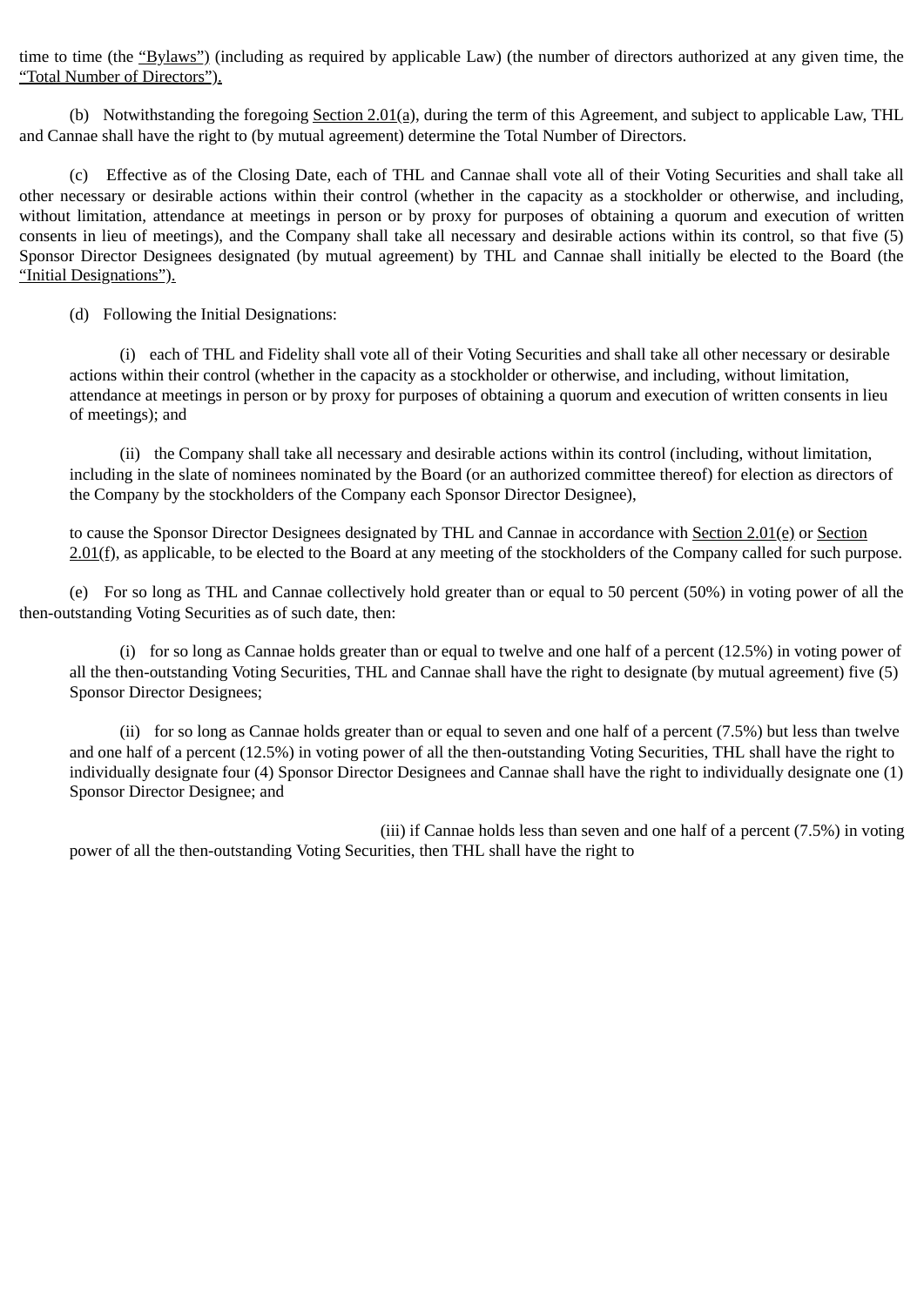time to time (the “Bylaws”) (including as required by applicable Law) (the number of directors authorized at any given time, the “Total Number of Directors”).

(b) Notwithstanding the foregoing Section 2.01(a), during the term of this Agreement, and subject to applicable Law, THL and Cannae shall have the right to (by mutual agreement) determine the Total Number of Directors.

(c) Effective as of the Closing Date, each of THL and Cannae shall vote all of their Voting Securities and shall take all other necessary or desirable actions within their control (whether in the capacity as a stockholder or otherwise, and including, without limitation, attendance at meetings in person or by proxy for purposes of obtaining a quorum and execution of written consents in lieu of meetings), and the Company shall take all necessary and desirable actions within its control, so that five (5) Sponsor Director Designees designated (by mutual agreement) by THL and Cannae shall initially be elected to the Board (the “Initial Designations”).

(d) Following the Initial Designations:

(i) each of THL and Fidelity shall vote all of their Voting Securities and shall take all other necessary or desirable actions within their control (whether in the capacity as a stockholder or otherwise, and including, without limitation, attendance at meetings in person or by proxy for purposes of obtaining a quorum and execution of written consents in lieu of meetings); and

(ii) the Company shall take all necessary and desirable actions within its control (including, without limitation, including in the slate of nominees nominated by the Board (or an authorized committee thereof) for election as directors of the Company by the stockholders of the Company each Sponsor Director Designee),

to cause the Sponsor Director Designees designated by THL and Cannae in accordance with Section 2.01(e) or Section 2.01(f), as applicable, to be elected to the Board at any meeting of the stockholders of the Company called for such purpose.

(e) For so long as THL and Cannae collectively hold greater than or equal to 50 percent (50%) in voting power of all the then-outstanding Voting Securities as of such date, then:

(i) for so long as Cannae holds greater than or equal to twelve and one half of a percent (12.5%) in voting power of all the then-outstanding Voting Securities, THL and Cannae shall have the right to designate (by mutual agreement) five (5) Sponsor Director Designees;

(ii) for so long as Cannae holds greater than or equal to seven and one half of a percent (7.5%) but less than twelve and one half of a percent (12.5%) in voting power of all the then-outstanding Voting Securities, THL shall have the right to individually designate four (4) Sponsor Director Designees and Cannae shall have the right to individually designate one (1) Sponsor Director Designee; and

(iii) if Cannae holds less than seven and one half of a percent (7.5%) in voting power of all the then-outstanding Voting Securities, then THL shall have the right to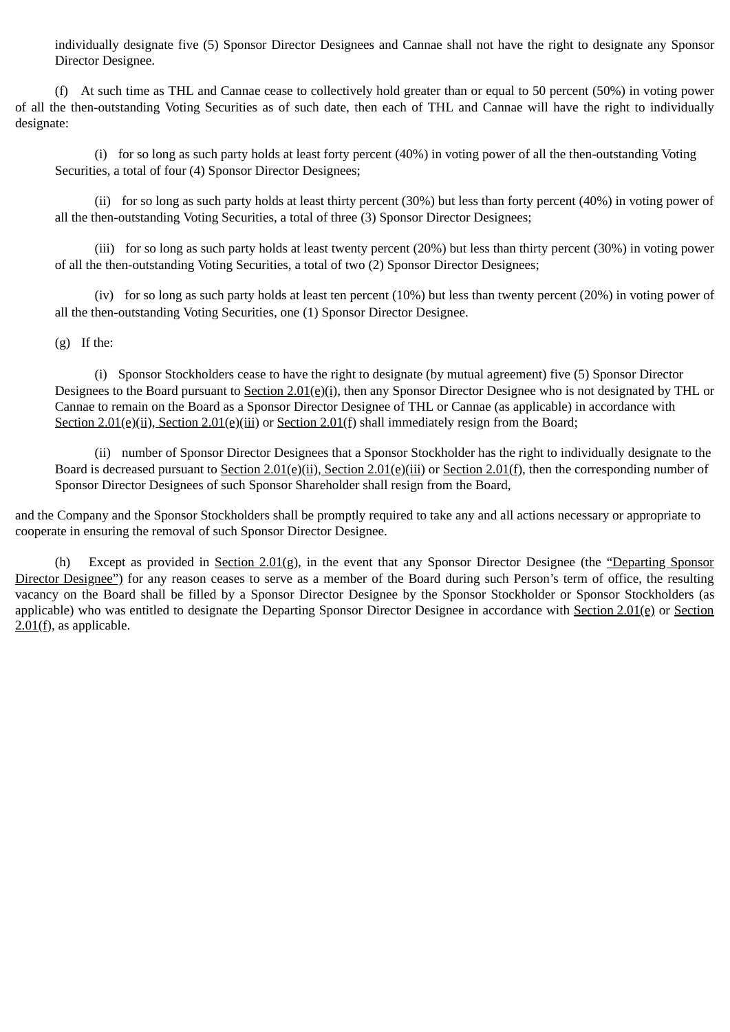individually designate five (5) Sponsor Director Designees and Cannae shall not have the right to designate any Sponsor Director Designee.

(f) At such time as THL and Cannae cease to collectively hold greater than or equal to 50 percent (50%) in voting power of all the then-outstanding Voting Securities as of such date, then each of THL and Cannae will have the right to individually designate:

(i) for so long as such party holds at least forty percent (40%) in voting power of all the then-outstanding Voting Securities, a total of four (4) Sponsor Director Designees;

(ii) for so long as such party holds at least thirty percent (30%) but less than forty percent (40%) in voting power of all the then-outstanding Voting Securities, a total of three (3) Sponsor Director Designees;

(iii) for so long as such party holds at least twenty percent (20%) but less than thirty percent (30%) in voting power of all the then-outstanding Voting Securities, a total of two (2) Sponsor Director Designees;

(iv) for so long as such party holds at least ten percent (10%) but less than twenty percent (20%) in voting power of all the then-outstanding Voting Securities, one (1) Sponsor Director Designee.

(g) If the:

(i) Sponsor Stockholders cease to have the right to designate (by mutual agreement) five (5) Sponsor Director Designees to the Board pursuant to Section 2.01(e)(i), then any Sponsor Director Designee who is not designated by THL or Cannae to remain on the Board as a Sponsor Director Designee of THL or Cannae (as applicable) in accordance with Section 2.01(e)(ii), Section 2.01(e)(iii) or Section 2.01(f) shall immediately resign from the Board;

(ii) number of Sponsor Director Designees that a Sponsor Stockholder has the right to individually designate to the Board is decreased pursuant to Section 2.01(e)(ii), Section 2.01(e)(iii) or Section 2.01(f), then the corresponding number of Sponsor Director Designees of such Sponsor Shareholder shall resign from the Board,

and the Company and the Sponsor Stockholders shall be promptly required to take any and all actions necessary or appropriate to cooperate in ensuring the removal of such Sponsor Director Designee.

(h) Except as provided in Section 2.01(g), in the event that any Sponsor Director Designee (the "Departing Sponsor Director Designee") for any reason ceases to serve as a member of the Board during such Person's term of office, the resulting vacancy on the Board shall be filled by a Sponsor Director Designee by the Sponsor Stockholder or Sponsor Stockholders (as applicable) who was entitled to designate the Departing Sponsor Director Designee in accordance with Section 2.01(e) or Section 2.01(f), as applicable.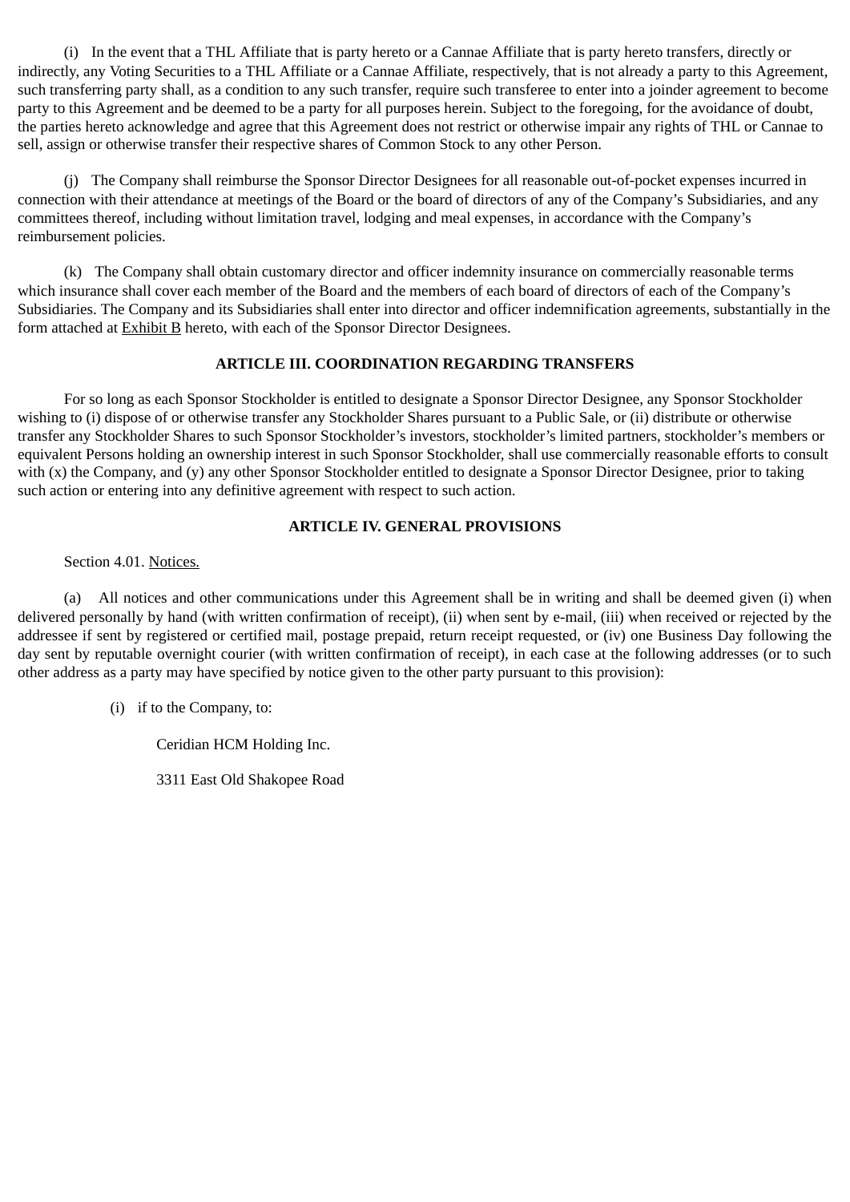(i) In the event that a THL Affiliate that is party hereto or a Cannae Affiliate that is party hereto transfers, directly or indirectly, any Voting Securities to a THL Affiliate or a Cannae Affiliate, respectively, that is not already a party to this Agreement, such transferring party shall, as a condition to any such transfer, require such transferee to enter into a joinder agreement to become party to this Agreement and be deemed to be a party for all purposes herein. Subject to the foregoing, for the avoidance of doubt, the parties hereto acknowledge and agree that this Agreement does not restrict or otherwise impair any rights of THL or Cannae to sell, assign or otherwise transfer their respective shares of Common Stock to any other Person.

(j) The Company shall reimburse the Sponsor Director Designees for all reasonable out-of-pocket expenses incurred in connection with their attendance at meetings of the Board or the board of directors of any of the Company's Subsidiaries, and any committees thereof, including without limitation travel, lodging and meal expenses, in accordance with the Company's reimbursement policies.

(k) The Company shall obtain customary director and officer indemnity insurance on commercially reasonable terms which insurance shall cover each member of the Board and the members of each board of directors of each of the Company's Subsidiaries. The Company and its Subsidiaries shall enter into director and officer indemnification agreements, substantially in the form attached at Exhibit B hereto, with each of the Sponsor Director Designees.

## ARTICLE III. COORDINATION REGARDING TRANSFERS

For so long as each Sponsor Stockholder is entitled to designate a Sponsor Director Designee, any Sponsor Stockholder wishing to (i) dispose of or otherwise transfer any Stockholder Shares pursuant to a Public Sale, or (ii) distribute or otherwise transfer any Stockholder Shares to such Sponsor Stockholder's investors, stockholder's limited partners, stockholder's members or equivalent Persons holding an ownership interest in such Sponsor Stockholder, shall use commercially reasonable efforts to consult with (x) the Company, and (y) any other Sponsor Stockholder entitled to designate a Sponsor Director Designee, prior to taking such action or entering into any definitive agreement with respect to such action.

## ARTICLE IV. GENERAL PROVISIONS

Section 4.01. Notices.

(a) All notices and other communications under this Agreement shall be in writing and shall be deemed given (i) when delivered personally by hand (with written confirmation of receipt), (ii) when sent by e-mail, (iii) when received or rejected by the addressee if sent by registered or certified mail, postage prepaid, return receipt requested, or (iv) one Business Day following the day sent by reputable overnight courier (with written confirmation of receipt), in each case at the following addresses (or to such other address as a party may have specified by notice given to the other party pursuant to this provision):

(i) if to the Company, to:

Ceridian HCM Holding Inc.

3311 East Old Shakopee Road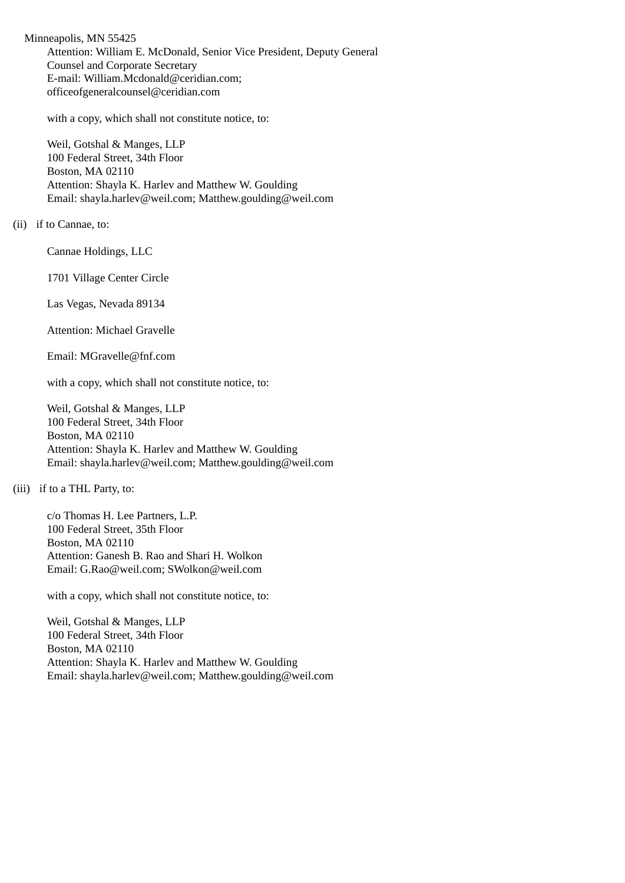Minneapolis, MN 55425
Attention: William E. McDonald, Senior Vice President, Deputy General Counsel and Corporate Secretary
E-mail: William.Mcdonald@ceridian.com;
officeofgeneralcounsel@ceridian.com

with a copy, which shall not constitute notice, to:

Weil, Gotshal & Manges, LLP
100 Federal Street, 34th Floor
Boston, MA 02110
Attention: Shayla K. Harlev and Matthew W. Goulding
Email: shayla.harlev@weil.com; Matthew.goulding@weil.com

(ii) if to Cannae, to:

Cannae Holdings, LLC

1701 Village Center Circle

Las Vegas, Nevada 89134

Attention: Michael Gravelle

Email: MGravelle@fnf.com

with a copy, which shall not constitute notice, to:

Weil, Gotshal & Manges, LLP
100 Federal Street, 34th Floor
Boston, MA 02110
Attention: Shayla K. Harlev and Matthew W. Goulding
Email: shayla.harlev@weil.com; Matthew.goulding@weil.com

(iii) if to a THL Party, to:

c/o Thomas H. Lee Partners, L.P.
100 Federal Street, 35th Floor
Boston, MA 02110
Attention: Ganesh B. Rao and Shari H. Wolkon
Email: G.Rao@weil.com; SWolkon@weil.com

with a copy, which shall not constitute notice, to:

Weil, Gotshal & Manges, LLP
100 Federal Street, 34th Floor
Boston, MA 02110
Attention: Shayla K. Harlev and Matthew W. Goulding
Email: shayla.harlev@weil.com; Matthew.goulding@weil.com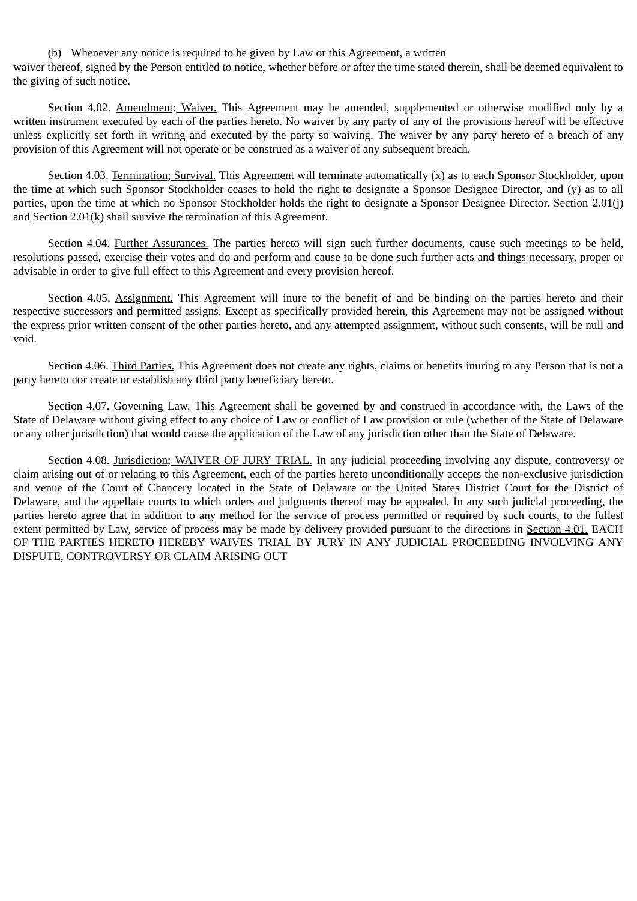(b) Whenever any notice is required to be given by Law or this Agreement, a written waiver thereof, signed by the Person entitled to notice, whether before or after the time stated therein, shall be deemed equivalent to the giving of such notice.

Section 4.02. Amendment; Waiver. This Agreement may be amended, supplemented or otherwise modified only by a written instrument executed by each of the parties hereto. No waiver by any party of any of the provisions hereof will be effective unless explicitly set forth in writing and executed by the party so waiving. The waiver by any party hereto of a breach of any provision of this Agreement will not operate or be construed as a waiver of any subsequent breach.

Section 4.03. Termination; Survival. This Agreement will terminate automatically (x) as to each Sponsor Stockholder, upon the time at which such Sponsor Stockholder ceases to hold the right to designate a Sponsor Designee Director, and (y) as to all parties, upon the time at which no Sponsor Stockholder holds the right to designate a Sponsor Designee Director. Section 2.01(j) and Section 2.01(k) shall survive the termination of this Agreement.

Section 4.04. Further Assurances. The parties hereto will sign such further documents, cause such meetings to be held, resolutions passed, exercise their votes and do and perform and cause to be done such further acts and things necessary, proper or advisable in order to give full effect to this Agreement and every provision hereof.

Section 4.05. Assignment. This Agreement will inure to the benefit of and be binding on the parties hereto and their respective successors and permitted assigns. Except as specifically provided herein, this Agreement may not be assigned without the express prior written consent of the other parties hereto, and any attempted assignment, without such consents, will be null and void.

Section 4.06. Third Parties. This Agreement does not create any rights, claims or benefits inuring to any Person that is not a party hereto nor create or establish any third party beneficiary hereto.

Section 4.07. Governing Law. This Agreement shall be governed by and construed in accordance with, the Laws of the State of Delaware without giving effect to any choice of Law or conflict of Law provision or rule (whether of the State of Delaware or any other jurisdiction) that would cause the application of the Law of any jurisdiction other than the State of Delaware.

Section 4.08. Jurisdiction; WAIVER OF JURY TRIAL. In any judicial proceeding involving any dispute, controversy or claim arising out of or relating to this Agreement, each of the parties hereto unconditionally accepts the non-exclusive jurisdiction and venue of the Court of Chancery located in the State of Delaware or the United States District Court for the District of Delaware, and the appellate courts to which orders and judgments thereof may be appealed. In any such judicial proceeding, the parties hereto agree that in addition to any method for the service of process permitted or required by such courts, to the fullest extent permitted by Law, service of process may be made by delivery provided pursuant to the directions in Section 4.01. EACH OF THE PARTIES HERETO HEREBY WAIVES TRIAL BY JURY IN ANY JUDICIAL PROCEEDING INVOLVING ANY DISPUTE, CONTROVERSY OR CLAIM ARISING OUT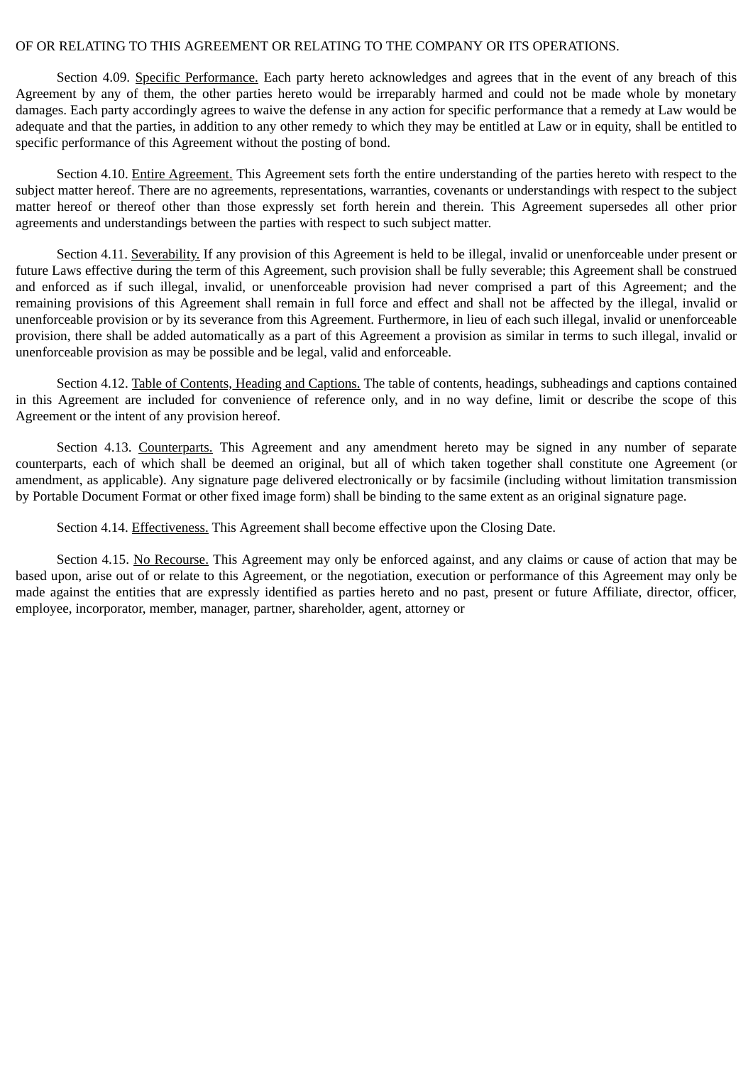OF OR RELATING TO THIS AGREEMENT OR RELATING TO THE COMPANY OR ITS OPERATIONS.

Section 4.09. Specific Performance. Each party hereto acknowledges and agrees that in the event of any breach of this Agreement by any of them, the other parties hereto would be irreparably harmed and could not be made whole by monetary damages. Each party accordingly agrees to waive the defense in any action for specific performance that a remedy at Law would be adequate and that the parties, in addition to any other remedy to which they may be entitled at Law or in equity, shall be entitled to specific performance of this Agreement without the posting of bond.

Section 4.10. Entire Agreement. This Agreement sets forth the entire understanding of the parties hereto with respect to the subject matter hereof. There are no agreements, representations, warranties, covenants or understandings with respect to the subject matter hereof or thereof other than those expressly set forth herein and therein. This Agreement supersedes all other prior agreements and understandings between the parties with respect to such subject matter.

Section 4.11. Severability. If any provision of this Agreement is held to be illegal, invalid or unenforceable under present or future Laws effective during the term of this Agreement, such provision shall be fully severable; this Agreement shall be construed and enforced as if such illegal, invalid, or unenforceable provision had never comprised a part of this Agreement; and the remaining provisions of this Agreement shall remain in full force and effect and shall not be affected by the illegal, invalid or unenforceable provision or by its severance from this Agreement. Furthermore, in lieu of each such illegal, invalid or unenforceable provision, there shall be added automatically as a part of this Agreement a provision as similar in terms to such illegal, invalid or unenforceable provision as may be possible and be legal, valid and enforceable.

Section 4.12. Table of Contents, Heading and Captions. The table of contents, headings, subheadings and captions contained in this Agreement are included for convenience of reference only, and in no way define, limit or describe the scope of this Agreement or the intent of any provision hereof.

Section 4.13. Counterparts. This Agreement and any amendment hereto may be signed in any number of separate counterparts, each of which shall be deemed an original, but all of which taken together shall constitute one Agreement (or amendment, as applicable). Any signature page delivered electronically or by facsimile (including without limitation transmission by Portable Document Format or other fixed image form) shall be binding to the same extent as an original signature page.

Section 4.14. Effectiveness. This Agreement shall become effective upon the Closing Date.

Section 4.15. No Recourse. This Agreement may only be enforced against, and any claims or cause of action that may be based upon, arise out of or relate to this Agreement, or the negotiation, execution or performance of this Agreement may only be made against the entities that are expressly identified as parties hereto and no past, present or future Affiliate, director, officer, employee, incorporator, member, manager, partner, shareholder, agent, attorney or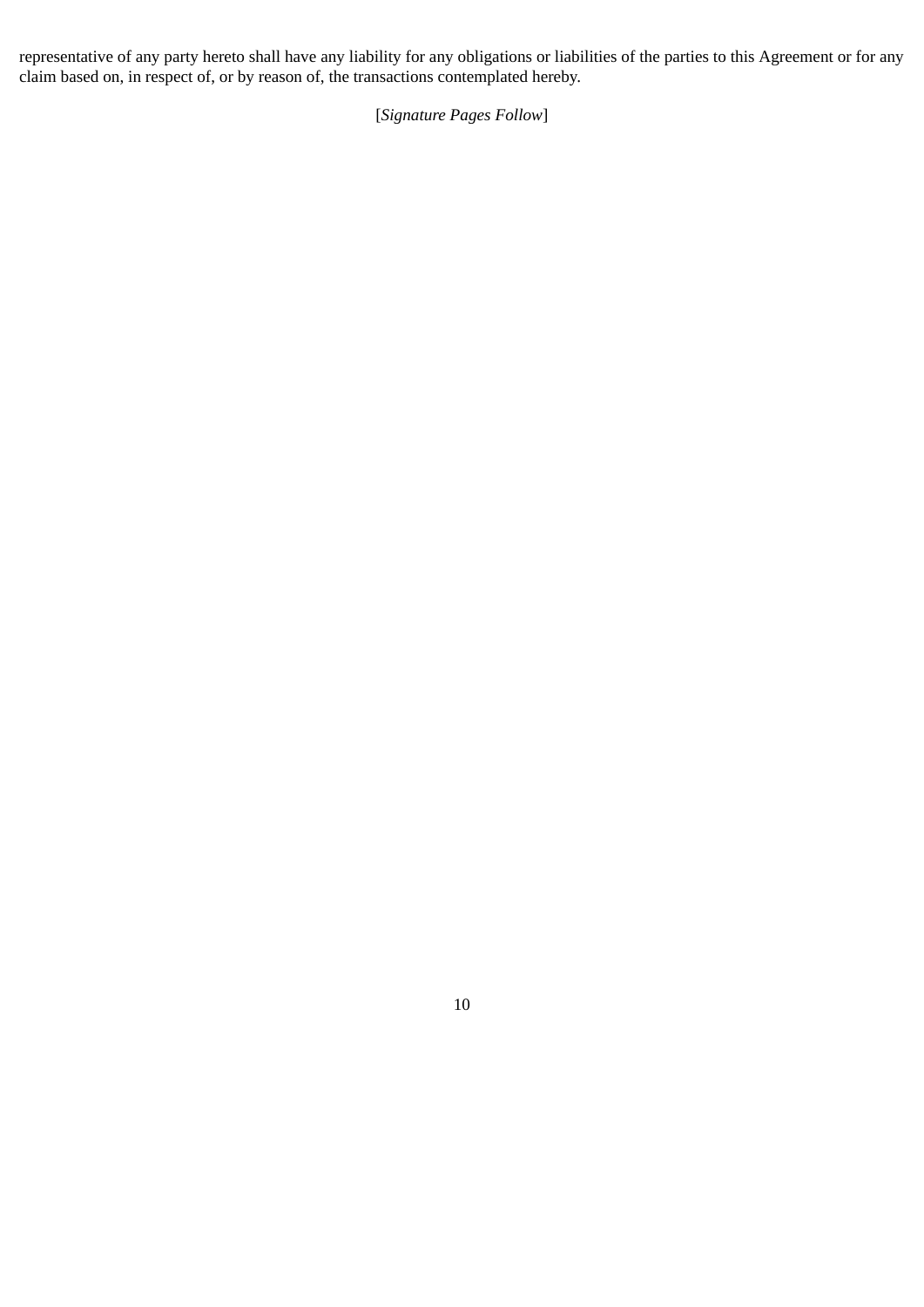representative of any party hereto shall have any liability for any obligations or liabilities of the parties to this Agreement or for any claim based on, in respect of, or by reason of, the transactions contemplated hereby.

[*Signature Pages Follow*]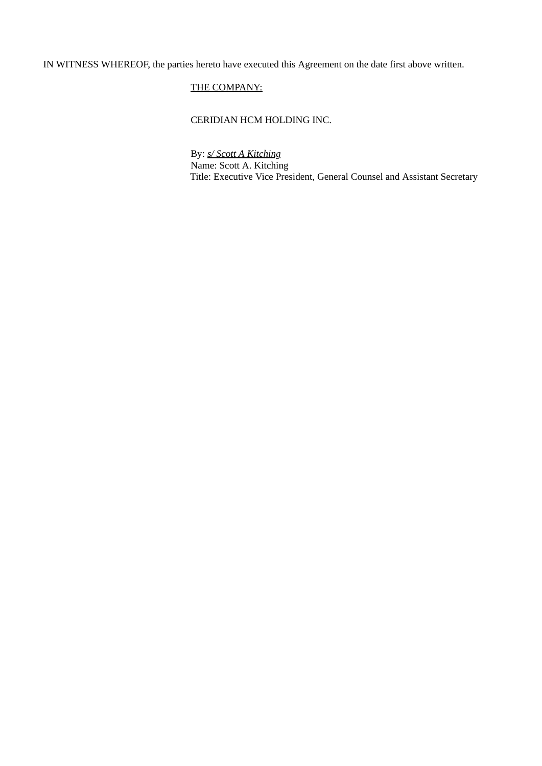IN WITNESS WHEREOF, the parties hereto have executed this Agreement on the date first above written.

THE COMPANY:

CERIDIAN HCM HOLDING INC.

By: *s/ Scott A Kitching*
Name: Scott A. Kitching
Title: Executive Vice President, General Counsel and Assistant Secretary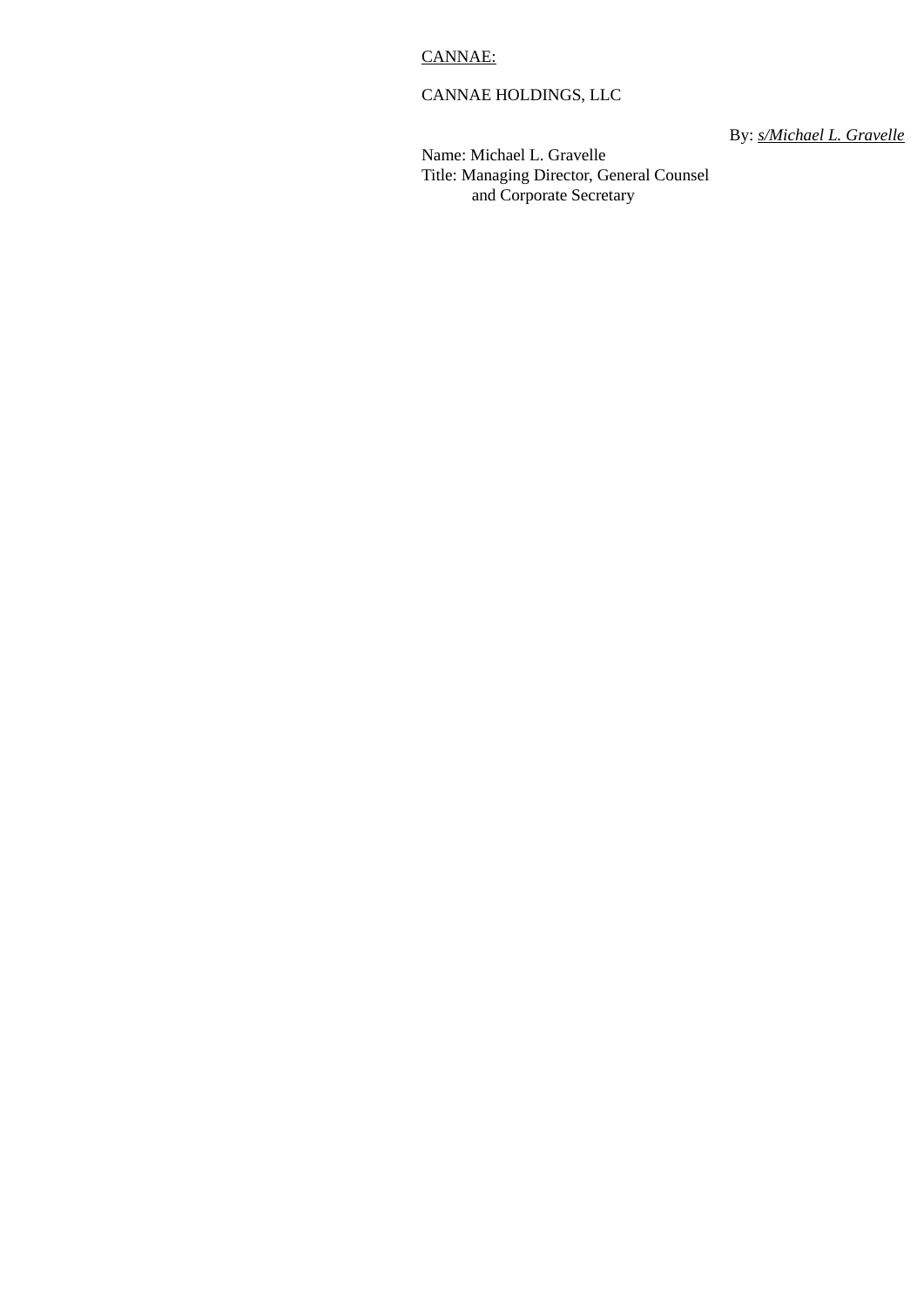CANNAE:

CANNAE HOLDINGS, LLC

By: *s/Michael L. Gravelle*

Name: Michael L. Gravelle
Title: Managing Director, General Counsel and Corporate Secretary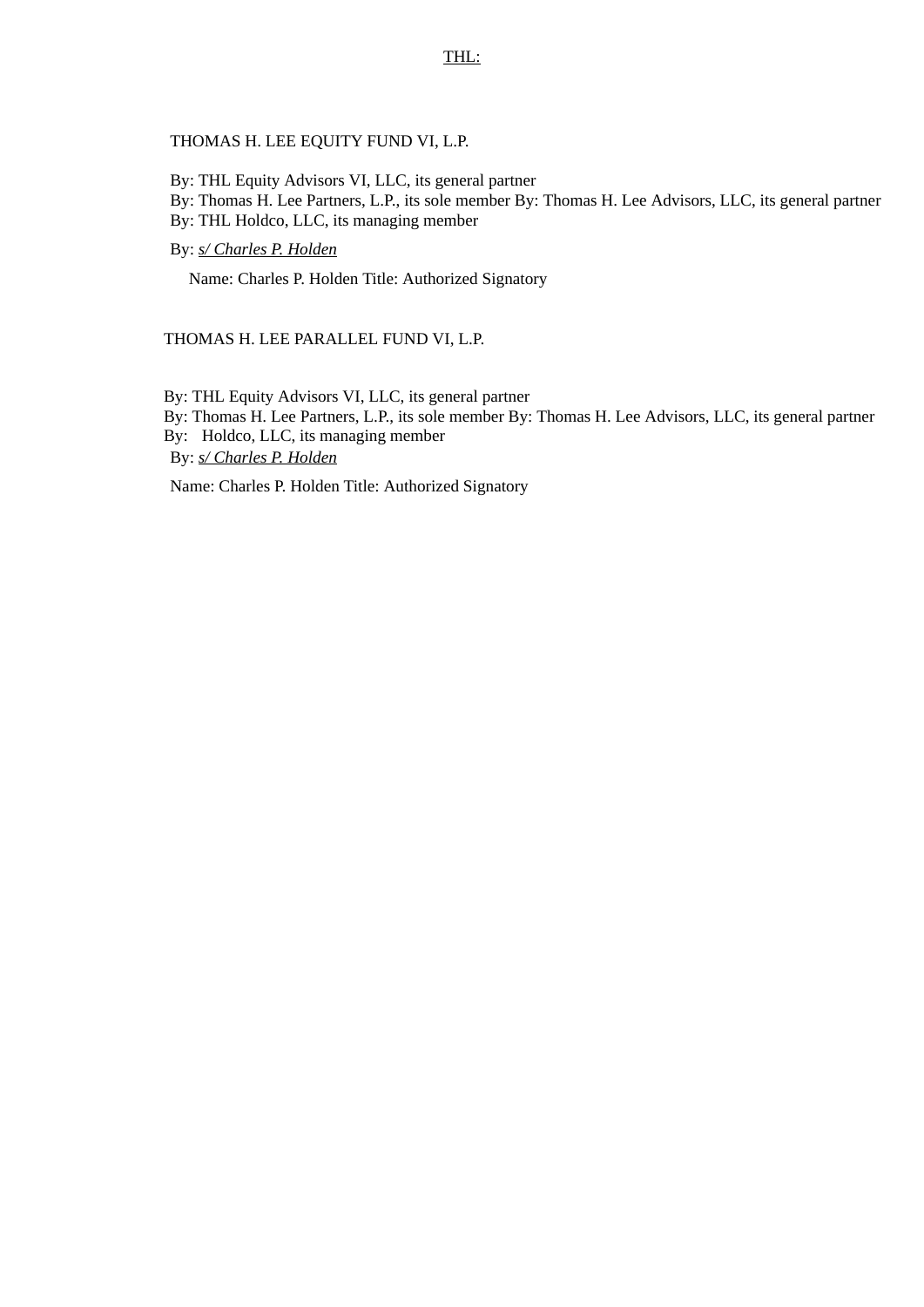THL:

THOMAS H. LEE EQUITY FUND VI, L.P.

By: THL Equity Advisors VI, LLC, its general partner
By: Thomas H. Lee Partners, L.P., its sole member By: Thomas H. Lee Advisors, LLC, its general partner
By: THL Holdco, LLC, its managing member

By: _s/ Charles P. Holden_

Name: Charles P. Holden Title: Authorized Signatory

THOMAS H. LEE PARALLEL FUND VI, L.P.

By: THL Equity Advisors VI, LLC, its general partner
By: Thomas H. Lee Partners, L.P., its sole member By: Thomas H. Lee Advisors, LLC, its general partner
By: Holdco, LLC, its managing member

By: _s/ Charles P. Holden_

Name: Charles P. Holden Title: Authorized Signatory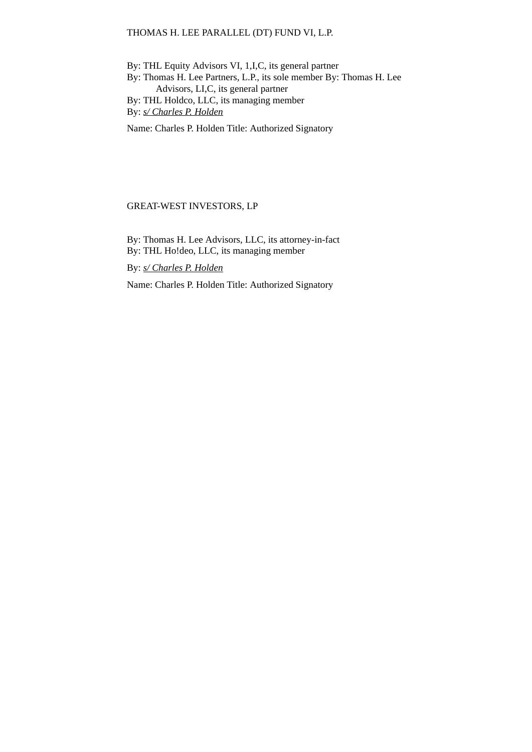THOMAS H. LEE PARALLEL (DT) FUND VI, L.P.

By: THL Equity Advisors VI, 1,I,C, its general partner
By: Thomas H. Lee Partners, L.P., its sole member By: Thomas H. Lee Advisors, LI,C, its general partner
By: THL Holdco, LLC, its managing member
By: _s/ Charles P. Holden_

Name: Charles P. Holden Title: Authorized Signatory

GREAT-WEST INVESTORS, LP

By: Thomas H. Lee Advisors, LLC, its attorney-in-fact
By: THL Ho!deo, LLC, its managing member

By: _s/ Charles P. Holden_

Name: Charles P. Holden Title: Authorized Signatory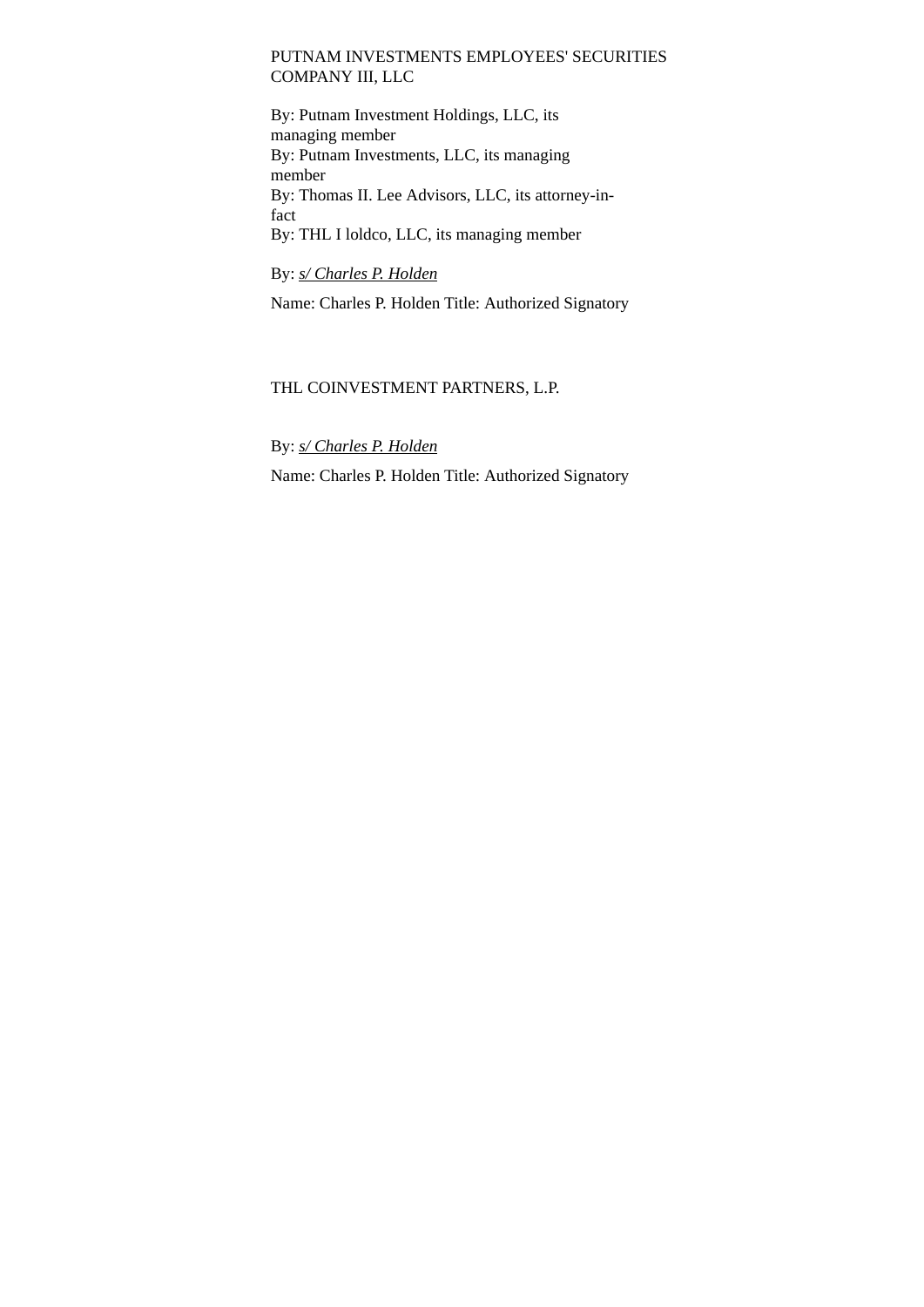PUTNAM INVESTMENTS EMPLOYEES' SECURITIES COMPANY III, LLC

By: Putnam Investment Holdings, LLC, its managing member
By: Putnam Investments, LLC, its managing member
By: Thomas II. Lee Advisors, LLC, its attorney-in-fact
By: THL I loldco, LLC, its managing member

By: *s/ Charles P. Holden*

Name: Charles P. Holden Title: Authorized Signatory

THL COINVESTMENT PARTNERS, L.P.

By: *s/ Charles P. Holden*

Name: Charles P. Holden Title: Authorized Signatory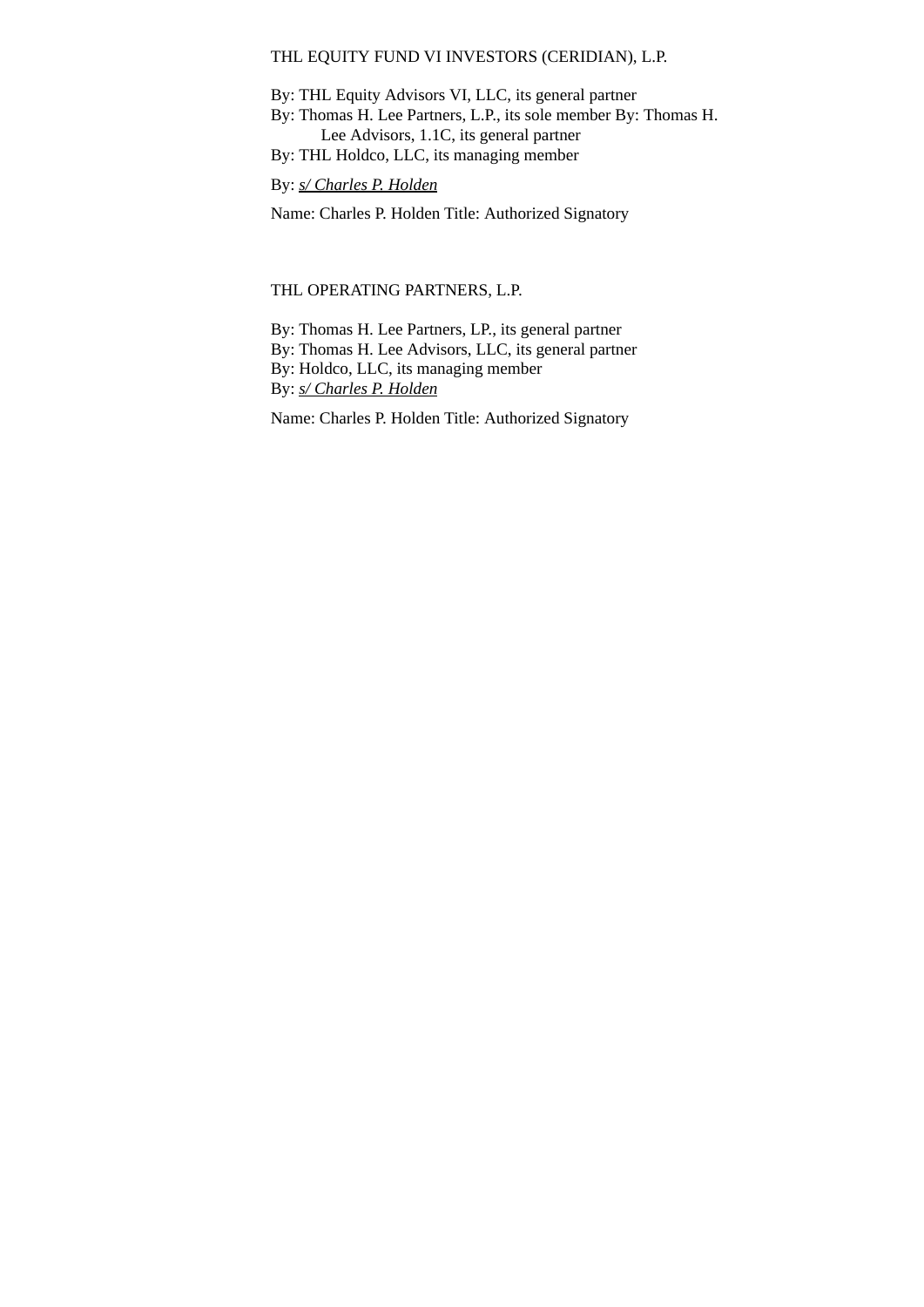THL EQUITY FUND VI INVESTORS (CERIDIAN), L.P.

By: THL Equity Advisors VI, LLC, its general partner
By: Thomas H. Lee Partners, L.P., its sole member By: Thomas H. Lee Advisors, 1.1C, its general partner
By: THL Holdco, LLC, its managing member

By: *s/ Charles P. Holden*

Name: Charles P. Holden Title: Authorized Signatory

THL OPERATING PARTNERS, L.P.

By: Thomas H. Lee Partners, LP., its general partner
By: Thomas H. Lee Advisors, LLC, its general partner
By: Holdco, LLC, its managing member
By: *s/ Charles P. Holden*

Name: Charles P. Holden Title: Authorized Signatory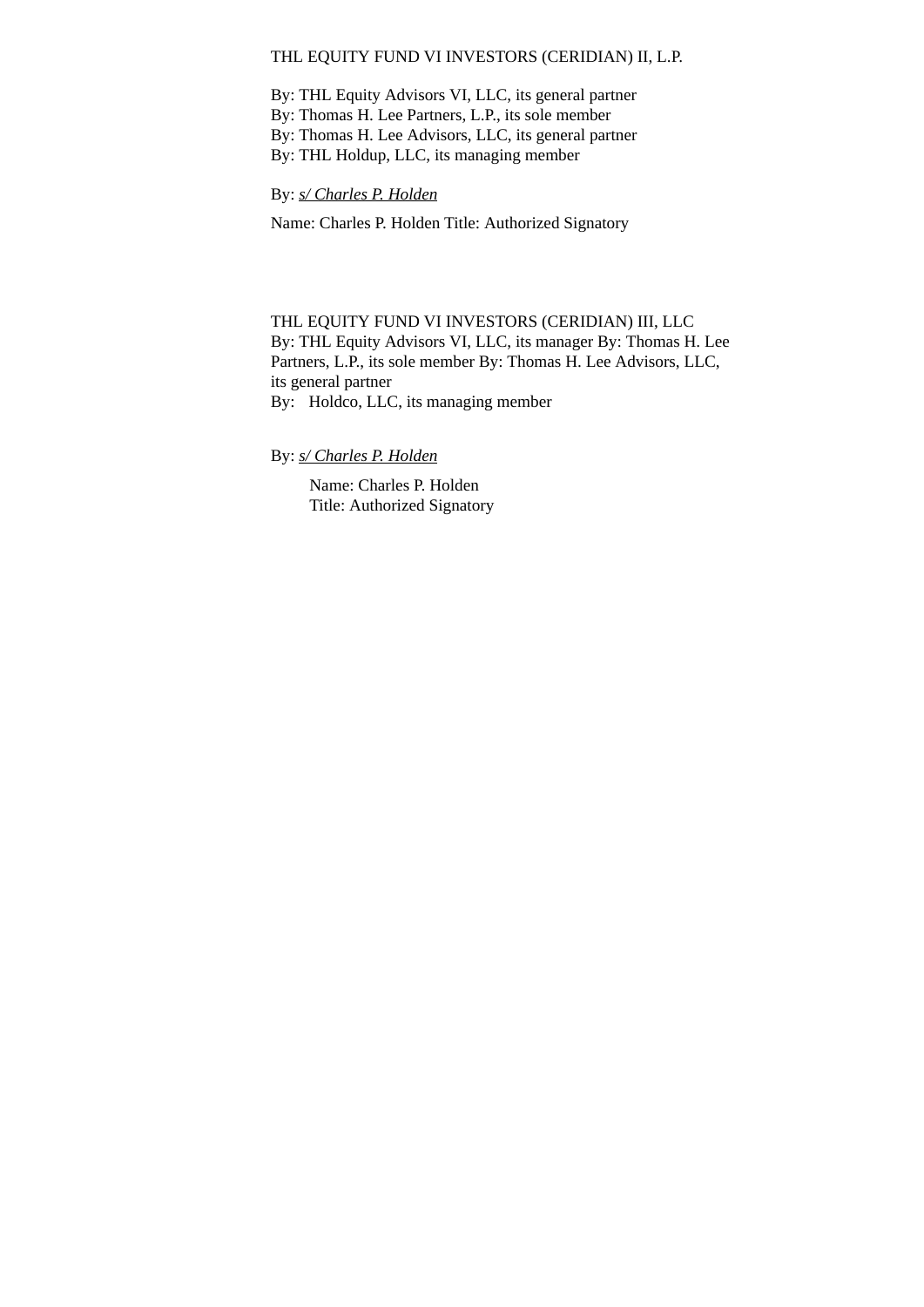THL EQUITY FUND VI INVESTORS (CERIDIAN) II, L.P.

By: THL Equity Advisors VI, LLC, its general partner
By: Thomas H. Lee Partners, L.P., its sole member
By: Thomas H. Lee Advisors, LLC, its general partner
By: THL Holdup, LLC, its managing member

By: *s/ Charles P. Holden*

Name: Charles P. Holden Title: Authorized Signatory

THL EQUITY FUND VI INVESTORS (CERIDIAN) III, LLC
By: THL Equity Advisors VI, LLC, its manager By: Thomas H. Lee Partners, L.P., its sole member By: Thomas H. Lee Advisors, LLC, its general partner
By: Holdco, LLC, its managing member

By: *s/ Charles P. Holden*

Name: Charles P. Holden
Title: Authorized Signatory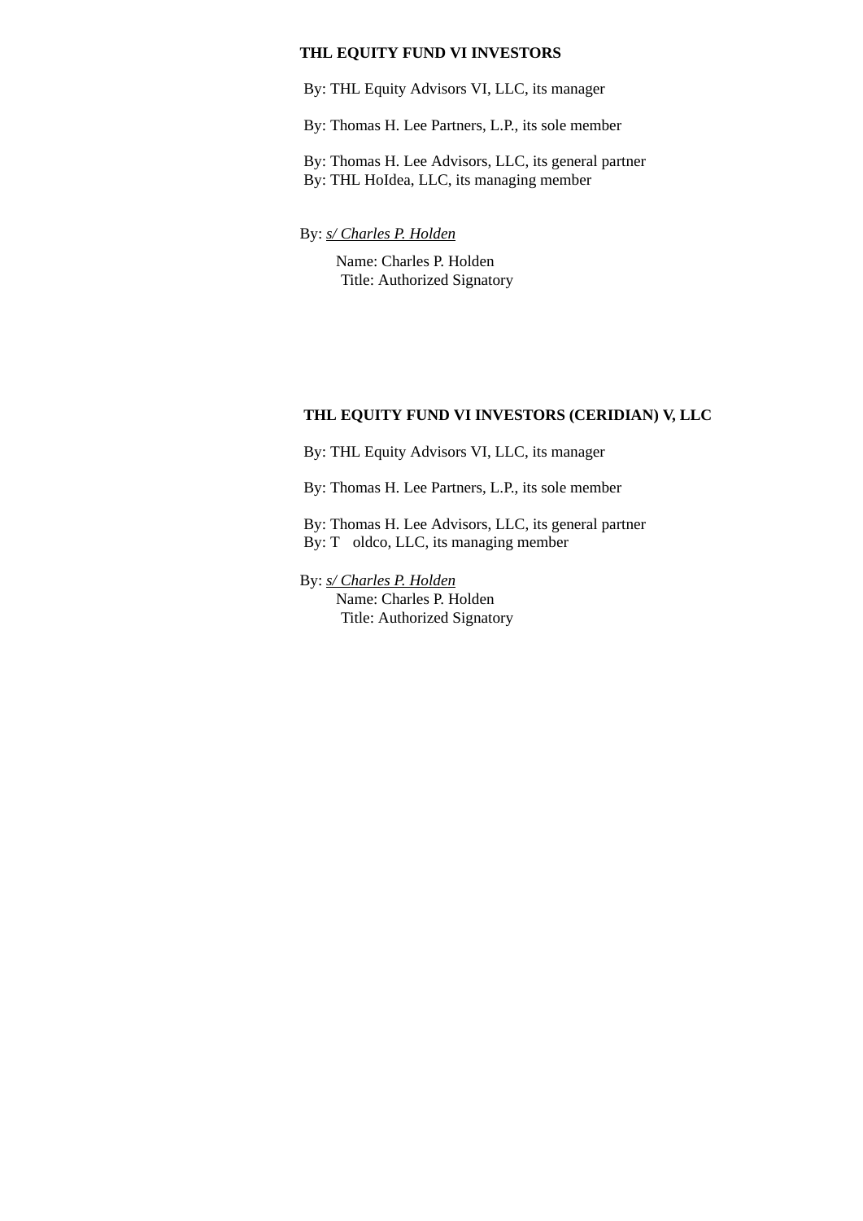**THL EQUITY FUND VI INVESTORS**

By: THL Equity Advisors VI, LLC, its manager

By: Thomas H. Lee Partners, L.P., its sole member

By: Thomas H. Lee Advisors, LLC, its general partner
By: THL HoIdea, LLC, its managing member

By: *s/ Charles P. Holden*
Name: Charles P. Holden
Title: Authorized Signatory

**THL EQUITY FUND VI INVESTORS (CERIDIAN) V, LLC**

By: THL Equity Advisors VI, LLC, its manager

By: Thomas H. Lee Partners, L.P., its sole member

By: Thomas H. Lee Advisors, LLC, its general partner
By: T oldco, LLC, its managing member

By: *s/ Charles P. Holden*
Name: Charles P. Holden
Title: Authorized Signatory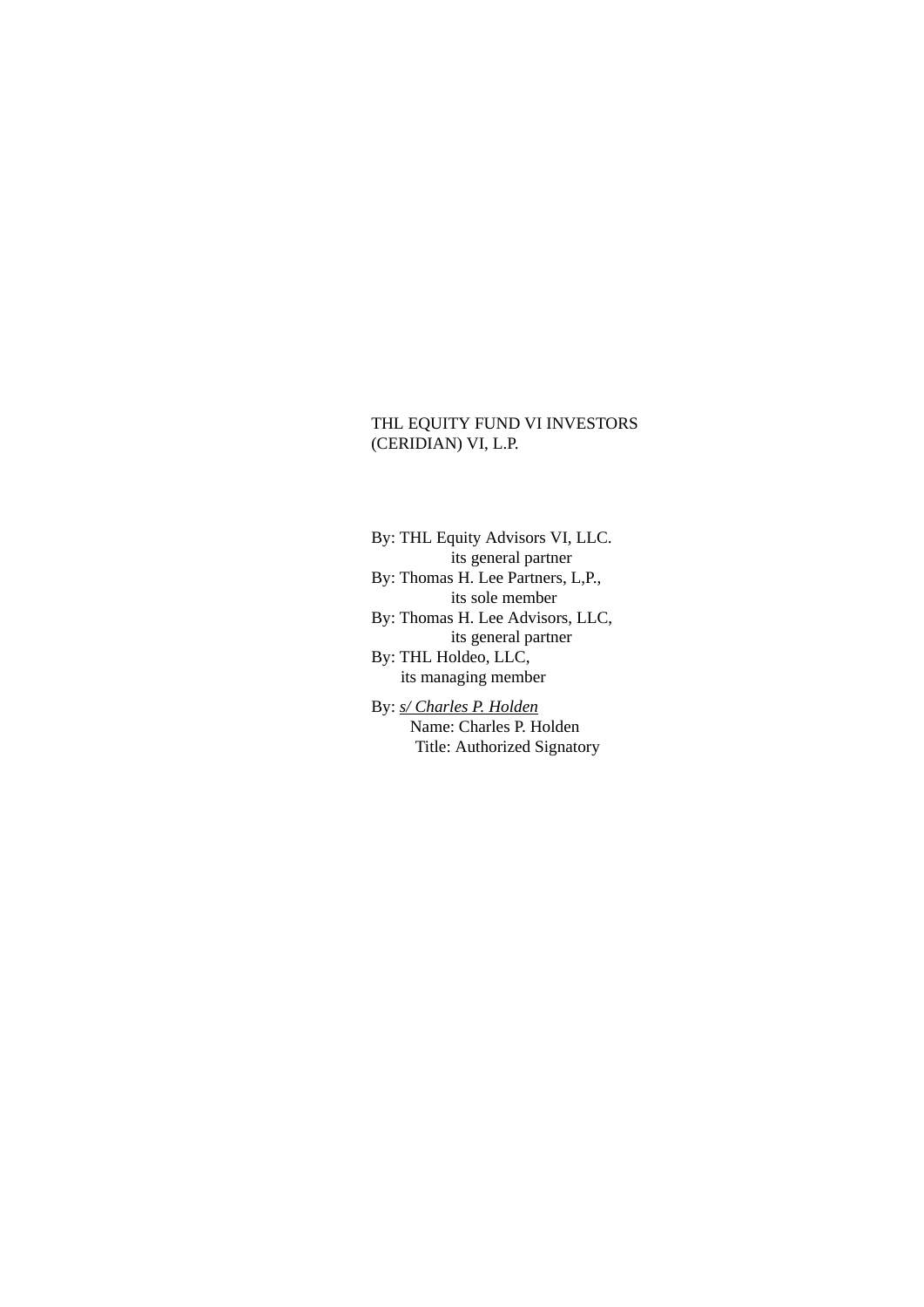THL EQUITY FUND VI INVESTORS
(CERIDIAN) VI, L.P.

By: THL Equity Advisors VI, LLC.
its general partner
By: Thomas H. Lee Partners, L,P.,
its sole member
By: Thomas H. Lee Advisors, LLC,
its general partner
By: THL Holdeo, LLC,
its managing member

By: *s/ Charles P. Holden*
Name: Charles P. Holden
Title: Authorized Signatory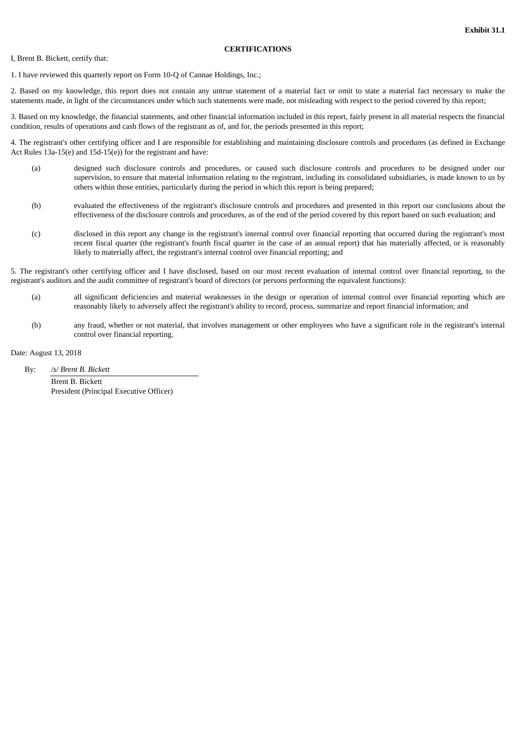**Exhibit 31.1**

**CERTIFICATIONS**

I, Brent B. Bickett, certify that:

1. I have reviewed this quarterly report on Form 10-Q of Cannae Holdings, Inc.;

2. Based on my knowledge, this report does not contain any untrue statement of a material fact or omit to state a material fact necessary to make the statements made, in light of the circumstances under which such statements were made, not misleading with respect to the period covered by this report;

3. Based on my knowledge, the financial statements, and other financial information included in this report, fairly present in all material respects the financial condition, results of operations and cash flows of the registrant as of, and for, the periods presented in this report;

4. The registrant's other certifying officer and I are responsible for establishing and maintaining disclosure controls and procedures (as defined in Exchange Act Rules 13a-15(e) and 15d-15(e)) for the registrant and have:

(a) designed such disclosure controls and procedures, or caused such disclosure controls and procedures to be designed under our supervision, to ensure that material information relating to the registrant, including its consolidated subsidiaries, is made known to us by others within those entities, particularly during the period in which this report is being prepared;

(b) evaluated the effectiveness of the registrant's disclosure controls and procedures and presented in this report our conclusions about the effectiveness of the disclosure controls and procedures, as of the end of the period covered by this report based on such evaluation; and

(c) disclosed in this report any change in the registrant's internal control over financial reporting that occurred during the registrant's most recent fiscal quarter (the registrant's fourth fiscal quarter in the case of an annual report) that has materially affected, or is reasonably likely to materially affect, the registrant's internal control over financial reporting; and

5. The registrant's other certifying officer and I have disclosed, based on our most recent evaluation of internal control over financial reporting, to the registrant's auditors and the audit committee of registrant's board of directors (or persons performing the equivalent functions):

(a) all significant deficiencies and material weaknesses in the design or operation of internal control over financial reporting which are reasonably likely to adversely affect the registrant's ability to record, process, summarize and report financial information; and

(b) any fraud, whether or not material, that involves management or other employees who have a significant role in the registrant's internal control over financial reporting.

Date: August 13, 2018

By: */s/ Brent B. Bickett*

Brent B. Bickett
President (Principal Executive Officer)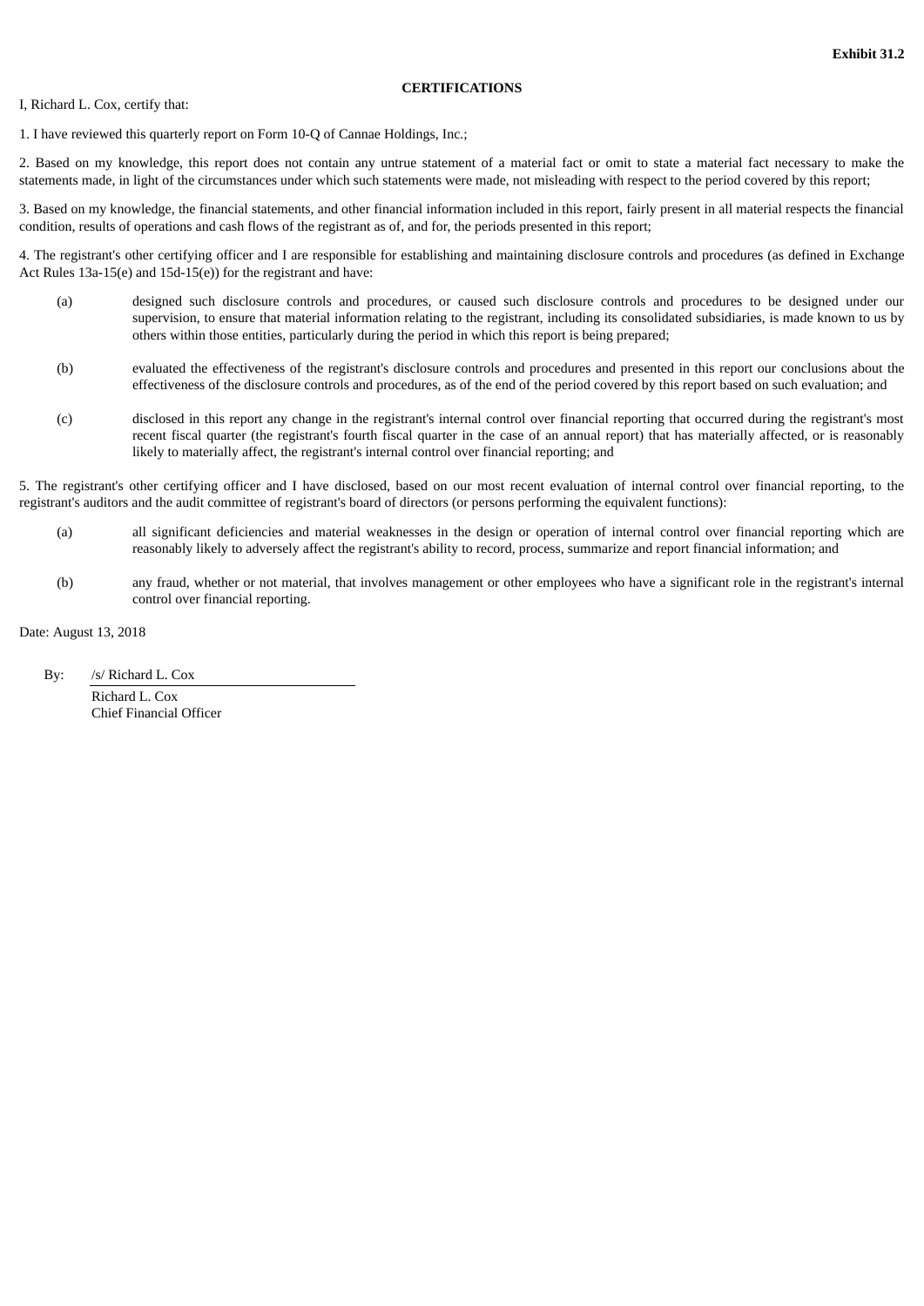**Exhibit 31.2**

**CERTIFICATIONS**

I, Richard L. Cox, certify that:

1. I have reviewed this quarterly report on Form 10-Q of Cannae Holdings, Inc.;

2. Based on my knowledge, this report does not contain any untrue statement of a material fact or omit to state a material fact necessary to make the statements made, in light of the circumstances under which such statements were made, not misleading with respect to the period covered by this report;

3. Based on my knowledge, the financial statements, and other financial information included in this report, fairly present in all material respects the financial condition, results of operations and cash flows of the registrant as of, and for, the periods presented in this report;

4. The registrant's other certifying officer and I are responsible for establishing and maintaining disclosure controls and procedures (as defined in Exchange Act Rules 13a-15(e) and 15d-15(e)) for the registrant and have:

(a) designed such disclosure controls and procedures, or caused such disclosure controls and procedures to be designed under our supervision, to ensure that material information relating to the registrant, including its consolidated subsidiaries, is made known to us by others within those entities, particularly during the period in which this report is being prepared;

(b) evaluated the effectiveness of the registrant's disclosure controls and procedures and presented in this report our conclusions about the effectiveness of the disclosure controls and procedures, as of the end of the period covered by this report based on such evaluation; and

(c) disclosed in this report any change in the registrant's internal control over financial reporting that occurred during the registrant's most recent fiscal quarter (the registrant's fourth fiscal quarter in the case of an annual report) that has materially affected, or is reasonably likely to materially affect, the registrant's internal control over financial reporting; and

5. The registrant's other certifying officer and I have disclosed, based on our most recent evaluation of internal control over financial reporting, to the registrant's auditors and the audit committee of registrant's board of directors (or persons performing the equivalent functions):

(a) all significant deficiencies and material weaknesses in the design or operation of internal control over financial reporting which are reasonably likely to adversely affect the registrant's ability to record, process, summarize and report financial information; and

(b) any fraud, whether or not material, that involves management or other employees who have a significant role in the registrant's internal control over financial reporting.

Date: August 13, 2018

By: /s/ Richard L. Cox

Richard L. Cox
Chief Financial Officer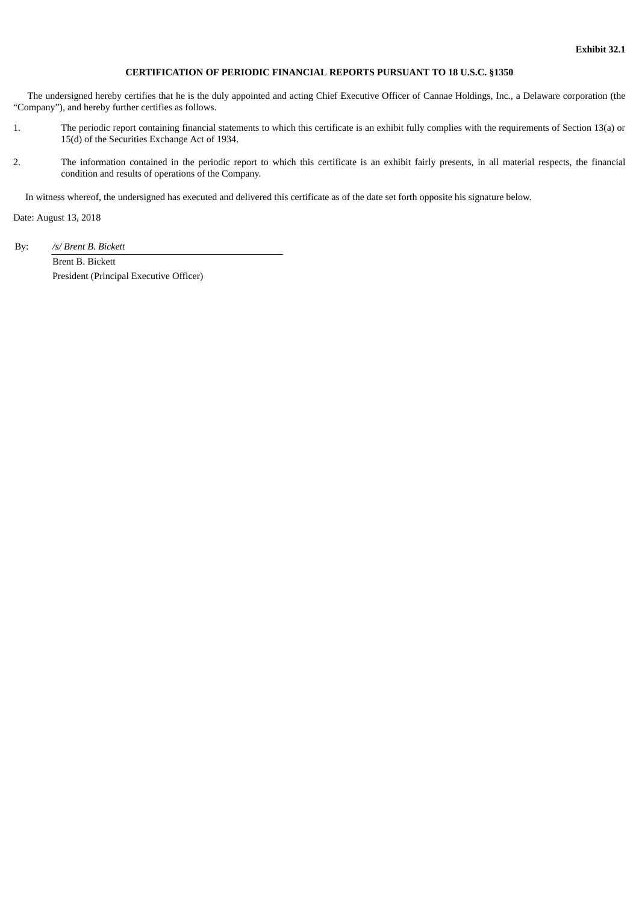**Exhibit 32.1**

**CERTIFICATION OF PERIODIC FINANCIAL REPORTS PURSUANT TO 18 U.S.C. §1350**

The undersigned hereby certifies that he is the duly appointed and acting Chief Executive Officer of Cannae Holdings, Inc., a Delaware corporation (the "Company"), and hereby further certifies as follows.

1. The periodic report containing financial statements to which this certificate is an exhibit fully complies with the requirements of Section 13(a) or 15(d) of the Securities Exchange Act of 1934.

2. The information contained in the periodic report to which this certificate is an exhibit fairly presents, in all material respects, the financial condition and results of operations of the Company.

In witness whereof, the undersigned has executed and delivered this certificate as of the date set forth opposite his signature below.

Date: August 13, 2018

By: */s/ Brent B. Bickett*

Brent B. Bickett

President (Principal Executive Officer)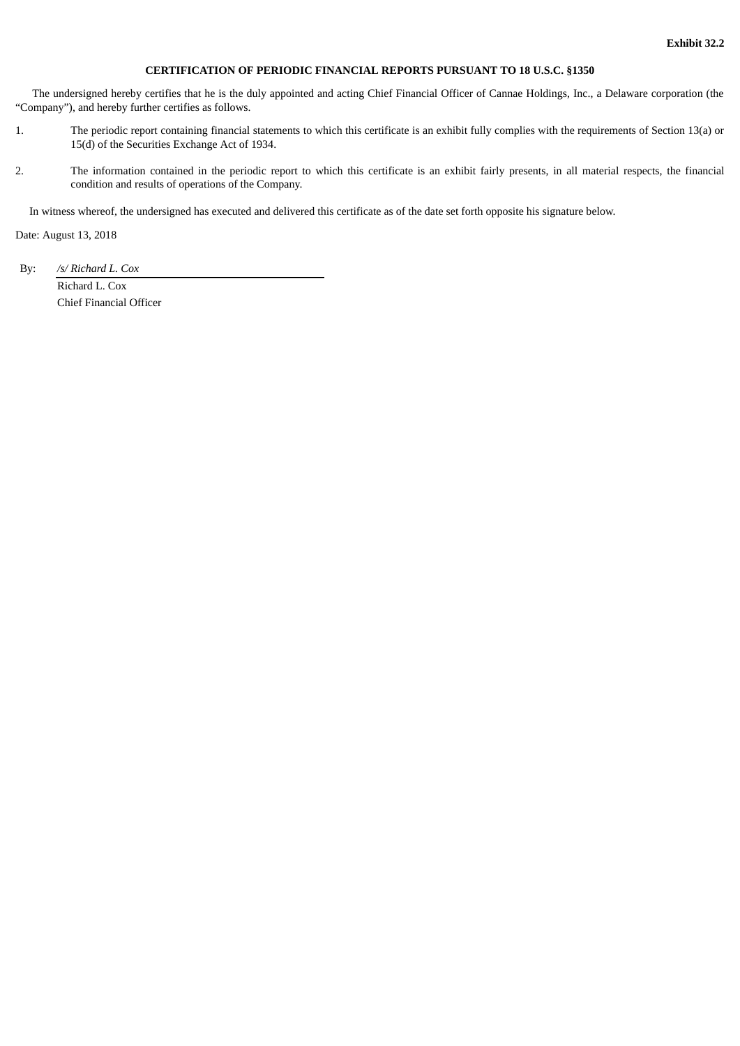**Exhibit 32.2**

**CERTIFICATION OF PERIODIC FINANCIAL REPORTS PURSUANT TO 18 U.S.C. §1350**

The undersigned hereby certifies that he is the duly appointed and acting Chief Financial Officer of Cannae Holdings, Inc., a Delaware corporation (the "Company"), and hereby further certifies as follows.

1. The periodic report containing financial statements to which this certificate is an exhibit fully complies with the requirements of Section 13(a) or 15(d) of the Securities Exchange Act of 1934.

2. The information contained in the periodic report to which this certificate is an exhibit fairly presents, in all material respects, the financial condition and results of operations of the Company.

In witness whereof, the undersigned has executed and delivered this certificate as of the date set forth opposite his signature below.

Date: August 13, 2018

By: */s/ Richard L. Cox*
Richard L. Cox
Chief Financial Officer